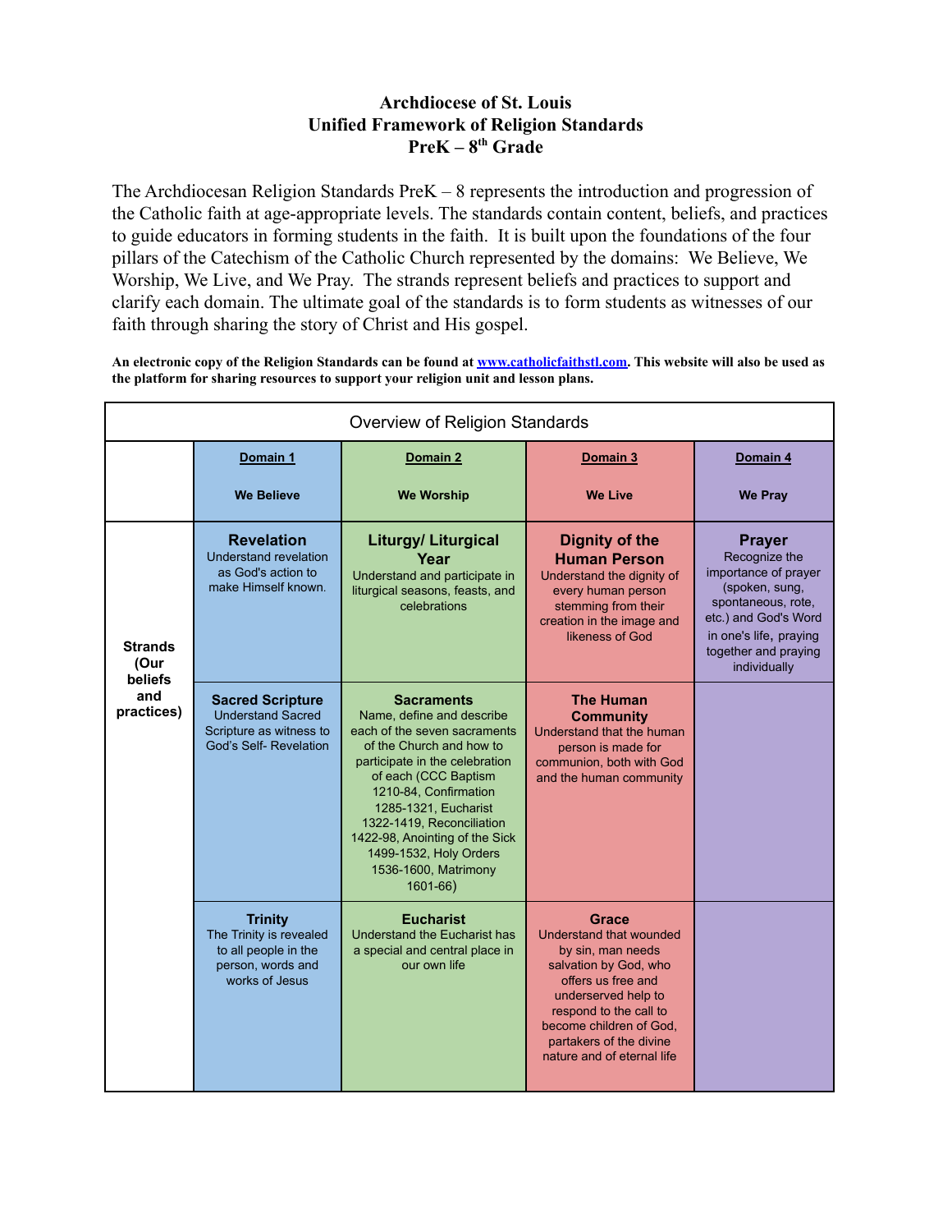# Archdiocese of St. Louis
# Unified Framework of Religion Standards
# PreK – 8th Grade

The Archdiocesan Religion Standards PreK – 8 represents the introduction and progression of the Catholic faith at age-appropriate levels. The standards contain content, beliefs, and practices to guide educators in forming students in the faith. It is built upon the foundations of the four pillars of the Catechism of the Catholic Church represented by the domains: We Believe, We Worship, We Live, and We Pray. The strands represent beliefs and practices to support and clarify each domain. The ultimate goal of the standards is to form students as witnesses of our faith through sharing the story of Christ and His gospel.

**An electronic copy of the Religion Standards can be found at www.catholicfaithstl.com. This website will also be used as the platform for sharing resources to support your religion unit and lesson plans.**

| Overview of Religion Standards | | | | |
|---|---|---|---|---|
| | **Domain 1**<br><br>**We Believe** | **Domain 2**<br><br>**We Worship** | **Domain 3**<br><br>**We Live** | **Domain 4**<br><br>**We Pray** |
| **Strands (Our beliefs and practices)** | **Revelation**<br>Understand revelation as God's action to make Himself known. | **Liturgy/ Liturgical Year**<br>Understand and participate in liturgical seasons, feasts, and celebrations | **Dignity of the Human Person**<br>Understand the dignity of every human person stemming from their creation in the image and likeness of God | **Prayer**<br>Recognize the importance of prayer (spoken, sung, spontaneous, rote, etc.) and God's Word in one's life, praying together and praying individually |
| | **Sacred Scripture**<br>Understand Sacred Scripture as witness to God's Self- Revelation | **Sacraments**<br>Name, define and describe each of the seven sacraments of the Church and how to participate in the celebration of each (CCC Baptism 1210-84, Confirmation 1285-1321, Eucharist 1322-1419, Reconciliation 1422-98, Anointing of the Sick 1499-1532, Holy Orders 1536-1600, Matrimony 1601-66) | **The Human Community**<br>Understand that the human person is made for communion, both with God and the human community | |
| | **Trinity**<br>The Trinity is revealed to all people in the person, words and works of Jesus | **Eucharist**<br>Understand the Eucharist has a special and central place in our own life | **Grace**<br>Understand that wounded by sin, man needs salvation by God, who offers us free and underserved help to respond to the call to become children of God, partakers of the divine nature and of eternal life | |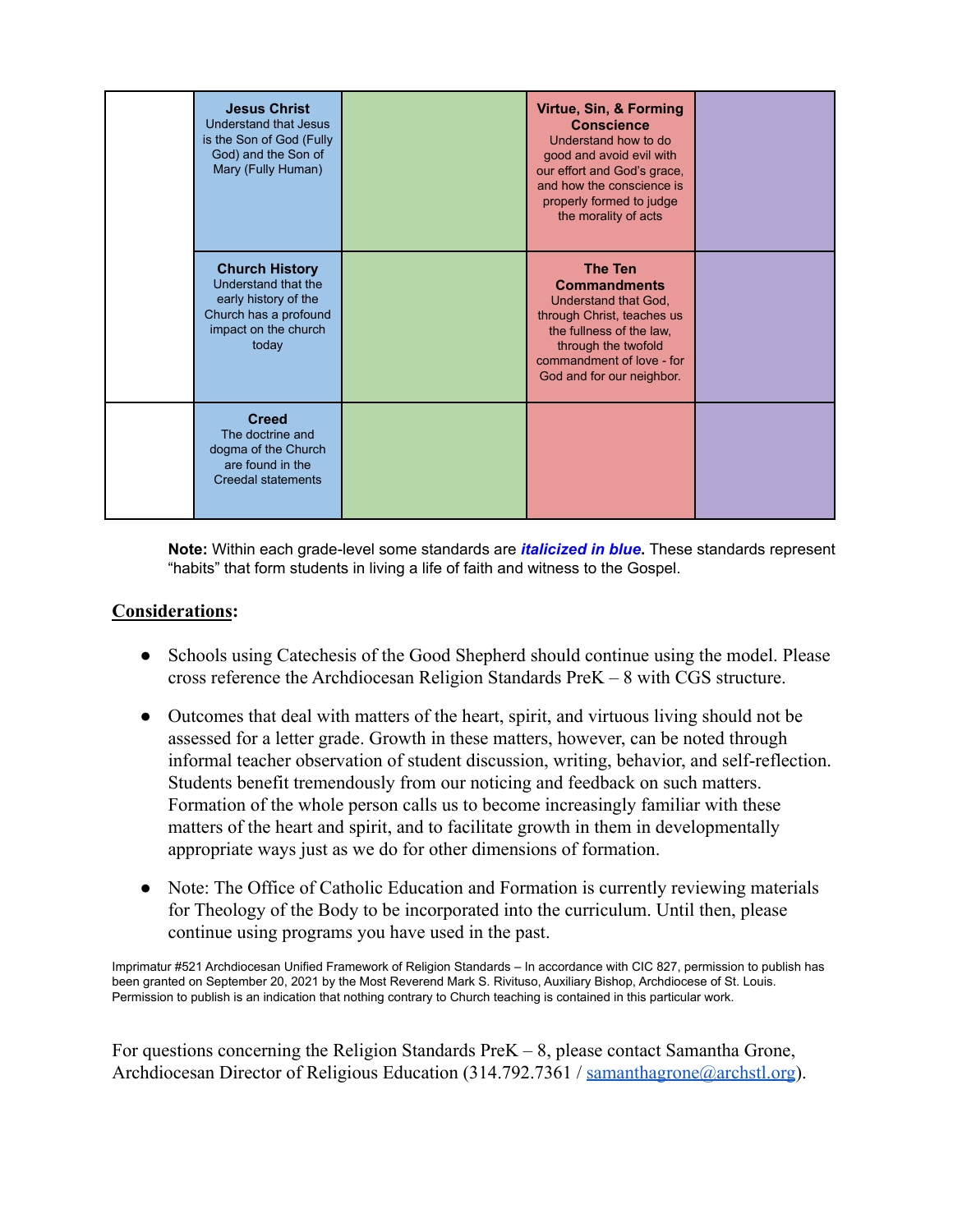| | | | | |
|---|---|---|---|---|
| | **Jesus Christ** Understand that Jesus is the Son of God (Fully God) and the Son of Mary (Fully Human) | | **Virtue, Sin, & Forming Conscience** Understand how to do good and avoid evil with our effort and God's grace, and how the conscience is properly formed to judge the morality of acts | |
| | **Church History** Understand that the early history of the Church has a profound impact on the church today | | **The Ten Commandments** Understand that God, through Christ, teaches us the fullness of the law, through the twofold commandment of love - for God and for our neighbor. | |
| | **Creed** The doctrine and dogma of the Church are found in the Creedal statements | | | |

**Note:** Within each grade-level some standards are ***italicized in blue***. These standards represent "habits" that form students in living a life of faith and witness to the Gospel.

**Considerations:**

- Schools using Catechesis of the Good Shepherd should continue using the model. Please cross reference the Archdiocesan Religion Standards PreK – 8 with CGS structure.
- Outcomes that deal with matters of the heart, spirit, and virtuous living should not be assessed for a letter grade. Growth in these matters, however, can be noted through informal teacher observation of student discussion, writing, behavior, and self-reflection. Students benefit tremendously from our noticing and feedback on such matters. Formation of the whole person calls us to become increasingly familiar with these matters of the heart and spirit, and to facilitate growth in them in developmentally appropriate ways just as we do for other dimensions of formation.
- Note: The Office of Catholic Education and Formation is currently reviewing materials for Theology of the Body to be incorporated into the curriculum. Until then, please continue using programs you have used in the past.

Imprimatur #521 Archdiocesan Unified Framework of Religion Standards – In accordance with CIC 827, permission to publish has been granted on September 20, 2021 by the Most Reverend Mark S. Rivituso, Auxiliary Bishop, Archdiocese of St. Louis. Permission to publish is an indication that nothing contrary to Church teaching is contained in this particular work.

For questions concerning the Religion Standards PreK – 8, please contact Samantha Grone, Archdiocesan Director of Religious Education (314.792.7361 / samanthagrone@archstl.org).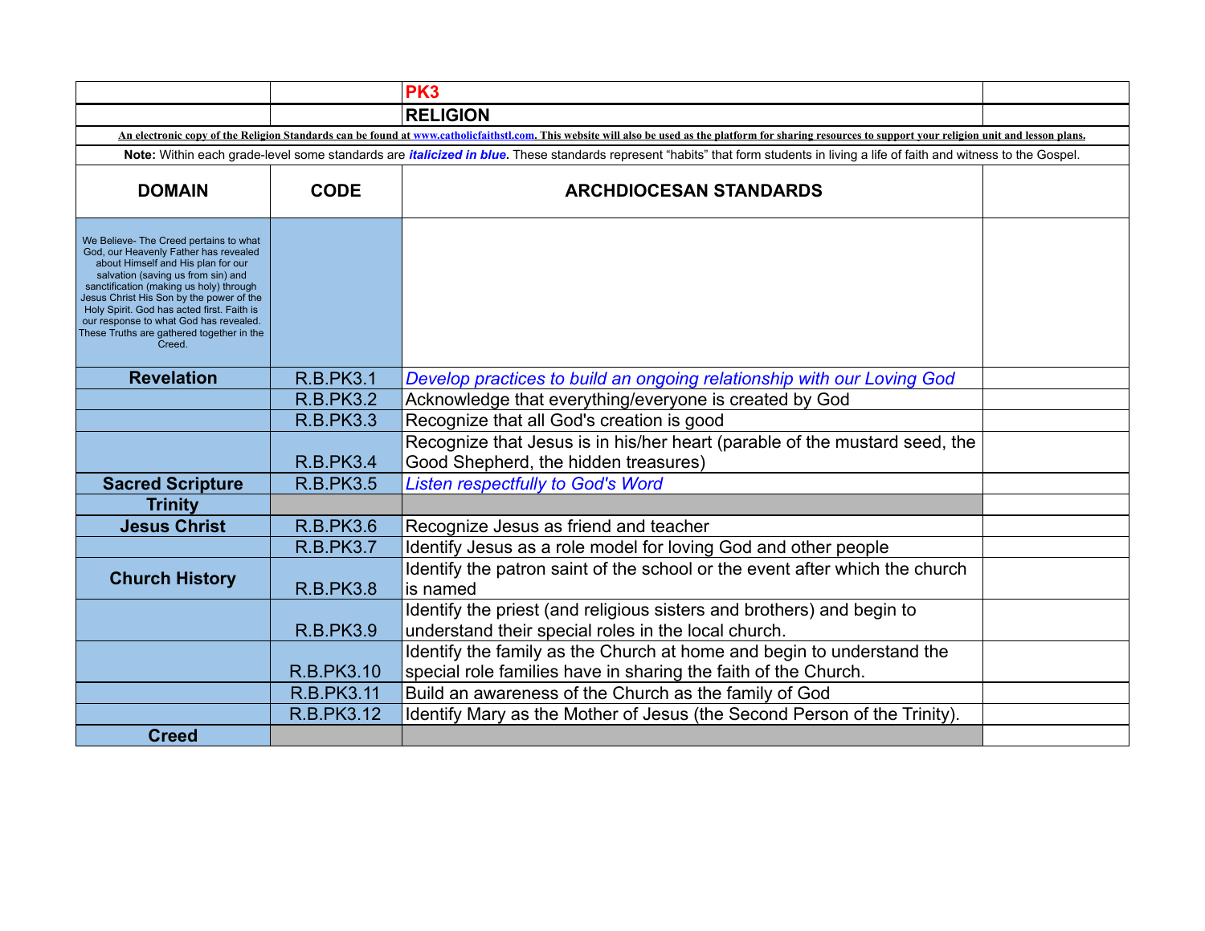| | | PK3 | |
|---|---|---|---|
| | | **RELIGION** | |

**An electronic copy of the Religion Standards can be found at www.catholicfaithstl.com. This website will also be used as the platform for sharing resources to support your religion unit and lesson plans.**

**Note:** Within each grade-level some standards are ***italicized in blue***. These standards represent "habits" that form students in living a life of faith and witness to the Gospel.

| DOMAIN | CODE | ARCHDIOCESAN STANDARDS | |
|---|---|---|---|
| We Believe- The Creed pertains to what God, our Heavenly Father has revealed about Himself and His plan for our salvation (saving us from sin) and sanctification (making us holy) through Jesus Christ His Son by the power of the Holy Spirit. God has acted first. Faith is our response to what God has revealed. These Truths are gathered together in the Creed. | | | |
| **Revelation** | R.B.PK3.1 | *Develop practices to build an ongoing relationship with our Loving God* | |
| | R.B.PK3.2 | Acknowledge that everything/everyone is created by God | |
| | R.B.PK3.3 | Recognize that all God's creation is good | |
| | R.B.PK3.4 | Recognize that Jesus is in his/her heart (parable of the mustard seed, the Good Shepherd, the hidden treasures) | |
| **Sacred Scripture** | R.B.PK3.5 | *Listen respectfully to God's Word* | |
| **Trinity** | | | |
| **Jesus Christ** | R.B.PK3.6 | Recognize Jesus as friend and teacher | |
| | R.B.PK3.7 | Identify Jesus as a role model for loving God and other people | |
| **Church History** | R.B.PK3.8 | Identify the patron saint of the school or the event after which the church is named | |
| | R.B.PK3.9 | Identify the priest (and religious sisters and brothers) and begin to understand their special roles in the local church. | |
| | R.B.PK3.10 | Identify the family as the Church at home and begin to understand the special role families have in sharing the faith of the Church. | |
| | R.B.PK3.11 | Build an awareness of the Church as the family of God | |
| | R.B.PK3.12 | Identify Mary as the Mother of Jesus (the Second Person of the Trinity). | |
| **Creed** | | | |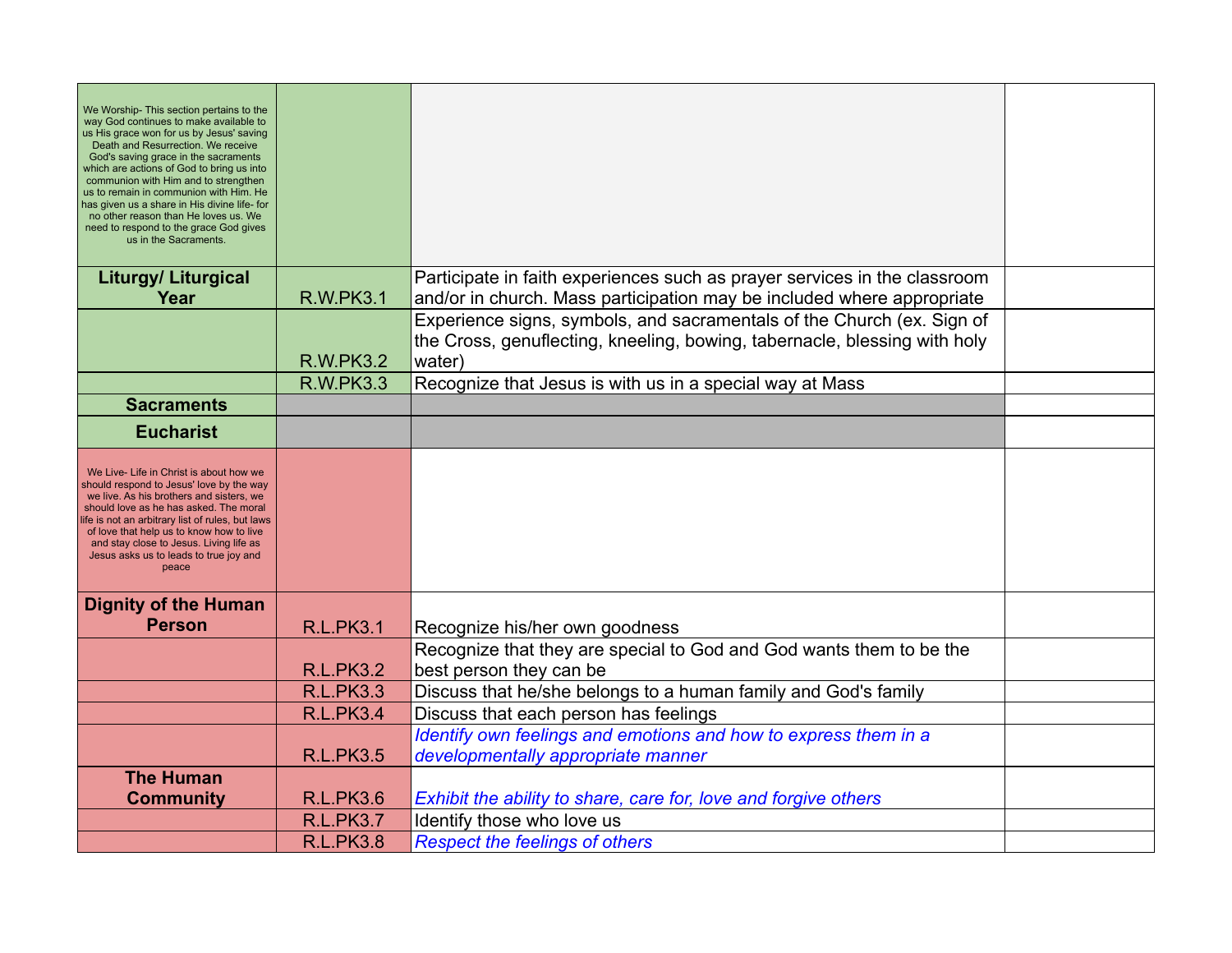| | | | |
|---|---|---|---|
| We Worship- This section pertains to the way God continues to make available to us His grace won for us by Jesus' saving Death and Resurrection. We receive God's saving grace in the sacraments which are actions of God to bring us into communion with Him and to strengthen us to remain in communion with Him. He has given us a share in His divine life- for no other reason than He loves us. We need to respond to the grace God gives us in the Sacraments. | | | |
| **Liturgy/ Liturgical Year** | R.W.PK3.1 | Participate in faith experiences such as prayer services in the classroom and/or in church. Mass participation may be included where appropriate | |
| | R.W.PK3.2 | Experience signs, symbols, and sacramentals of the Church (ex. Sign of the Cross, genuflecting, kneeling, bowing, tabernacle, blessing with holy water) | |
| | R.W.PK3.3 | Recognize that Jesus is with us in a special way at Mass | |
| **Sacraments** | | | |
| **Eucharist** | | | |
| We Live- Life in Christ is about how we should respond to Jesus' love by the way we live. As his brothers and sisters, we should love as he has asked. The moral life is not an arbitrary list of rules, but laws of love that help us to know how to live and stay close to Jesus. Living life as Jesus asks us to leads to true joy and peace | | | |
| **Dignity of the Human Person** | R.L.PK3.1 | Recognize his/her own goodness | |
| | R.L.PK3.2 | Recognize that they are special to God and God wants them to be the best person they can be | |
| | R.L.PK3.3 | Discuss that he/she belongs to a human family and God's family | |
| | R.L.PK3.4 | Discuss that each person has feelings | |
| | R.L.PK3.5 | *Identify own feelings and emotions and how to express them in a developmentally appropriate manner* | |
| **The Human Community** | R.L.PK3.6 | *Exhibit the ability to share, care for, love and forgive others* | |
| | R.L.PK3.7 | Identify those who love us | |
| | R.L.PK3.8 | *Respect the feelings of others* | |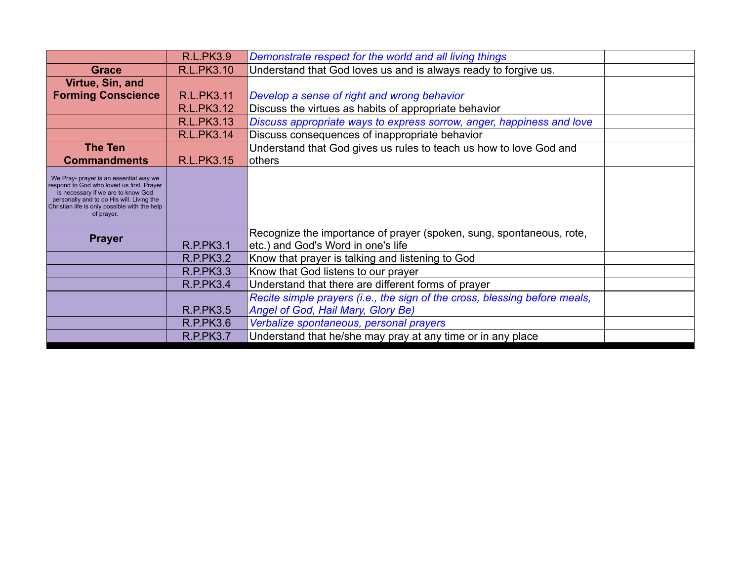| | | | |
|---|---|---|---|
| | R.L.PK3.9 | *Demonstrate respect for the world and all living things* | |
| **Grace** | R.L.PK3.10 | Understand that God loves us and is always ready to forgive us. | |
| **Virtue, Sin, and Forming Conscience** | R.L.PK3.11 | *Develop a sense of right and wrong behavior* | |
| | R.L.PK3.12 | Discuss the virtues as habits of appropriate behavior | |
| | R.L.PK3.13 | *Discuss appropriate ways to express sorrow, anger, happiness and love* | |
| | R.L.PK3.14 | Discuss consequences of inappropriate behavior | |
| **The Ten Commandments** | R.L.PK3.15 | Understand that God gives us rules to teach us how to love God and others | |
| We Pray- prayer is an essential way we respond to God who loved us first. Prayer is necessary if we are to know God personally and to do His will. Living the Christian life is only possible with the help of prayer. | | | |
| **Prayer** | R.P.PK3.1 | Recognize the importance of prayer (spoken, sung, spontaneous, rote, etc.) and God's Word in one's life | |
| | R.P.PK3.2 | Know that prayer is talking and listening to God | |
| | R.P.PK3.3 | Know that God listens to our prayer | |
| | R.P.PK3.4 | Understand that there are different forms of prayer | |
| | R.P.PK3.5 | *Recite simple prayers (i.e., the sign of the cross, blessing before meals, Angel of God, Hail Mary, Glory Be)* | |
| | R.P.PK3.6 | *Verbalize spontaneous, personal prayers* | |
| | R.P.PK3.7 | Understand that he/she may pray at any time or in any place | |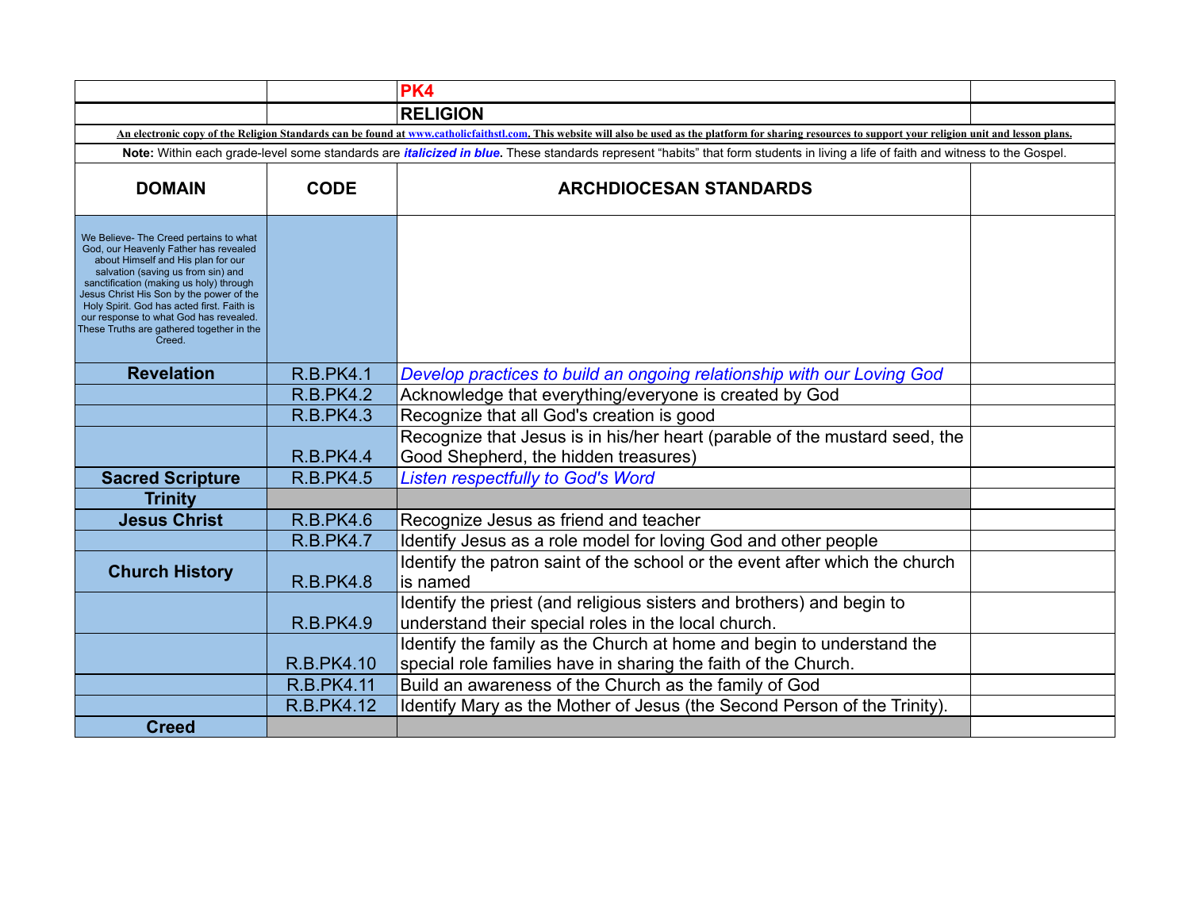| | | PK4 | |
|---|---|---|---|
| | | **RELIGION** | |

**An electronic copy of the Religion Standards can be found at www.catholicfaithstl.com. This website will also be used as the platform for sharing resources to support your religion unit and lesson plans.**

**Note:** Within each grade-level some standards are ***italicized in blue*.** These standards represent "habits" that form students in living a life of faith and witness to the Gospel.

| DOMAIN | CODE | ARCHDIOCESAN STANDARDS | |
|---|---|---|---|
| We Believe- The Creed pertains to what God, our Heavenly Father has revealed about Himself and His plan for our salvation (saving us from sin) and sanctification (making us holy) through Jesus Christ His Son by the power of the Holy Spirit. God has acted first. Faith is our response to what God has revealed. These Truths are gathered together in the Creed. | | | |
| **Revelation** | R.B.PK4.1 | *Develop practices to build an ongoing relationship with our Loving God* | |
| | R.B.PK4.2 | Acknowledge that everything/everyone is created by God | |
| | R.B.PK4.3 | Recognize that all God's creation is good | |
| | R.B.PK4.4 | Recognize that Jesus is in his/her heart (parable of the mustard seed, the Good Shepherd, the hidden treasures) | |
| **Sacred Scripture** | R.B.PK4.5 | *Listen respectfully to God's Word* | |
| **Trinity** | | | |
| **Jesus Christ** | R.B.PK4.6 | Recognize Jesus as friend and teacher | |
| | R.B.PK4.7 | Identify Jesus as a role model for loving God and other people | |
| **Church History** | R.B.PK4.8 | Identify the patron saint of the school or the event after which the church is named | |
| | R.B.PK4.9 | Identify the priest (and religious sisters and brothers) and begin to understand their special roles in the local church. | |
| | R.B.PK4.10 | Identify the family as the Church at home and begin to understand the special role families have in sharing the faith of the Church. | |
| | R.B.PK4.11 | Build an awareness of the Church as the family of God | |
| | R.B.PK4.12 | Identify Mary as the Mother of Jesus (the Second Person of the Trinity). | |
| **Creed** | | | |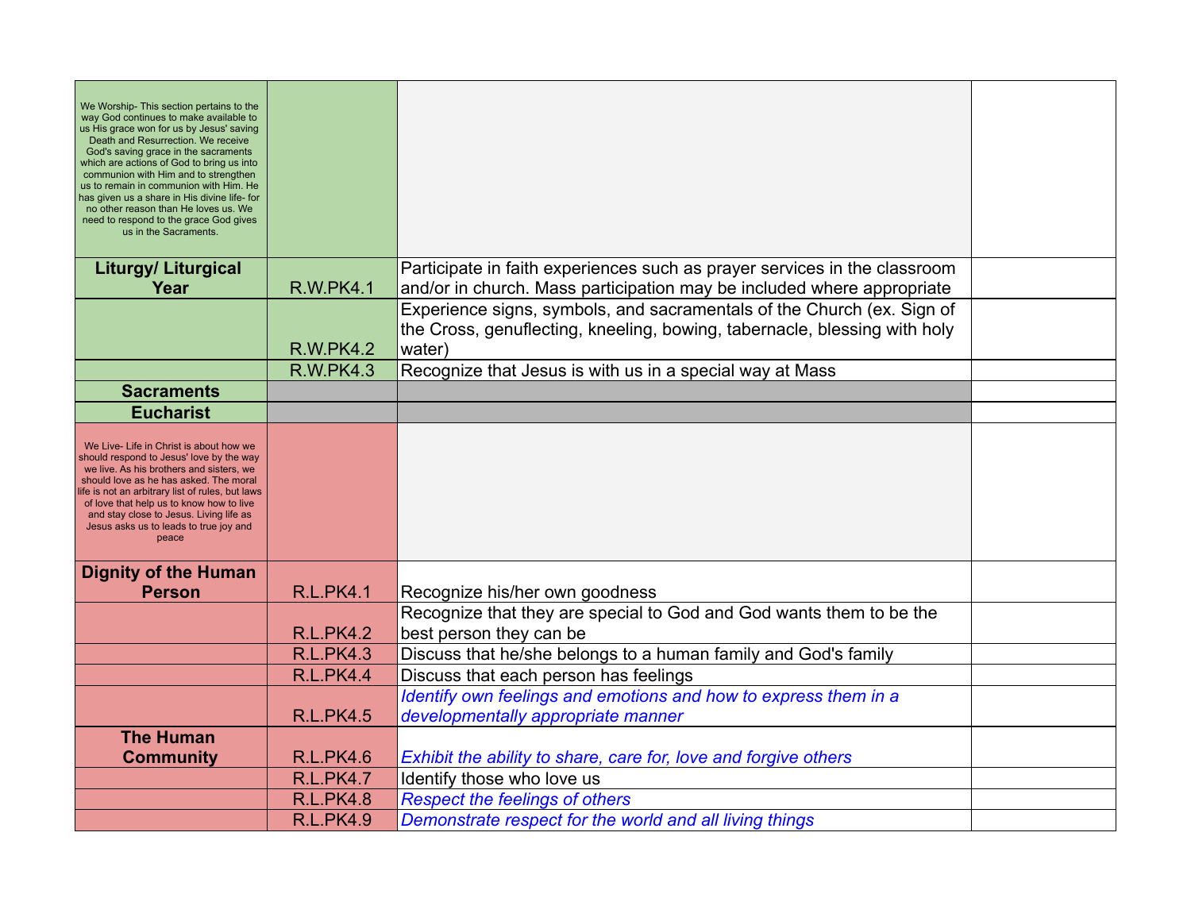| | | | |
|---|---|---|---|
| We Worship- This section pertains to the way God continues to make available to us His grace won for us by Jesus' saving Death and Resurrection. We receive God's saving grace in the sacraments which are actions of God to bring us into communion with Him and to strengthen us to remain in communion with Him. He has given us a share in His divine life- for no other reason than He loves us. We need to respond to the grace God gives us in the Sacraments. | | | |
| **Liturgy/ Liturgical Year** | R.W.PK4.1 | Participate in faith experiences such as prayer services in the classroom and/or in church. Mass participation may be included where appropriate | |
| | R.W.PK4.2 | Experience signs, symbols, and sacramentals of the Church (ex. Sign of the Cross, genuflecting, kneeling, bowing, tabernacle, blessing with holy water) | |
| | R.W.PK4.3 | Recognize that Jesus is with us in a special way at Mass | |
| **Sacraments** | | | |
| **Eucharist** | | | |
| We Live- Life in Christ is about how we should respond to Jesus' love by the way we live. As his brothers and sisters, we should love as he has asked. The moral life is not an arbitrary list of rules, but laws of love that help us to know how to live and stay close to Jesus. Living life as Jesus asks us to leads to true joy and peace | | | |
| **Dignity of the Human Person** | R.L.PK4.1 | Recognize his/her own goodness | |
| | R.L.PK4.2 | Recognize that they are special to God and God wants them to be the best person they can be | |
| | R.L.PK4.3 | Discuss that he/she belongs to a human family and God's family | |
| | R.L.PK4.4 | Discuss that each person has feelings | |
| | R.L.PK4.5 | *Identify own feelings and emotions and how to express them in a developmentally appropriate manner* | |
| **The Human Community** | R.L.PK4.6 | *Exhibit the ability to share, care for, love and forgive others* | |
| | R.L.PK4.7 | Identify those who love us | |
| | R.L.PK4.8 | *Respect the feelings of others* | |
| | R.L.PK4.9 | *Demonstrate respect for the world and all living things* | |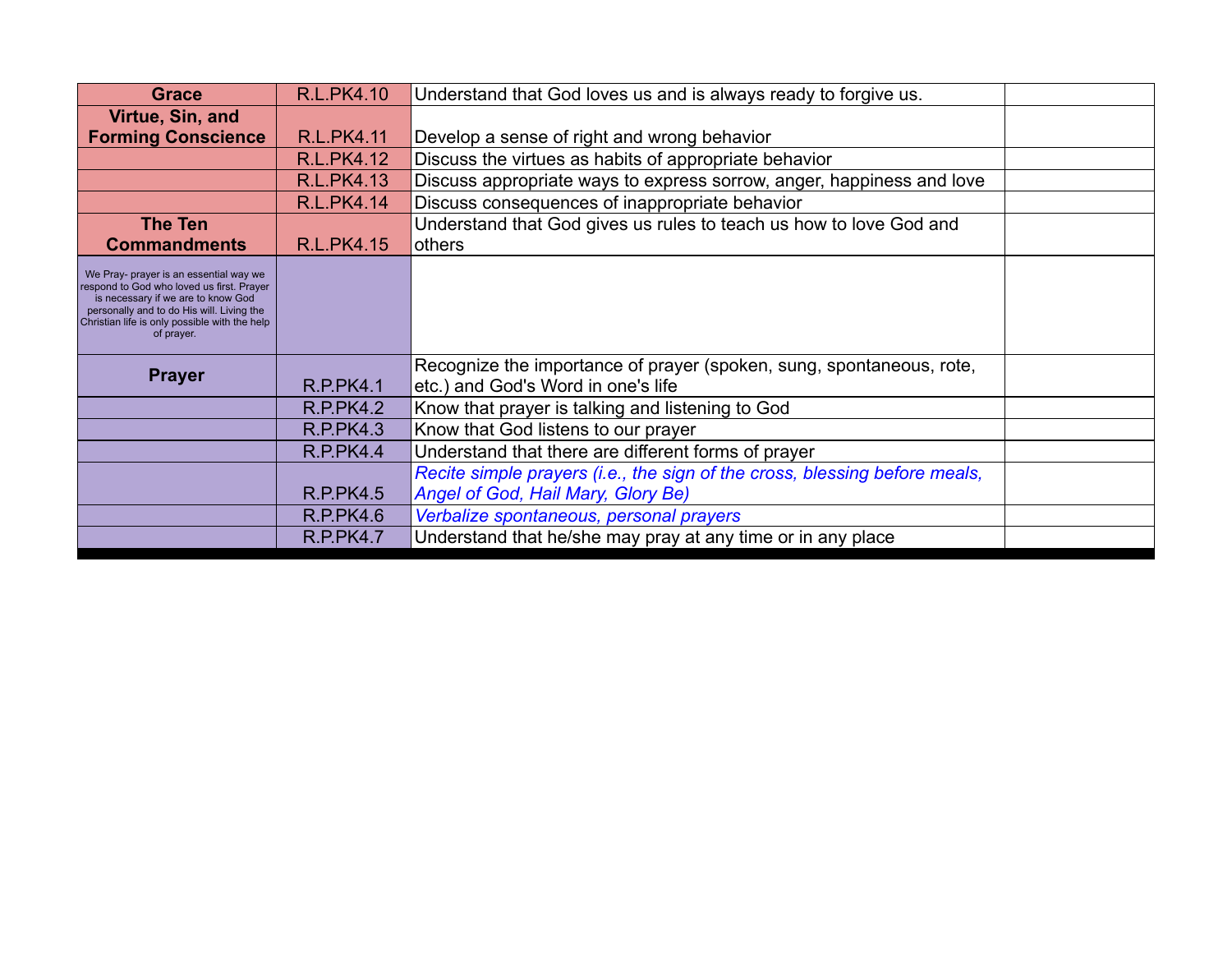| | | | |
|---|---|---|---|
| **Grace** | R.L.PK4.10 | Understand that God loves us and is always ready to forgive us. | |
| **Virtue, Sin, and Forming Conscience** | R.L.PK4.11 | Develop a sense of right and wrong behavior | |
| | R.L.PK4.12 | Discuss the virtues as habits of appropriate behavior | |
| | R.L.PK4.13 | Discuss appropriate ways to express sorrow, anger, happiness and love | |
| | R.L.PK4.14 | Discuss consequences of inappropriate behavior | |
| **The Ten Commandments** | R.L.PK4.15 | Understand that God gives us rules to teach us how to love God and others | |
| We Pray- prayer is an essential way we respond to God who loved us first. Prayer is necessary if we are to know God personally and to do His will. Living the Christian life is only possible with the help of prayer. | | | |
| **Prayer** | R.P.PK4.1 | Recognize the importance of prayer (spoken, sung, spontaneous, rote, etc.) and God's Word in one's life | |
| | R.P.PK4.2 | Know that prayer is talking and listening to God | |
| | R.P.PK4.3 | Know that God listens to our prayer | |
| | R.P.PK4.4 | Understand that there are different forms of prayer | |
| | R.P.PK4.5 | *Recite simple prayers (i.e., the sign of the cross, blessing before meals, Angel of God, Hail Mary, Glory Be)* | |
| | R.P.PK4.6 | *Verbalize spontaneous, personal prayers* | |
| | R.P.PK4.7 | Understand that he/she may pray at any time or in any place | |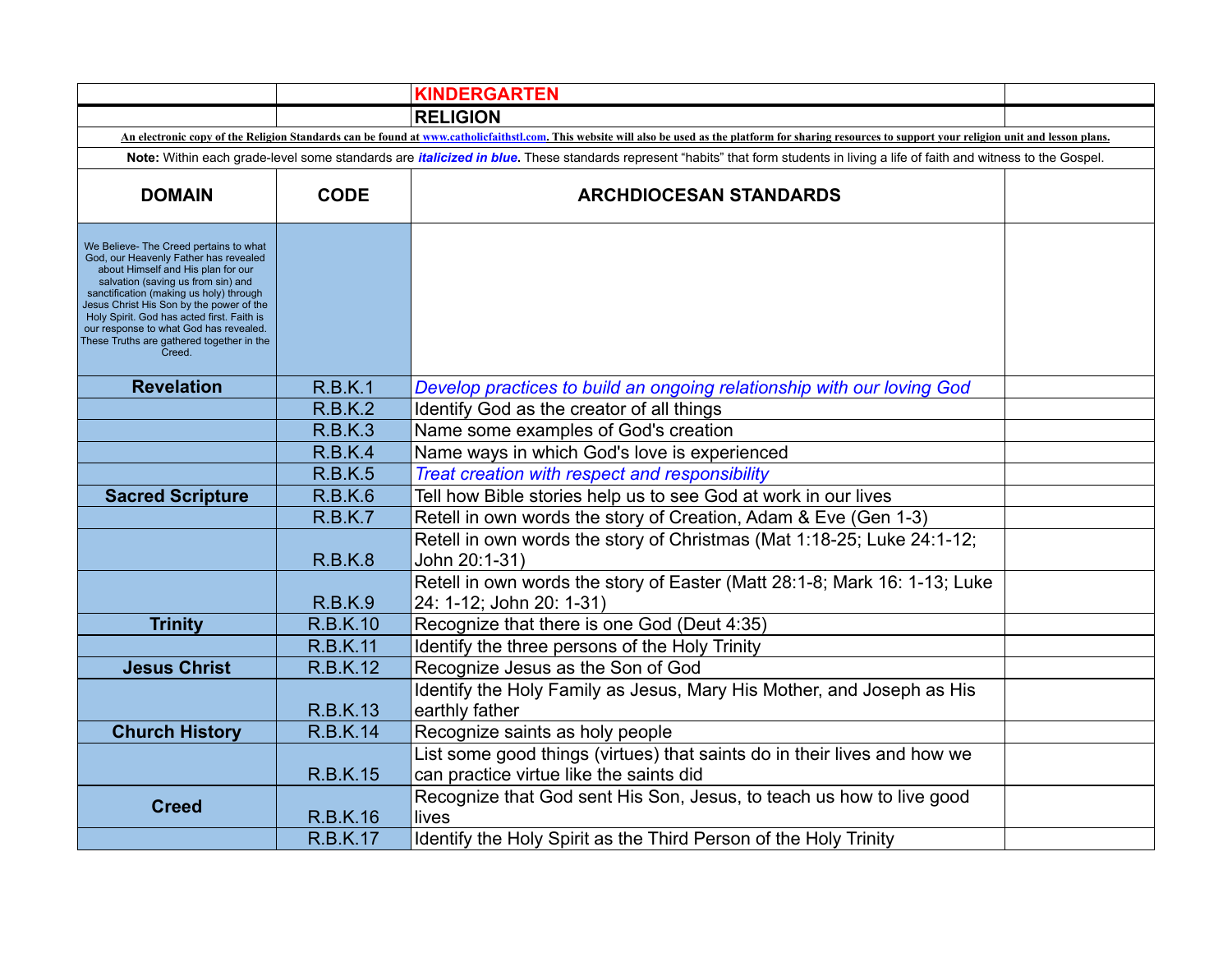| | | | |
|---|---|---|---|
| | | **KINDERGARTEN** | |
| | | **RELIGION** | |

**An electronic copy of the Religion Standards can be found at www.catholicfaithstl.com. This website will also be used as the platform for sharing resources to support your religion unit and lesson plans.**

**Note:** Within each grade-level some standards are ***italicized in blue***. These standards represent "habits" that form students in living a life of faith and witness to the Gospel.

| DOMAIN | CODE | ARCHDIOCESAN STANDARDS | |
|---|---|---|---|
| We Believe- The Creed pertains to what God, our Heavenly Father has revealed about Himself and His plan for our salvation (saving us from sin) and sanctification (making us holy) through Jesus Christ His Son by the power of the Holy Spirit. God has acted first. Faith is our response to what God has revealed. These Truths are gathered together in the Creed. | | | |
| **Revelation** | R.B.K.1 | *Develop practices to build an ongoing relationship with our loving God* | |
| | R.B.K.2 | Identify God as the creator of all things | |
| | R.B.K.3 | Name some examples of God's creation | |
| | R.B.K.4 | Name ways in which God's love is experienced | |
| | R.B.K.5 | *Treat creation with respect and responsibility* | |
| **Sacred Scripture** | R.B.K.6 | Tell how Bible stories help us to see God at work in our lives | |
| | R.B.K.7 | Retell in own words the story of Creation, Adam & Eve (Gen 1-3) | |
| | R.B.K.8 | Retell in own words the story of Christmas (Mat 1:18-25; Luke 24:1-12; John 20:1-31) | |
| | R.B.K.9 | Retell in own words the story of Easter (Matt 28:1-8; Mark 16: 1-13; Luke 24: 1-12; John 20: 1-31) | |
| **Trinity** | R.B.K.10 | Recognize that there is one God (Deut 4:35) | |
| | R.B.K.11 | Identify the three persons of the Holy Trinity | |
| **Jesus Christ** | R.B.K.12 | Recognize Jesus as the Son of God | |
| | R.B.K.13 | Identify the Holy Family as Jesus, Mary His Mother, and Joseph as His earthly father | |
| **Church History** | R.B.K.14 | Recognize saints as holy people | |
| | R.B.K.15 | List some good things (virtues) that saints do in their lives and how we can practice virtue like the saints did | |
| **Creed** | R.B.K.16 | Recognize that God sent His Son, Jesus, to teach us how to live good lives | |
| | R.B.K.17 | Identify the Holy Spirit as the Third Person of the Holy Trinity | |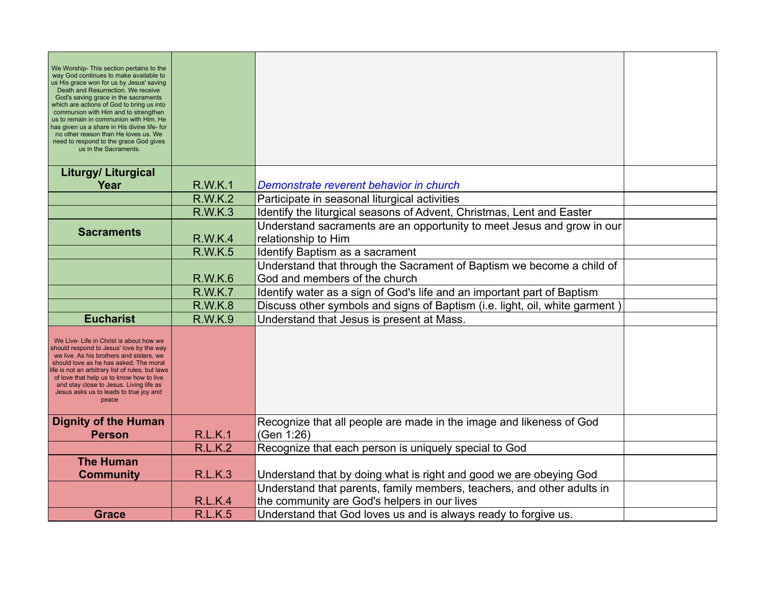| | | | |
|---|---|---|---|
| We Worship- This section pertains to the way God continues to make available to us His grace won for us by Jesus' saving Death and Resurrection. We receive God's saving grace in the sacraments which are actions of God to bring us into communion with Him and to strengthen us to remain in communion with Him. He has given us a share in His divine life- for no other reason than He loves us. We need to respond to the grace God gives us in the Sacraments. | | | |
| **Liturgy/ Liturgical Year** | R.W.K.1 | *Demonstrate reverent behavior in church* | |
| | R.W.K.2 | Participate in seasonal liturgical activities | |
| | R.W.K.3 | Identify the liturgical seasons of Advent, Christmas, Lent and Easter | |
| **Sacraments** | R.W.K.4 | Understand sacraments are an opportunity to meet Jesus and grow in our relationship to Him | |
| | R.W.K.5 | Identify Baptism as a sacrament | |
| | R.W.K.6 | Understand that through the Sacrament of Baptism we become a child of God and members of the church | |
| | R.W.K.7 | Identify water as a sign of God's life and an important part of Baptism | |
| | R.W.K.8 | Discuss other symbols and signs of Baptism (i.e. light, oil, white garment ) | |
| **Eucharist** | R.W.K.9 | Understand that Jesus is present at Mass. | |
| We Live- Life in Christ is about how we should respond to Jesus' love by the way we live. As his brothers and sisters, we should love as he has asked. The moral life is not an arbitrary list of rules, but laws of love that help us to know how to live and stay close to Jesus. Living life as Jesus asks us to leads to true joy and peace | | | |
| **Dignity of the Human Person** | R.L.K.1 | Recognize that all people are made in the image and likeness of God (Gen 1:26) | |
| | R.L.K.2 | Recognize that each person is uniquely special to God | |
| **The Human Community** | R.L.K.3 | Understand that by doing what is right and good we are obeying God | |
| | R.L.K.4 | Understand that parents, family members, teachers, and other adults in the community are God's helpers in our lives | |
| **Grace** | R.L.K.5 | Understand that God loves us and is always ready to forgive us. | |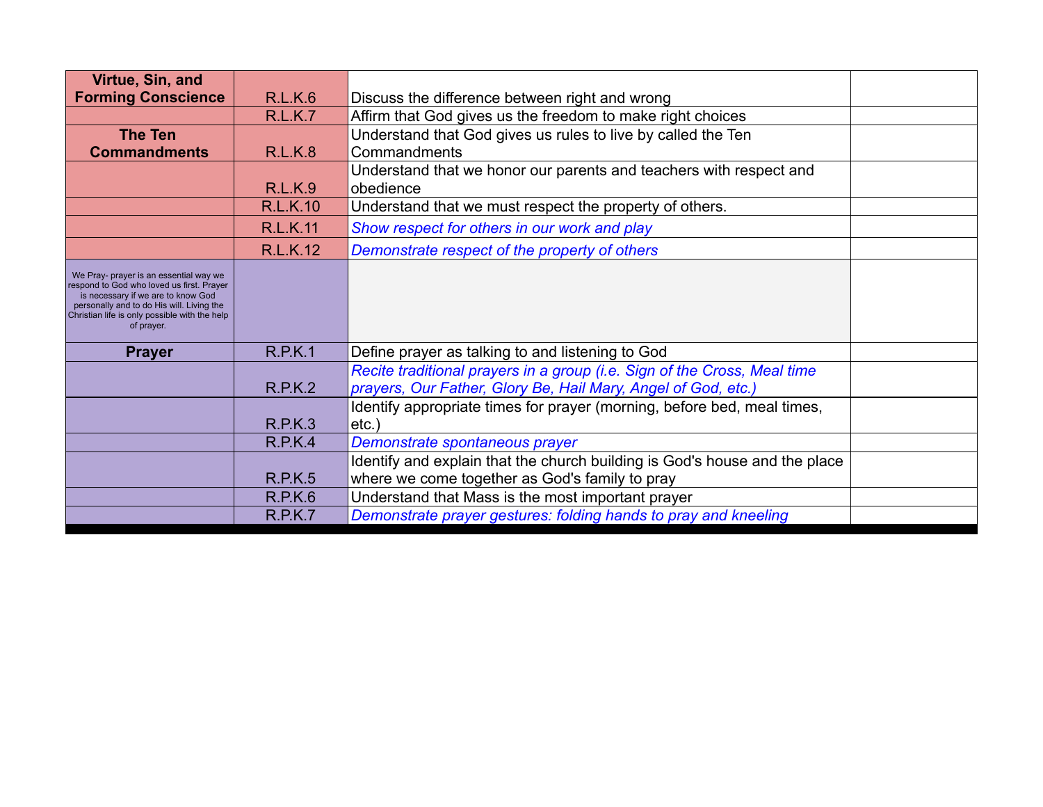| | | | |
|---|---|---|---|
| **Virtue, Sin, and Forming Conscience** | R.L.K.6 | Discuss the difference between right and wrong | |
| | R.L.K.7 | Affirm that God gives us the freedom to make right choices | |
| **The Ten Commandments** | R.L.K.8 | Understand that God gives us rules to live by called the Ten Commandments | |
| | R.L.K.9 | Understand that we honor our parents and teachers with respect and obedience | |
| | R.L.K.10 | Understand that we must respect the property of others. | |
| | R.L.K.11 | *Show respect for others in our work and play* | |
| | R.L.K.12 | *Demonstrate respect of the property of others* | |
| We Pray- prayer is an essential way we respond to God who loved us first. Prayer is necessary if we are to know God personally and to do His will. Living the Christian life is only possible with the help of prayer. | | | |
| **Prayer** | R.P.K.1 | Define prayer as talking to and listening to God | |
| | R.P.K.2 | *Recite traditional prayers in a group (i.e. Sign of the Cross, Meal time prayers, Our Father, Glory Be, Hail Mary, Angel of God, etc.)* | |
| | R.P.K.3 | Identify appropriate times for prayer (morning, before bed, meal times, etc.) | |
| | R.P.K.4 | *Demonstrate spontaneous prayer* | |
| | R.P.K.5 | Identify and explain that the church building is God's house and the place where we come together as God's family to pray | |
| | R.P.K.6 | Understand that Mass is the most important prayer | |
| | R.P.K.7 | *Demonstrate prayer gestures: folding hands to pray and kneeling* | |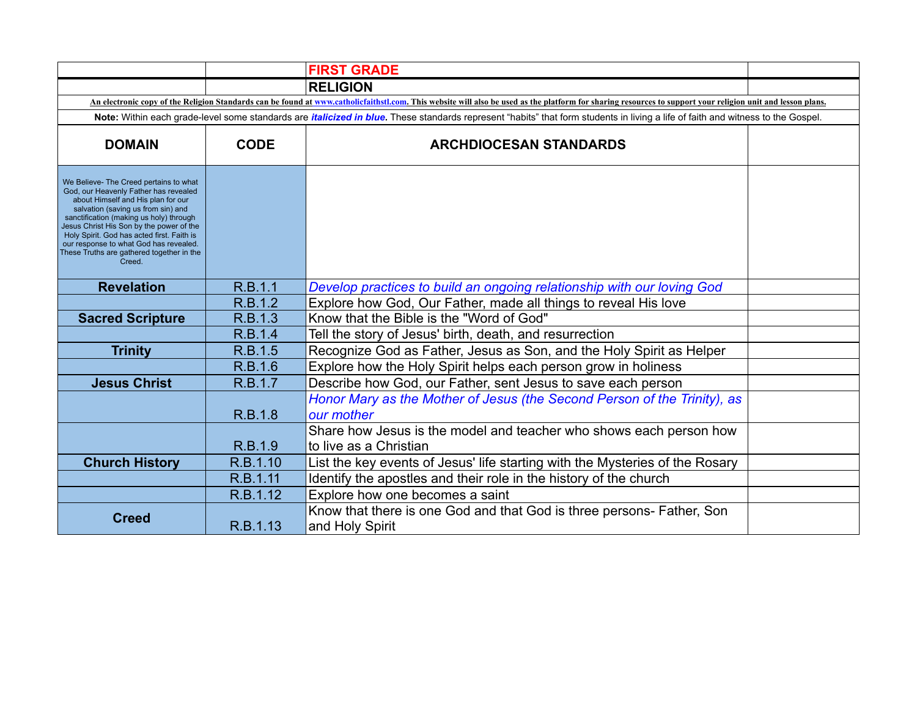# FIRST GRADE

## RELIGION

**An electronic copy of the Religion Standards can be found at www.catholicfaithstl.com. This website will also be used as the platform for sharing resources to support your religion unit and lesson plans.**

**Note:** Within each grade-level some standards are ***italicized in blue***. These standards represent "habits" that form students in living a life of faith and witness to the Gospel.

| DOMAIN | CODE | ARCHDIOCESAN STANDARDS | |
|---|---|---|---|
| We Believe- The Creed pertains to what God, our Heavenly Father has revealed about Himself and His plan for our salvation (saving us from sin) and sanctification (making us holy) through Jesus Christ His Son by the power of the Holy Spirit. God has acted first. Faith is our response to what God has revealed. These Truths are gathered together in the Creed. | | | |
| **Revelation** | R.B.1.1 | *Develop practices to build an ongoing relationship with our loving God* | |
| | R.B.1.2 | Explore how God, Our Father, made all things to reveal His love | |
| **Sacred Scripture** | R.B.1.3 | Know that the Bible is the "Word of God" | |
| | R.B.1.4 | Tell the story of Jesus' birth, death, and resurrection | |
| **Trinity** | R.B.1.5 | Recognize God as Father, Jesus as Son, and the Holy Spirit as Helper | |
| | R.B.1.6 | Explore how the Holy Spirit helps each person grow in holiness | |
| **Jesus Christ** | R.B.1.7 | Describe how God, our Father, sent Jesus to save each person | |
| | R.B.1.8 | *Honor Mary as the Mother of Jesus (the Second Person of the Trinity), as our mother* | |
| | R.B.1.9 | Share how Jesus is the model and teacher who shows each person how to live as a Christian | |
| **Church History** | R.B.1.10 | List the key events of Jesus' life starting with the Mysteries of the Rosary | |
| | R.B.1.11 | Identify the apostles and their role in the history of the church | |
| | R.B.1.12 | Explore how one becomes a saint | |
| **Creed** | R.B.1.13 | Know that there is one God and that God is three persons- Father, Son and Holy Spirit | |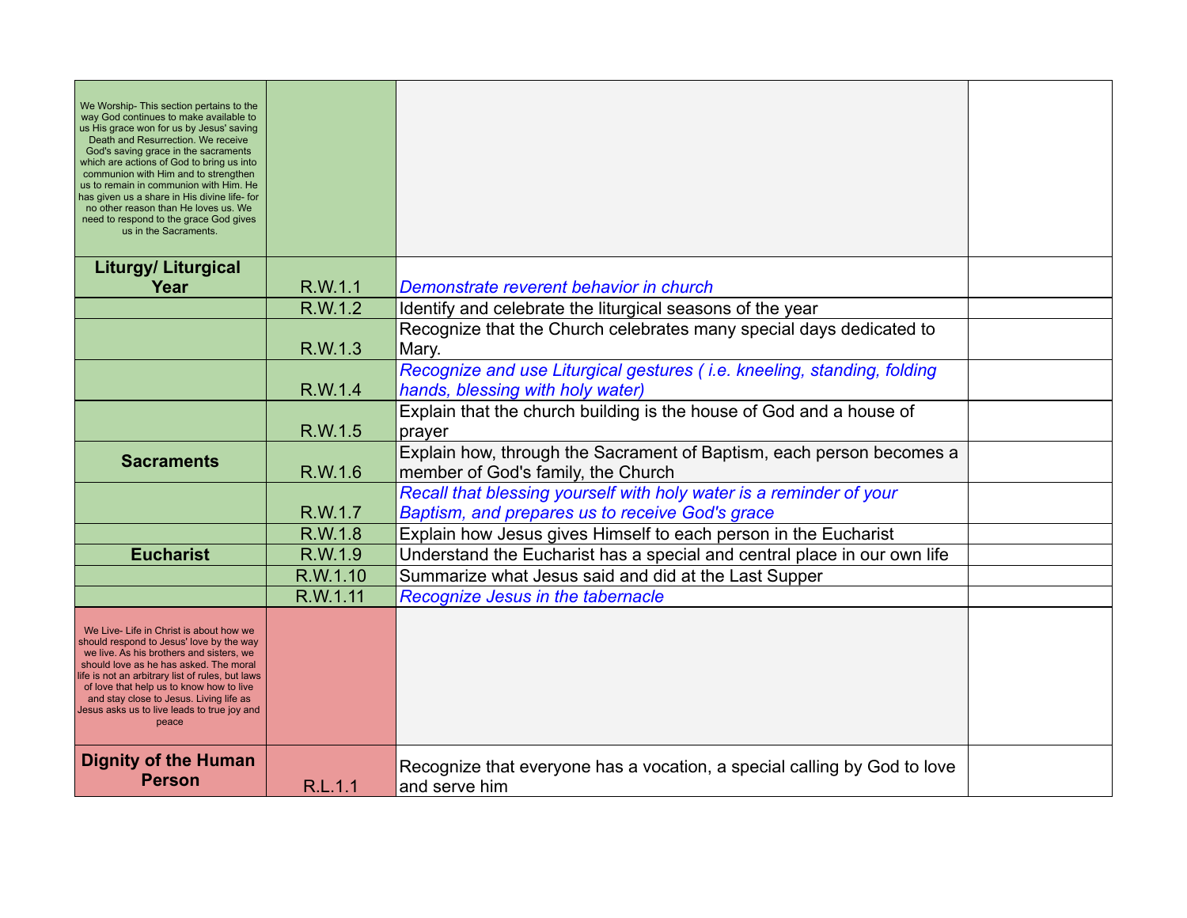| | | | |
|---|---|---|---|
| We Worship- This section pertains to the way God continues to make available to us His grace won for us by Jesus' saving Death and Resurrection. We receive God's saving grace in the sacraments which are actions of God to bring us into communion with Him and to strengthen us to remain in communion with Him. He has given us a share in His divine life- for no other reason than He loves us. We need to respond to the grace God gives us in the Sacraments. | | | |
| **Liturgy/ Liturgical Year** | R.W.1.1 | *Demonstrate reverent behavior in church* | |
| | R.W.1.2 | Identify and celebrate the liturgical seasons of the year | |
| | R.W.1.3 | Recognize that the Church celebrates many special days dedicated to Mary. | |
| | R.W.1.4 | *Recognize and use Liturgical gestures ( i.e. kneeling, standing, folding hands, blessing with holy water)* | |
| | R.W.1.5 | Explain that the church building is the house of God and a house of prayer | |
| **Sacraments** | R.W.1.6 | Explain how, through the Sacrament of Baptism, each person becomes a member of God's family, the Church | |
| | R.W.1.7 | *Recall that blessing yourself with holy water is a reminder of your Baptism, and prepares us to receive God's grace* | |
| | R.W.1.8 | Explain how Jesus gives Himself to each person in the Eucharist | |
| **Eucharist** | R.W.1.9 | Understand the Eucharist has a special and central place in our own life | |
| | R.W.1.10 | Summarize what Jesus said and did at the Last Supper | |
| | R.W.1.11 | *Recognize Jesus in the tabernacle* | |
| We Live- Life in Christ is about how we should respond to Jesus' love by the way we live. As his brothers and sisters, we should love as he has asked. The moral life is not an arbitrary list of rules, but laws of love that help us to know how to live and stay close to Jesus. Living life as Jesus asks us to live leads to true joy and peace | | | |
| **Dignity of the Human Person** | R.L.1.1 | Recognize that everyone has a vocation, a special calling by God to love and serve him | |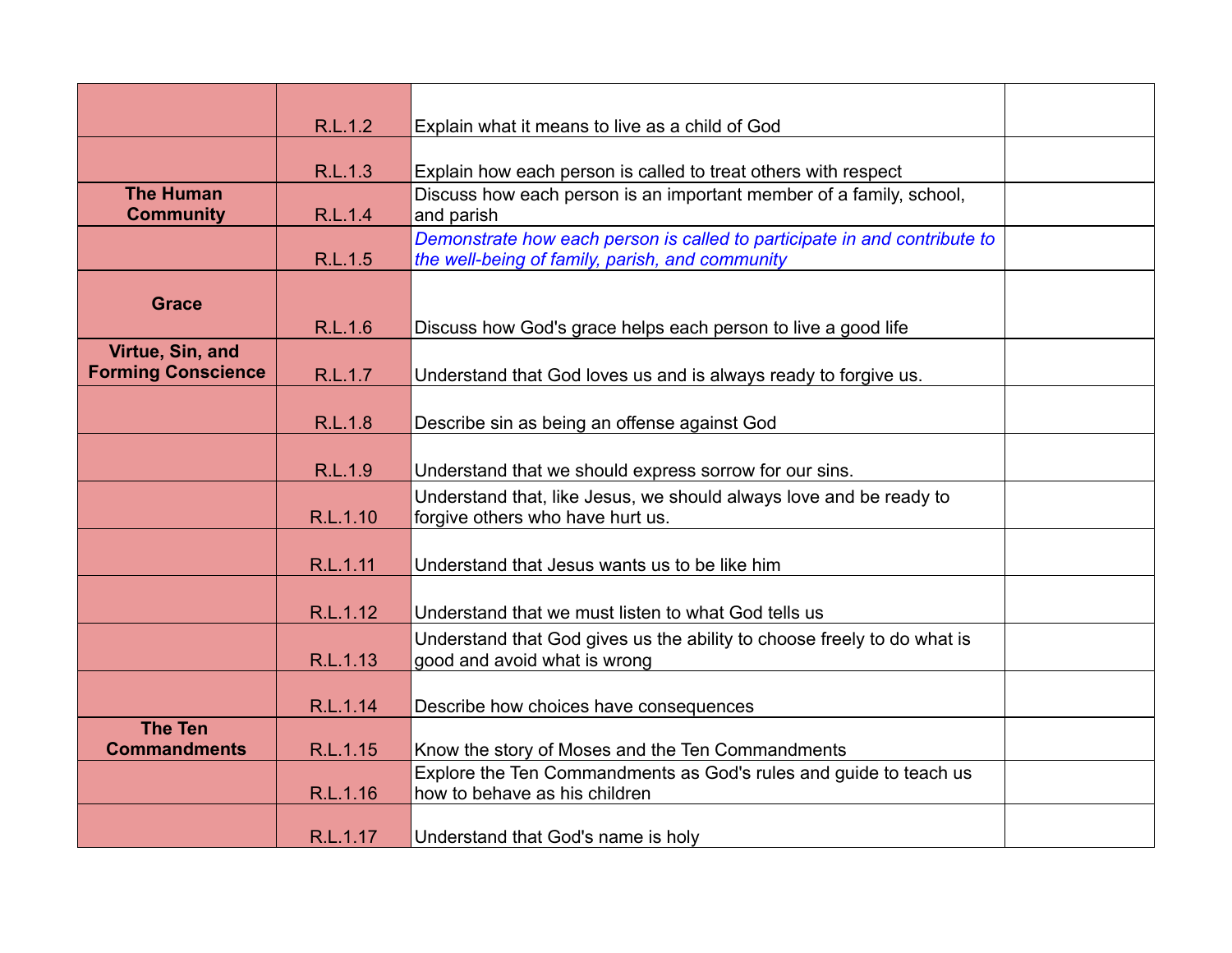| | | | |
|---|---|---|---|
| | R.L.1.2 | Explain what it means to live as a child of God | |
| | R.L.1.3 | Explain how each person is called to treat others with respect | |
| **The Human Community** | R.L.1.4 | Discuss how each person is an important member of a family, school, and parish | |
| | R.L.1.5 | *Demonstrate how each person is called to participate in and contribute to the well-being of family, parish, and community* | |
| **Grace** | R.L.1.6 | Discuss how God's grace helps each person to live a good life | |
| **Virtue, Sin, and Forming Conscience** | R.L.1.7 | Understand that God loves us and is always ready to forgive us. | |
| | R.L.1.8 | Describe sin as being an offense against God | |
| | R.L.1.9 | Understand that we should express sorrow for our sins. | |
| | R.L.1.10 | Understand that, like Jesus, we should always love and be ready to forgive others who have hurt us. | |
| | R.L.1.11 | Understand that Jesus wants us to be like him | |
| | R.L.1.12 | Understand that we must listen to what God tells us | |
| | R.L.1.13 | Understand that God gives us the ability to choose freely to do what is good and avoid what is wrong | |
| | R.L.1.14 | Describe how choices have consequences | |
| **The Ten Commandments** | R.L.1.15 | Know the story of Moses and the Ten Commandments | |
| | R.L.1.16 | Explore the Ten Commandments as God's rules and guide to teach us how to behave as his children | |
| | R.L.1.17 | Understand that God's name is holy | |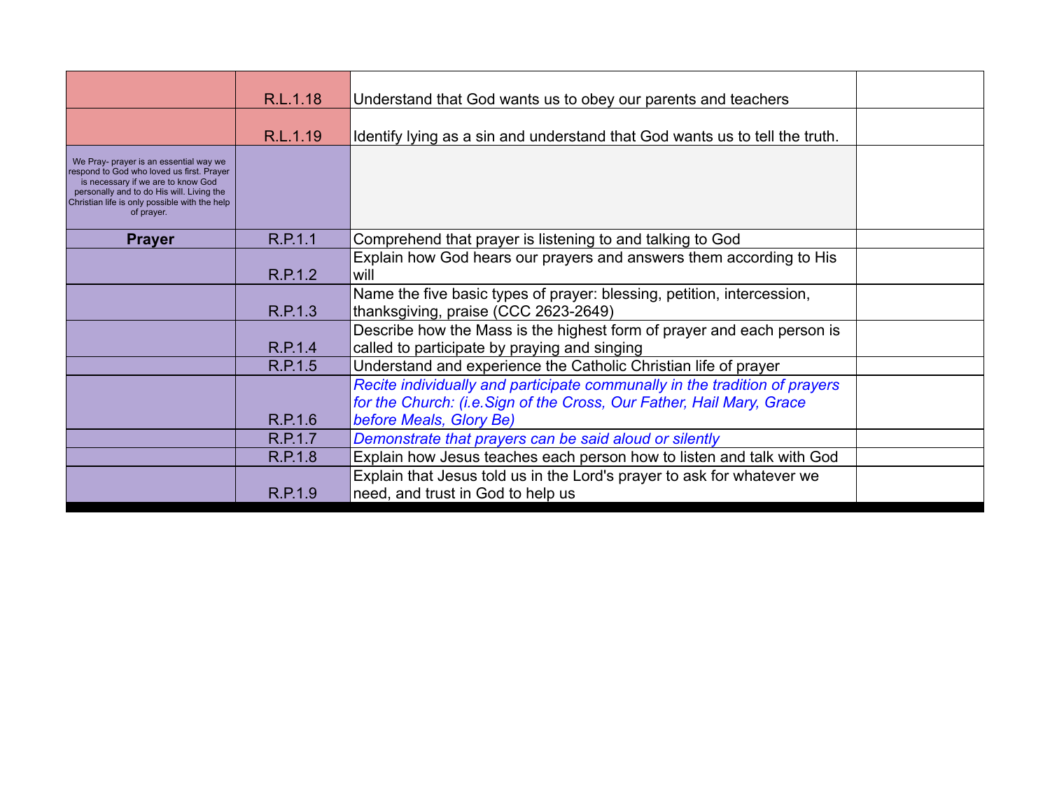| | | | |
|---|---|---|---|
| | R.L.1.18 | Understand that God wants us to obey our parents and teachers | |
| | R.L.1.19 | Identify lying as a sin and understand that God wants us to tell the truth. | |
| We Pray- prayer is an essential way we respond to God who loved us first. Prayer is necessary if we are to know God personally and to do His will. Living the Christian life is only possible with the help of prayer. | | | |
| **Prayer** | R.P.1.1 | Comprehend that prayer is listening to and talking to God | |
| | R.P.1.2 | Explain how God hears our prayers and answers them according to His will | |
| | R.P.1.3 | Name the five basic types of prayer: blessing, petition, intercession, thanksgiving, praise (CCC 2623-2649) | |
| | R.P.1.4 | Describe how the Mass is the highest form of prayer and each person is called to participate by praying and singing | |
| | R.P.1.5 | Understand and experience the Catholic Christian life of prayer | |
| | R.P.1.6 | *Recite individually and participate communally in the tradition of prayers for the Church: (i.e.Sign of the Cross, Our Father, Hail Mary, Grace before Meals, Glory Be)* | |
| | R.P.1.7 | *Demonstrate that prayers can be said aloud or silently* | |
| | R.P.1.8 | Explain how Jesus teaches each person how to listen and talk with God | |
| | R.P.1.9 | Explain that Jesus told us in the Lord's prayer to ask for whatever we need, and trust in God to help us | |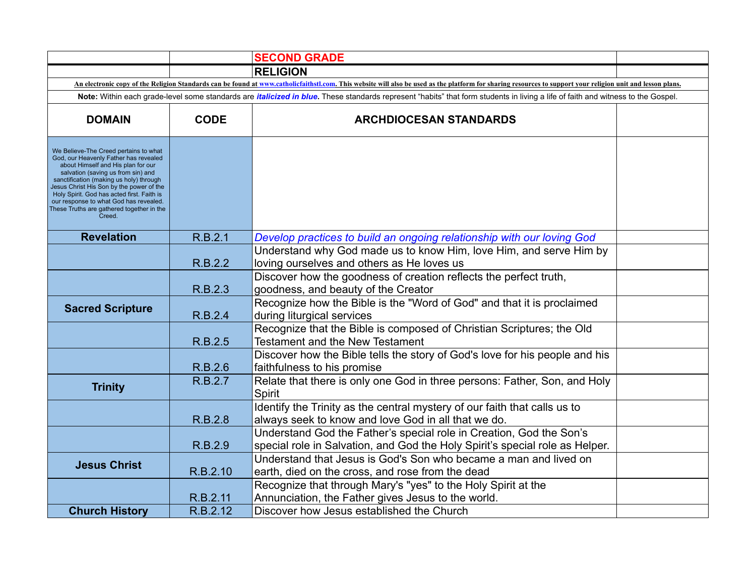| | | | |
|---|---|---|---|
| | | **SECOND GRADE** | |
| | | **RELIGION** | |

**An electronic copy of the Religion Standards can be found at www.catholicfaithstl.com. This website will also be used as the platform for sharing resources to support your religion unit and lesson plans.**

**Note:** Within each grade-level some standards are ***italicized in blue***. These standards represent "habits" that form students in living a life of faith and witness to the Gospel.

| DOMAIN | CODE | ARCHDIOCESAN STANDARDS | |
|---|---|---|---|
| We Believe-The Creed pertains to what God, our Heavenly Father has revealed about Himself and His plan for our salvation (saving us from sin) and sanctification (making us holy) through Jesus Christ His Son by the power of the Holy Spirit. God has acted first. Faith is our response to what God has revealed. These Truths are gathered together in the Creed. | | | |
| **Revelation** | R.B.2.1 | *Develop practices to build an ongoing relationship with our loving God* | |
| | R.B.2.2 | Understand why God made us to know Him, love Him, and serve Him by loving ourselves and others as He loves us | |
| | R.B.2.3 | Discover how the goodness of creation reflects the perfect truth, goodness, and beauty of the Creator | |
| **Sacred Scripture** | R.B.2.4 | Recognize how the Bible is the "Word of God" and that it is proclaimed during liturgical services | |
| | R.B.2.5 | Recognize that the Bible is composed of Christian Scriptures; the Old Testament and the New Testament | |
| | R.B.2.6 | Discover how the Bible tells the story of God's love for his people and his faithfulness to his promise | |
| **Trinity** | R.B.2.7 | Relate that there is only one God in three persons: Father, Son, and Holy Spirit | |
| | R.B.2.8 | Identify the Trinity as the central mystery of our faith that calls us to always seek to know and love God in all that we do. | |
| | R.B.2.9 | Understand God the Father's special role in Creation, God the Son's special role in Salvation, and God the Holy Spirit's special role as Helper. | |
| **Jesus Christ** | R.B.2.10 | Understand that Jesus is God's Son who became a man and lived on earth, died on the cross, and rose from the dead | |
| | R.B.2.11 | Recognize that through Mary's "yes" to the Holy Spirit at the Annunciation, the Father gives Jesus to the world. | |
| **Church History** | R.B.2.12 | Discover how Jesus established the Church | |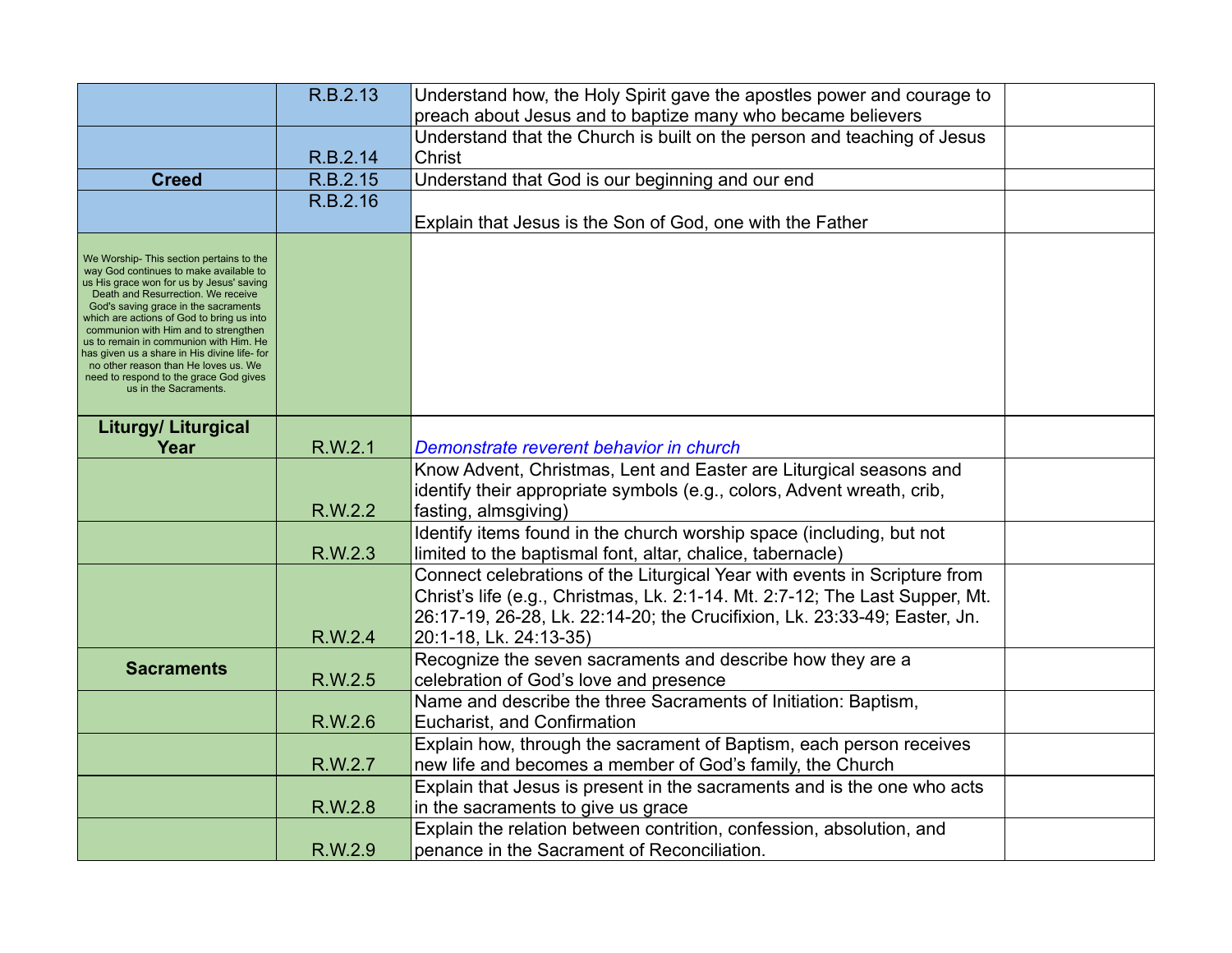| | | | |
|---|---|---|---|
| | R.B.2.13 | Understand how, the Holy Spirit gave the apostles power and courage to preach about Jesus and to baptize many who became believers | |
| | R.B.2.14 | Understand that the Church is built on the person and teaching of Jesus Christ | |
| **Creed** | R.B.2.15 | Understand that God is our beginning and our end | |
| | R.B.2.16 | Explain that Jesus is the Son of God, one with the Father | |
| We Worship- This section pertains to the way God continues to make available to us His grace won for us by Jesus' saving Death and Resurrection. We receive God's saving grace in the sacraments which are actions of God to bring us into communion with Him and to strengthen us to remain in communion with Him. He has given us a share in His divine life- for no other reason than He loves us. We need to respond to the grace God gives us in the Sacraments. | | | |
| **Liturgy/ Liturgical Year** | R.W.2.1 | *Demonstrate reverent behavior in church* | |
| | R.W.2.2 | Know Advent, Christmas, Lent and Easter are Liturgical seasons and identify their appropriate symbols (e.g., colors, Advent wreath, crib, fasting, almsgiving) | |
| | R.W.2.3 | Identify items found in the church worship space (including, but not limited to the baptismal font, altar, chalice, tabernacle) | |
| | R.W.2.4 | Connect celebrations of the Liturgical Year with events in Scripture from Christ's life (e.g., Christmas, Lk. 2:1-14. Mt. 2:7-12; The Last Supper, Mt. 26:17-19, 26-28, Lk. 22:14-20; the Crucifixion, Lk. 23:33-49; Easter, Jn. 20:1-18, Lk. 24:13-35) | |
| **Sacraments** | R.W.2.5 | Recognize the seven sacraments and describe how they are a celebration of God's love and presence | |
| | R.W.2.6 | Name and describe the three Sacraments of Initiation: Baptism, Eucharist, and Confirmation | |
| | R.W.2.7 | Explain how, through the sacrament of Baptism, each person receives new life and becomes a member of God's family, the Church | |
| | R.W.2.8 | Explain that Jesus is present in the sacraments and is the one who acts in the sacraments to give us grace | |
| | R.W.2.9 | Explain the relation between contrition, confession, absolution, and penance in the Sacrament of Reconciliation. | |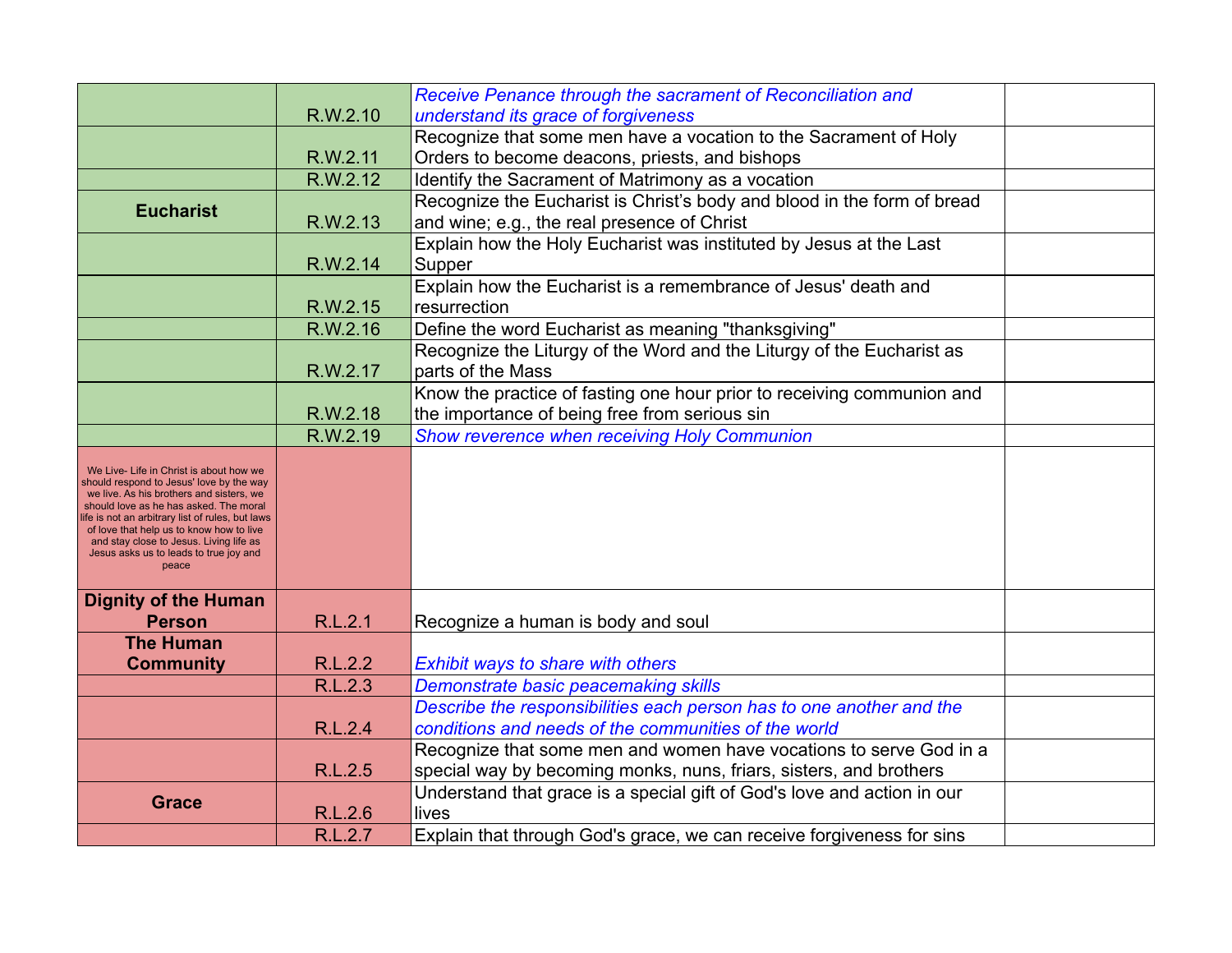| | | | |
|---|---|---|---|
| | R.W.2.10 | *Receive Penance through the sacrament of Reconciliation and understand its grace of forgiveness* | |
| | R.W.2.11 | Recognize that some men have a vocation to the Sacrament of Holy Orders to become deacons, priests, and bishops | |
| | R.W.2.12 | Identify the Sacrament of Matrimony as a vocation | |
| **Eucharist** | R.W.2.13 | Recognize the Eucharist is Christ's body and blood in the form of bread and wine; e.g., the real presence of Christ | |
| | R.W.2.14 | Explain how the Holy Eucharist was instituted by Jesus at the Last Supper | |
| | R.W.2.15 | Explain how the Eucharist is a remembrance of Jesus' death and resurrection | |
| | R.W.2.16 | Define the word Eucharist as meaning "thanksgiving" | |
| | R.W.2.17 | Recognize the Liturgy of the Word and the Liturgy of the Eucharist as parts of the Mass | |
| | R.W.2.18 | Know the practice of fasting one hour prior to receiving communion and the importance of being free from serious sin | |
| | R.W.2.19 | *Show reverence when receiving Holy Communion* | |
| We Live- Life in Christ is about how we should respond to Jesus' love by the way we live. As his brothers and sisters, we should love as he has asked. The moral life is not an arbitrary list of rules, but laws of love that help us to know how to live and stay close to Jesus. Living life as Jesus asks us to leads to true joy and peace | | | |
| **Dignity of the Human Person** | R.L.2.1 | Recognize a human is body and soul | |
| **The Human Community** | R.L.2.2 | *Exhibit ways to share with others* | |
| | R.L.2.3 | *Demonstrate basic peacemaking skills* | |
| | R.L.2.4 | *Describe the responsibilities each person has to one another and the conditions and needs of the communities of the world* | |
| | R.L.2.5 | Recognize that some men and women have vocations to serve God in a special way by becoming monks, nuns, friars, sisters, and brothers | |
| **Grace** | R.L.2.6 | Understand that grace is a special gift of God's love and action in our lives | |
| | R.L.2.7 | Explain that through God's grace, we can receive forgiveness for sins | |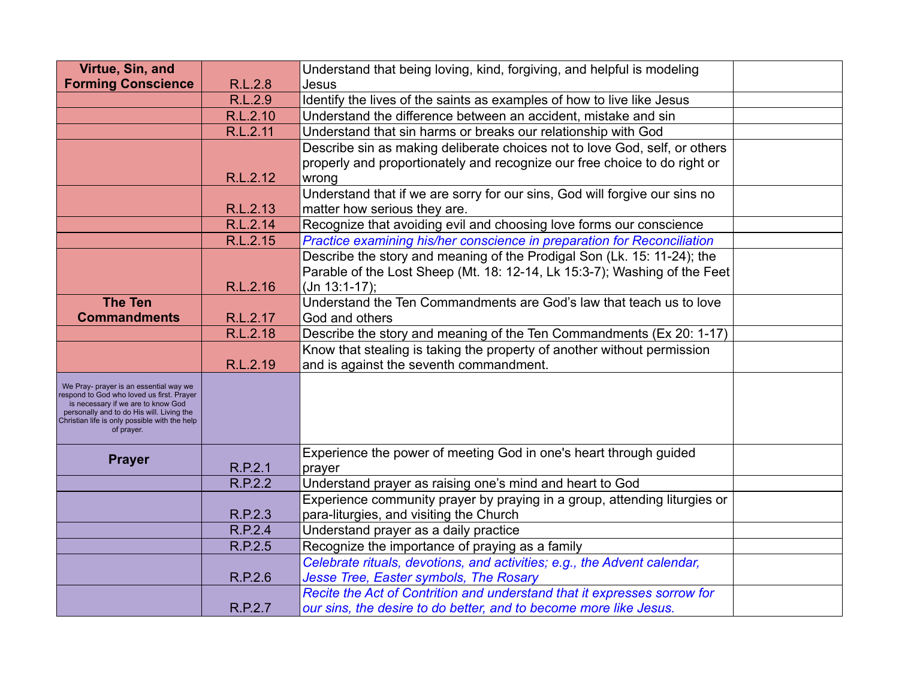| | | | |
|---|---|---|---|
| **Virtue, Sin, and Forming Conscience** | R.L.2.8 | Understand that being loving, kind, forgiving, and helpful is modeling Jesus | |
| | R.L.2.9 | Identify the lives of the saints as examples of how to live like Jesus | |
| | R.L.2.10 | Understand the difference between an accident, mistake and sin | |
| | R.L.2.11 | Understand that sin harms or breaks our relationship with God | |
| | R.L.2.12 | Describe sin as making deliberate choices not to love God, self, or others properly and proportionately and recognize our free choice to do right or wrong | |
| | R.L.2.13 | Understand that if we are sorry for our sins, God will forgive our sins no matter how serious they are. | |
| | R.L.2.14 | Recognize that avoiding evil and choosing love forms our conscience | |
| | R.L.2.15 | *Practice examining his/her conscience in preparation for Reconciliation* | |
| | R.L.2.16 | Describe the story and meaning of the Prodigal Son (Lk. 15: 11-24); the Parable of the Lost Sheep (Mt. 18: 12-14, Lk 15:3-7); Washing of the Feet (Jn 13:1-17); | |
| **The Ten Commandments** | R.L.2.17 | Understand the Ten Commandments are God's law that teach us to love God and others | |
| | R.L.2.18 | Describe the story and meaning of the Ten Commandments (Ex 20: 1-17) | |
| | R.L.2.19 | Know that stealing is taking the property of another without permission and is against the seventh commandment. | |
| We Pray- prayer is an essential way we respond to God who loved us first. Prayer is necessary if we are to know God personally and to do His will. Living the Christian life is only possible with the help of prayer. | | | |
| **Prayer** | R.P.2.1 | Experience the power of meeting God in one's heart through guided prayer | |
| | R.P.2.2 | Understand prayer as raising one's mind and heart to God | |
| | R.P.2.3 | Experience community prayer by praying in a group, attending liturgies or para-liturgies, and visiting the Church | |
| | R.P.2.4 | Understand prayer as a daily practice | |
| | R.P.2.5 | Recognize the importance of praying as a family | |
| | R.P.2.6 | *Celebrate rituals, devotions, and activities; e.g., the Advent calendar, Jesse Tree, Easter symbols, The Rosary* | |
| | R.P.2.7 | *Recite the Act of Contrition and understand that it expresses sorrow for our sins, the desire to do better, and to become more like Jesus.* | |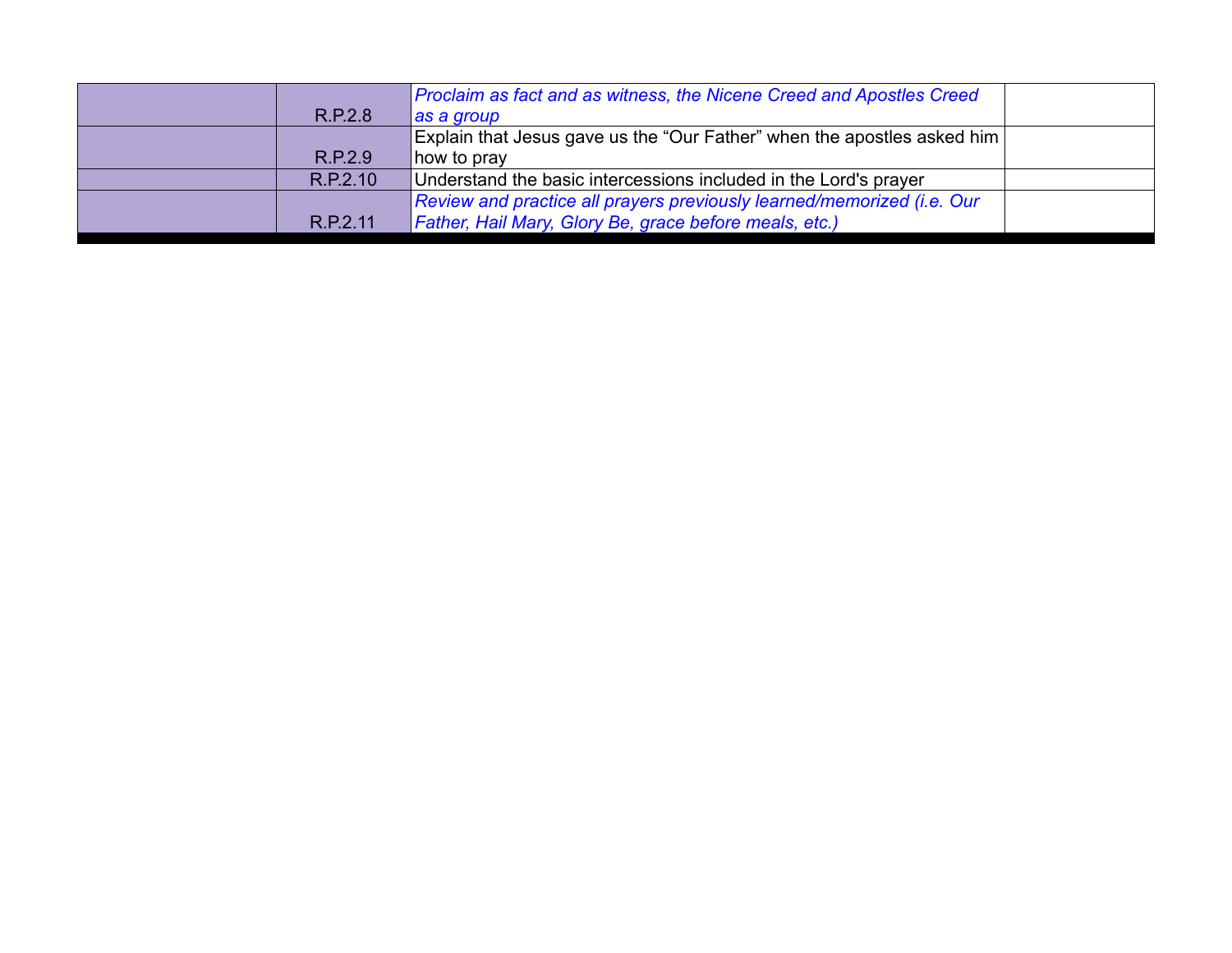| | | | |
|---|---|---|---|
| | R.P.2.8 | *Proclaim as fact and as witness, the Nicene Creed and Apostles Creed as a group* | |
| | R.P.2.9 | Explain that Jesus gave us the “Our Father” when the apostles asked him how to pray | |
| | R.P.2.10 | Understand the basic intercessions included in the Lord's prayer | |
| | R.P.2.11 | *Review and practice all prayers previously learned/memorized (i.e. Our Father, Hail Mary, Glory Be, grace before meals, etc.)* | |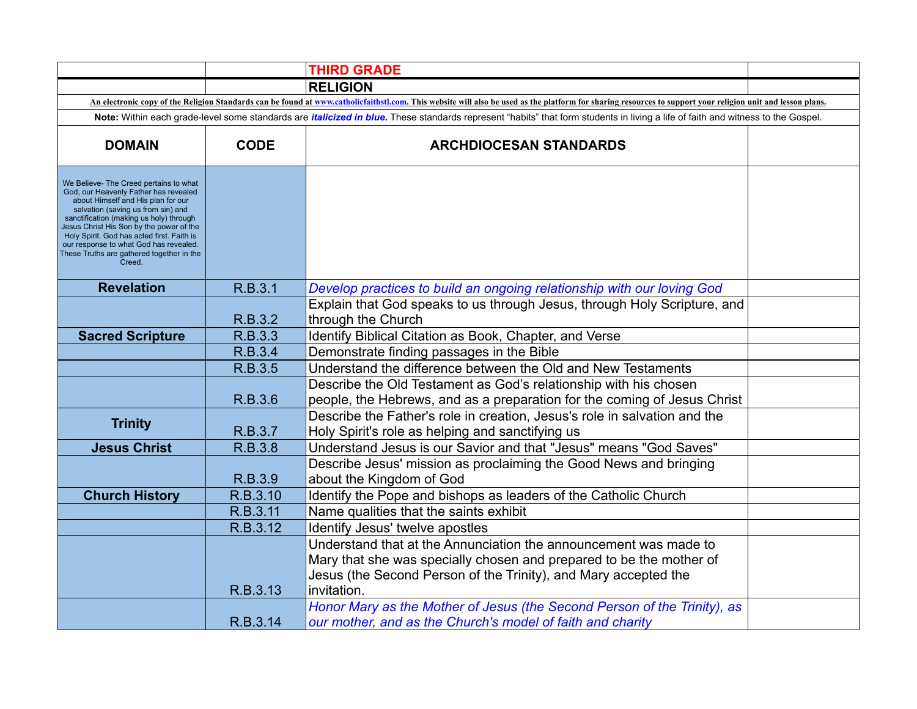| | | | |
|---|---|---|---|
| | | **THIRD GRADE** | |
| | | **RELIGION** | |

**An electronic copy of the Religion Standards can be found at www.catholicfaithstl.com. This website will also be used as the platform for sharing resources to support your religion unit and lesson plans.**

**Note:** Within each grade-level some standards are ***italicized in blue***. These standards represent "habits" that form students in living a life of faith and witness to the Gospel.

| DOMAIN | CODE | ARCHDIOCESAN STANDARDS | |
|---|---|---|---|
| We Believe- The Creed pertains to what God, our Heavenly Father has revealed about Himself and His plan for our salvation (saving us from sin) and sanctification (making us holy) through Jesus Christ His Son by the power of the Holy Spirit. God has acted first. Faith is our response to what God has revealed. These Truths are gathered together in the Creed. | | | |
| **Revelation** | R.B.3.1 | *Develop practices to build an ongoing relationship with our loving God* | |
| | R.B.3.2 | Explain that God speaks to us through Jesus, through Holy Scripture, and through the Church | |
| **Sacred Scripture** | R.B.3.3 | Identify Biblical Citation as Book, Chapter, and Verse | |
| | R.B.3.4 | Demonstrate finding passages in the Bible | |
| | R.B.3.5 | Understand the difference between the Old and New Testaments | |
| | R.B.3.6 | Describe the Old Testament as God's relationship with his chosen people, the Hebrews, and as a preparation for the coming of Jesus Christ | |
| **Trinity** | R.B.3.7 | Describe the Father's role in creation, Jesus's role in salvation and the Holy Spirit's role as helping and sanctifying us | |
| **Jesus Christ** | R.B.3.8 | Understand Jesus is our Savior and that "Jesus" means "God Saves" | |
| | R.B.3.9 | Describe Jesus' mission as proclaiming the Good News and bringing about the Kingdom of God | |
| **Church History** | R.B.3.10 | Identify the Pope and bishops as leaders of the Catholic Church | |
| | R.B.3.11 | Name qualities that the saints exhibit | |
| | R.B.3.12 | Identify Jesus' twelve apostles | |
| | R.B.3.13 | Understand that at the Annunciation the announcement was made to Mary that she was specially chosen and prepared to be the mother of Jesus (the Second Person of the Trinity), and Mary accepted the invitation. | |
| | R.B.3.14 | *Honor Mary as the Mother of Jesus (the Second Person of the Trinity), as our mother, and as the Church's model of faith and charity* | |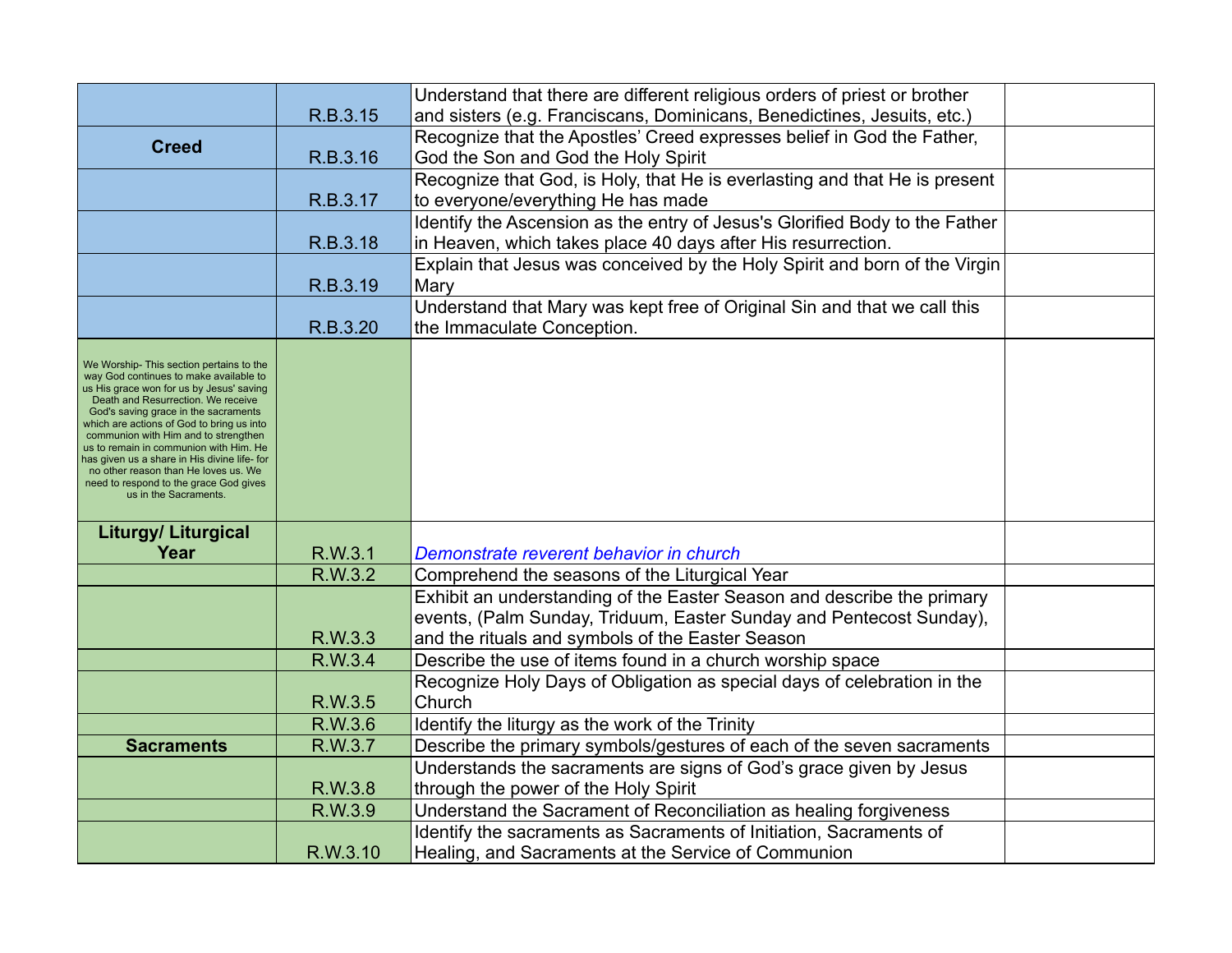| | | | |
|---|---|---|---|
| | R.B.3.15 | Understand that there are different religious orders of priest or brother and sisters (e.g. Franciscans, Dominicans, Benedictines, Jesuits, etc.) | |
| **Creed** | R.B.3.16 | Recognize that the Apostles' Creed expresses belief in God the Father, God the Son and God the Holy Spirit | |
| | R.B.3.17 | Recognize that God, is Holy, that He is everlasting and that He is present to everyone/everything He has made | |
| | R.B.3.18 | Identify the Ascension as the entry of Jesus's Glorified Body to the Father in Heaven, which takes place 40 days after His resurrection. | |
| | R.B.3.19 | Explain that Jesus was conceived by the Holy Spirit and born of the Virgin Mary | |
| | R.B.3.20 | Understand that Mary was kept free of Original Sin and that we call this the Immaculate Conception. | |
| We Worship- This section pertains to the way God continues to make available to us His grace won for us by Jesus' saving Death and Resurrection. We receive God's saving grace in the sacraments which are actions of God to bring us into communion with Him and to strengthen us to remain in communion with Him. He has given us a share in His divine life- for no other reason than He loves us. We need to respond to the grace God gives us in the Sacraments. | | | |
| **Liturgy/ Liturgical Year** | R.W.3.1 | *Demonstrate reverent behavior in church* | |
| | R.W.3.2 | Comprehend the seasons of the Liturgical Year | |
| | R.W.3.3 | Exhibit an understanding of the Easter Season and describe the primary events, (Palm Sunday, Triduum, Easter Sunday and Pentecost Sunday), and the rituals and symbols of the Easter Season | |
| | R.W.3.4 | Describe the use of items found in a church worship space | |
| | R.W.3.5 | Recognize Holy Days of Obligation as special days of celebration in the Church | |
| | R.W.3.6 | Identify the liturgy as the work of the Trinity | |
| **Sacraments** | R.W.3.7 | Describe the primary symbols/gestures of each of the seven sacraments | |
| | R.W.3.8 | Understands the sacraments are signs of God's grace given by Jesus through the power of the Holy Spirit | |
| | R.W.3.9 | Understand the Sacrament of Reconciliation as healing forgiveness | |
| | R.W.3.10 | Identify the sacraments as Sacraments of Initiation, Sacraments of Healing, and Sacraments at the Service of Communion | |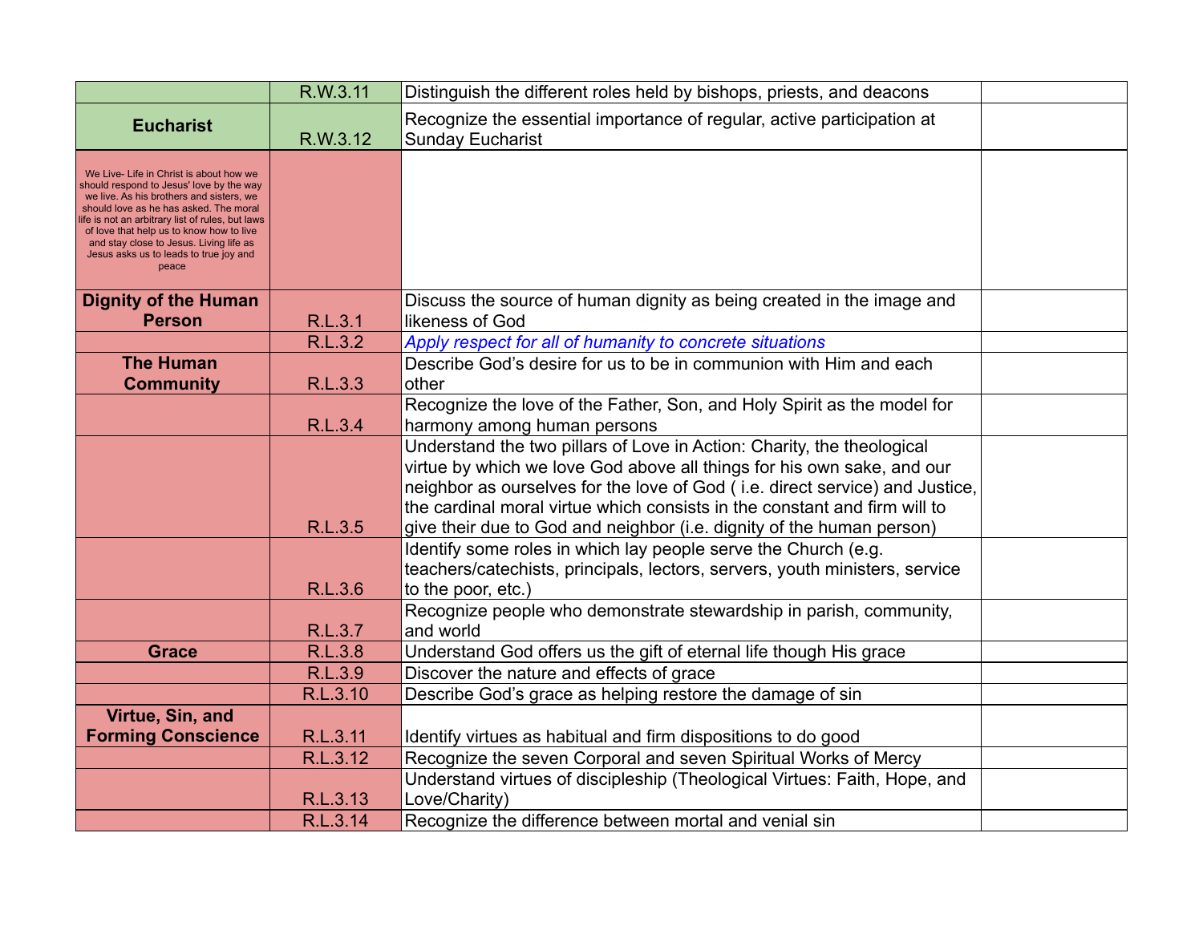| | | | |
|---|---|---|---|
| | R.W.3.11 | Distinguish the different roles held by bishops, priests, and deacons | |
| **Eucharist** | R.W.3.12 | Recognize the essential importance of regular, active participation at Sunday Eucharist | |
| We Live- Life in Christ is about how we should respond to Jesus' love by the way we live. As his brothers and sisters, we should love as he has asked. The moral life is not an arbitrary list of rules, but laws of love that help us to know how to live and stay close to Jesus. Living life as Jesus asks us to leads to true joy and peace | | | |
| **Dignity of the Human Person** | R.L.3.1 | Discuss the source of human dignity as being created in the image and likeness of God | |
| | R.L.3.2 | *Apply respect for all of humanity to concrete situations* | |
| **The Human Community** | R.L.3.3 | Describe God's desire for us to be in communion with Him and each other | |
| | R.L.3.4 | Recognize the love of the Father, Son, and Holy Spirit as the model for harmony among human persons | |
| | R.L.3.5 | Understand the two pillars of Love in Action: Charity, the theological virtue by which we love God above all things for his own sake, and our neighbor as ourselves for the love of God ( i.e. direct service) and Justice, the cardinal moral virtue which consists in the constant and firm will to give their due to God and neighbor (i.e. dignity of the human person) | |
| | R.L.3.6 | Identify some roles in which lay people serve the Church (e.g. teachers/catechists, principals, lectors, servers, youth ministers, service to the poor, etc.) | |
| | R.L.3.7 | Recognize people who demonstrate stewardship in parish, community, and world | |
| **Grace** | R.L.3.8 | Understand God offers us the gift of eternal life though His grace | |
| | R.L.3.9 | Discover the nature and effects of grace | |
| | R.L.3.10 | Describe God's grace as helping restore the damage of sin | |
| **Virtue, Sin, and Forming Conscience** | R.L.3.11 | Identify virtues as habitual and firm dispositions to do good | |
| | R.L.3.12 | Recognize the seven Corporal and seven Spiritual Works of Mercy | |
| | R.L.3.13 | Understand virtues of discipleship (Theological Virtues: Faith, Hope, and Love/Charity) | |
| | R.L.3.14 | Recognize the difference between mortal and venial sin | |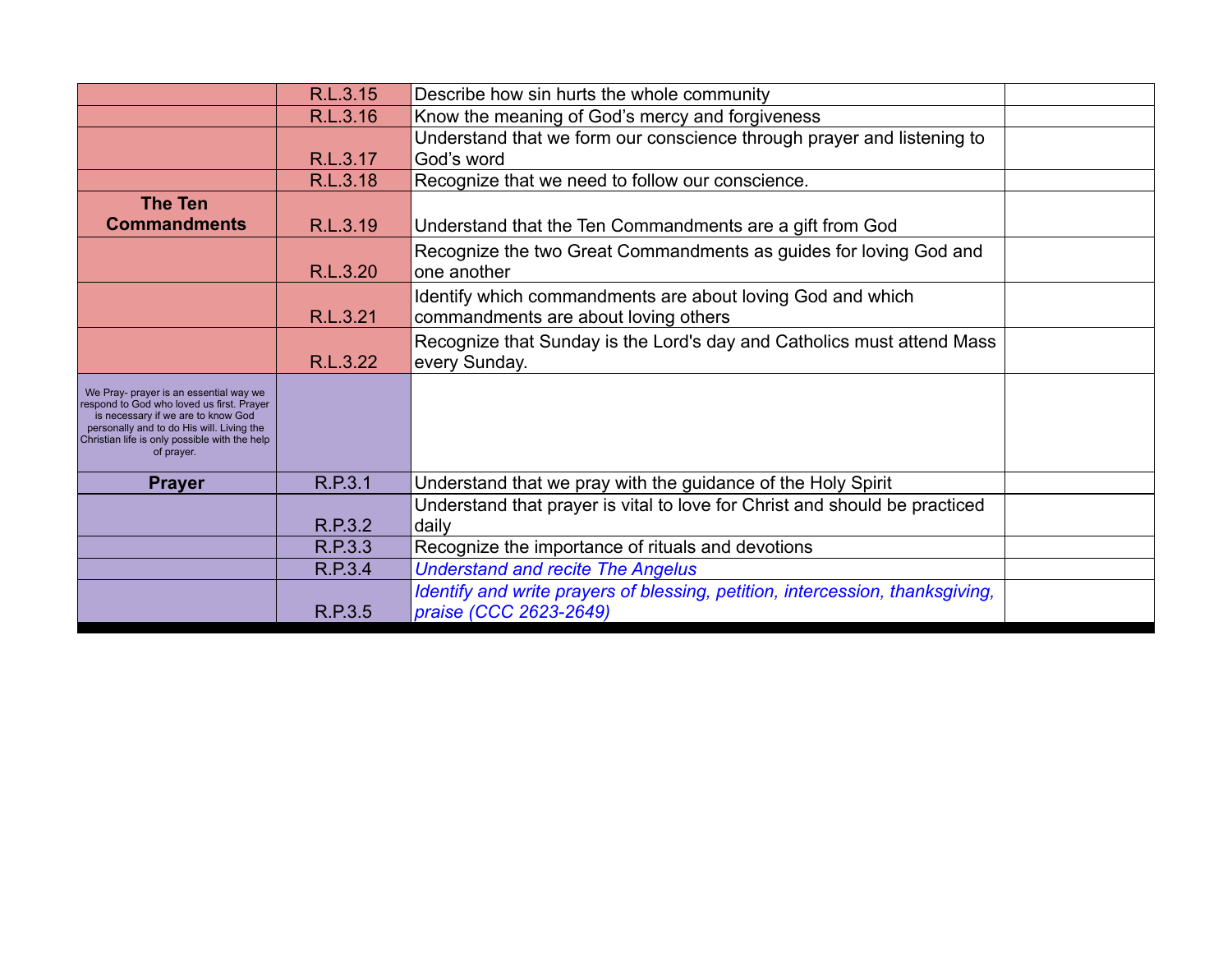| | | | |
|---|---|---|---|
| | R.L.3.15 | Describe how sin hurts the whole community | |
| | R.L.3.16 | Know the meaning of God's mercy and forgiveness | |
| | R.L.3.17 | Understand that we form our conscience through prayer and listening to God's word | |
| | R.L.3.18 | Recognize that we need to follow our conscience. | |
| **The Ten Commandments** | R.L.3.19 | Understand that the Ten Commandments are a gift from God | |
| | R.L.3.20 | Recognize the two Great Commandments as guides for loving God and one another | |
| | R.L.3.21 | Identify which commandments are about loving God and which commandments are about loving others | |
| | R.L.3.22 | Recognize that Sunday is the Lord's day and Catholics must attend Mass every Sunday. | |
| We Pray- prayer is an essential way we respond to God who loved us first. Prayer is necessary if we are to know God personally and to do His will. Living the Christian life is only possible with the help of prayer. | | | |
| **Prayer** | R.P.3.1 | Understand that we pray with the guidance of the Holy Spirit | |
| | R.P.3.2 | Understand that prayer is vital to love for Christ and should be practiced daily | |
| | R.P.3.3 | Recognize the importance of rituals and devotions | |
| | R.P.3.4 | *Understand and recite The Angelus* | |
| | R.P.3.5 | *Identify and write prayers of blessing, petition, intercession, thanksgiving, praise (CCC 2623-2649)* | |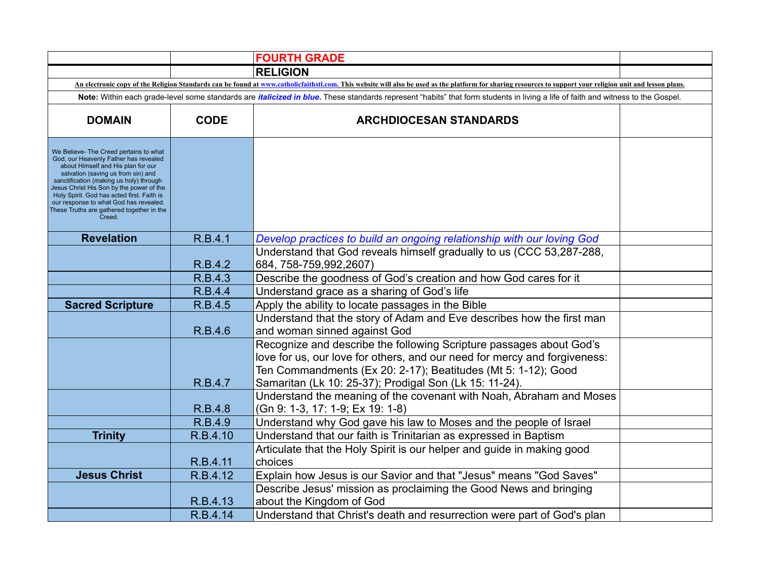# FOURTH GRADE

## RELIGION

**An electronic copy of the Religion Standards can be found at www.catholicfaithstl.com. This website will also be used as the platform for sharing resources to support your religion unit and lesson plans.**

**Note:** Within each grade-level some standards are ***italicized in blue***. These standards represent "habits" that form students in living a life of faith and witness to the Gospel.

| DOMAIN | CODE | ARCHDIOCESAN STANDARDS | |
|---|---|---|---|
| We Believe- The Creed pertains to what God, our Heavenly Father has revealed about Himself and His plan for our salvation (saving us from sin) and sanctification (making us holy) through Jesus Christ His Son by the power of the Holy Spirit. God has acted first. Faith is our response to what God has revealed. These Truths are gathered together in the Creed. | | | |
| **Revelation** | R.B.4.1 | *Develop practices to build an ongoing relationship with our loving God* | |
| | R.B.4.2 | Understand that God reveals himself gradually to us (CCC 53,287-288, 684, 758-759,992,2607) | |
| | R.B.4.3 | Describe the goodness of God's creation and how God cares for it | |
| | R.B.4.4 | Understand grace as a sharing of God's life | |
| **Sacred Scripture** | R.B.4.5 | Apply the ability to locate passages in the Bible | |
| | R.B.4.6 | Understand that the story of Adam and Eve describes how the first man and woman sinned against God | |
| | R.B.4.7 | Recognize and describe the following Scripture passages about God's love for us, our love for others, and our need for mercy and forgiveness: Ten Commandments (Ex 20: 2-17); Beatitudes (Mt 5: 1-12); Good Samaritan (Lk 10: 25-37); Prodigal Son (Lk 15: 11-24). | |
| | R.B.4.8 | Understand the meaning of the covenant with Noah, Abraham and Moses (Gn 9: 1-3, 17: 1-9; Ex 19: 1-8) | |
| | R.B.4.9 | Understand why God gave his law to Moses and the people of Israel | |
| **Trinity** | R.B.4.10 | Understand that our faith is Trinitarian as expressed in Baptism | |
| | R.B.4.11 | Articulate that the Holy Spirit is our helper and guide in making good choices | |
| **Jesus Christ** | R.B.4.12 | Explain how Jesus is our Savior and that "Jesus" means "God Saves" | |
| | R.B.4.13 | Describe Jesus' mission as proclaiming the Good News and bringing about the Kingdom of God | |
| | R.B.4.14 | Understand that Christ's death and resurrection were part of God's plan | |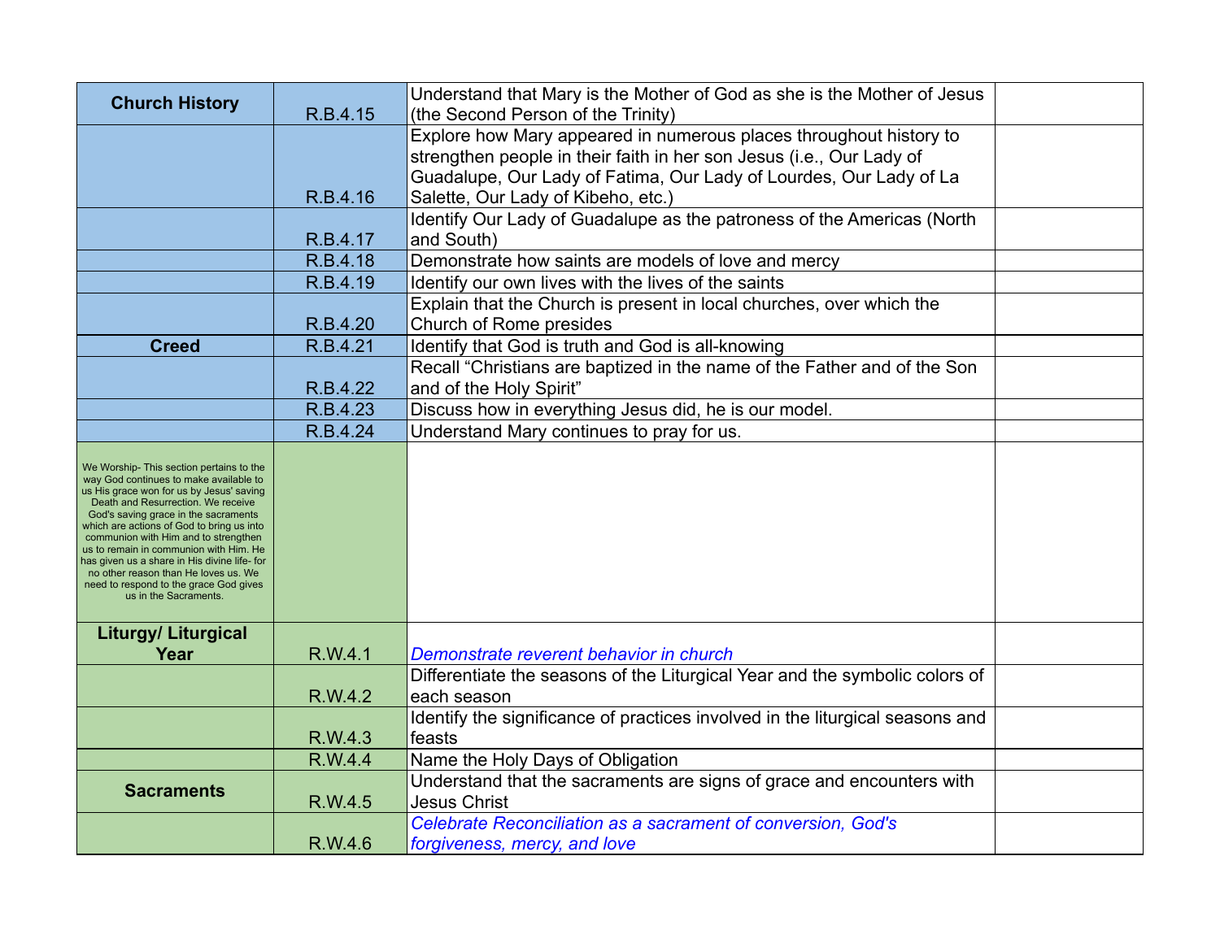| | | | |
|---|---|---|---|
| **Church History** | R.B.4.15 | Understand that Mary is the Mother of God as she is the Mother of Jesus (the Second Person of the Trinity) | |
| | R.B.4.16 | Explore how Mary appeared in numerous places throughout history to strengthen people in their faith in her son Jesus (i.e., Our Lady of Guadalupe, Our Lady of Fatima, Our Lady of Lourdes, Our Lady of La Salette, Our Lady of Kibeho, etc.) | |
| | R.B.4.17 | Identify Our Lady of Guadalupe as the patroness of the Americas (North and South) | |
| | R.B.4.18 | Demonstrate how saints are models of love and mercy | |
| | R.B.4.19 | Identify our own lives with the lives of the saints | |
| | R.B.4.20 | Explain that the Church is present in local churches, over which the Church of Rome presides | |
| **Creed** | R.B.4.21 | Identify that God is truth and God is all-knowing | |
| | R.B.4.22 | Recall “Christians are baptized in the name of the Father and of the Son and of the Holy Spirit” | |
| | R.B.4.23 | Discuss how in everything Jesus did, he is our model. | |
| | R.B.4.24 | Understand Mary continues to pray for us. | |
| We Worship- This section pertains to the way God continues to make available to us His grace won for us by Jesus' saving Death and Resurrection. We receive God's saving grace in the sacraments which are actions of God to bring us into communion with Him and to strengthen us to remain in communion with Him. He has given us a share in His divine life- for no other reason than He loves us. We need to respond to the grace God gives us in the Sacraments. | | | |
| **Liturgy/ Liturgical Year** | R.W.4.1 | *Demonstrate reverent behavior in church* | |
| | R.W.4.2 | Differentiate the seasons of the Liturgical Year and the symbolic colors of each season | |
| | R.W.4.3 | Identify the significance of practices involved in the liturgical seasons and feasts | |
| | R.W.4.4 | Name the Holy Days of Obligation | |
| **Sacraments** | R.W.4.5 | Understand that the sacraments are signs of grace and encounters with Jesus Christ | |
| | R.W.4.6 | *Celebrate Reconciliation as a sacrament of conversion, God's forgiveness, mercy, and love* | |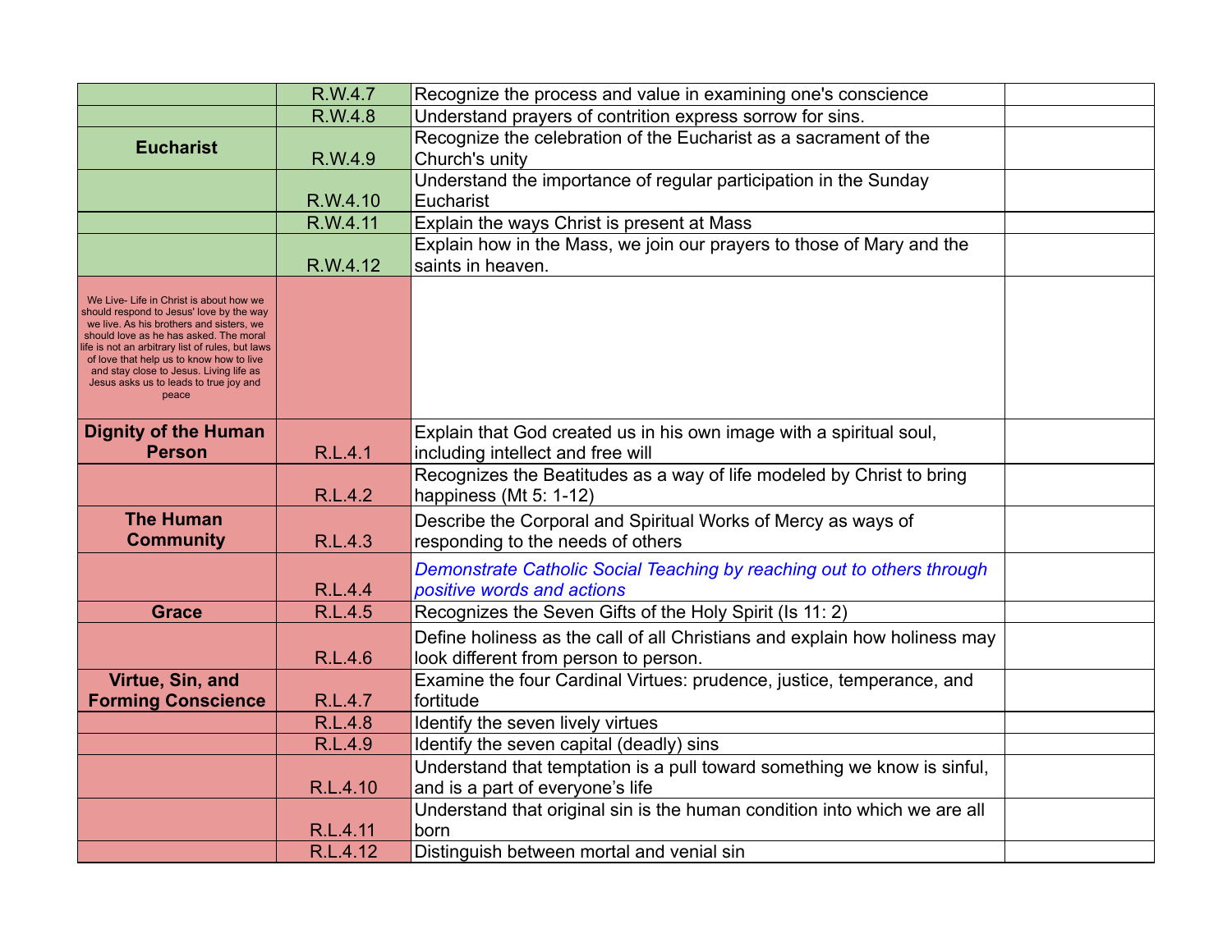| | | | |
|---|---|---|---|
| | R.W.4.7 | Recognize the process and value in examining one's conscience | |
| | R.W.4.8 | Understand prayers of contrition express sorrow for sins. | |
| **Eucharist** | R.W.4.9 | Recognize the celebration of the Eucharist as a sacrament of the Church's unity | |
| | R.W.4.10 | Understand the importance of regular participation in the Sunday Eucharist | |
| | R.W.4.11 | Explain the ways Christ is present at Mass | |
| | R.W.4.12 | Explain how in the Mass, we join our prayers to those of Mary and the saints in heaven. | |
| We Live- Life in Christ is about how we should respond to Jesus' love by the way we live. As his brothers and sisters, we should love as he has asked. The moral life is not an arbitrary list of rules, but laws of love that help us to know how to live and stay close to Jesus. Living life as Jesus asks us to leads to true joy and peace | | | |
| **Dignity of the Human Person** | R.L.4.1 | Explain that God created us in his own image with a spiritual soul, including intellect and free will | |
| | R.L.4.2 | Recognizes the Beatitudes as a way of life modeled by Christ to bring happiness (Mt 5: 1-12) | |
| **The Human Community** | R.L.4.3 | Describe the Corporal and Spiritual Works of Mercy as ways of responding to the needs of others | |
| | R.L.4.4 | *Demonstrate Catholic Social Teaching by reaching out to others through positive words and actions* | |
| **Grace** | R.L.4.5 | Recognizes the Seven Gifts of the Holy Spirit (Is 11: 2) | |
| | R.L.4.6 | Define holiness as the call of all Christians and explain how holiness may look different from person to person. | |
| **Virtue, Sin, and Forming Conscience** | R.L.4.7 | Examine the four Cardinal Virtues: prudence, justice, temperance, and fortitude | |
| | R.L.4.8 | Identify the seven lively virtues | |
| | R.L.4.9 | Identify the seven capital (deadly) sins | |
| | R.L.4.10 | Understand that temptation is a pull toward something we know is sinful, and is a part of everyone's life | |
| | R.L.4.11 | Understand that original sin is the human condition into which we are all born | |
| | R.L.4.12 | Distinguish between mortal and venial sin | |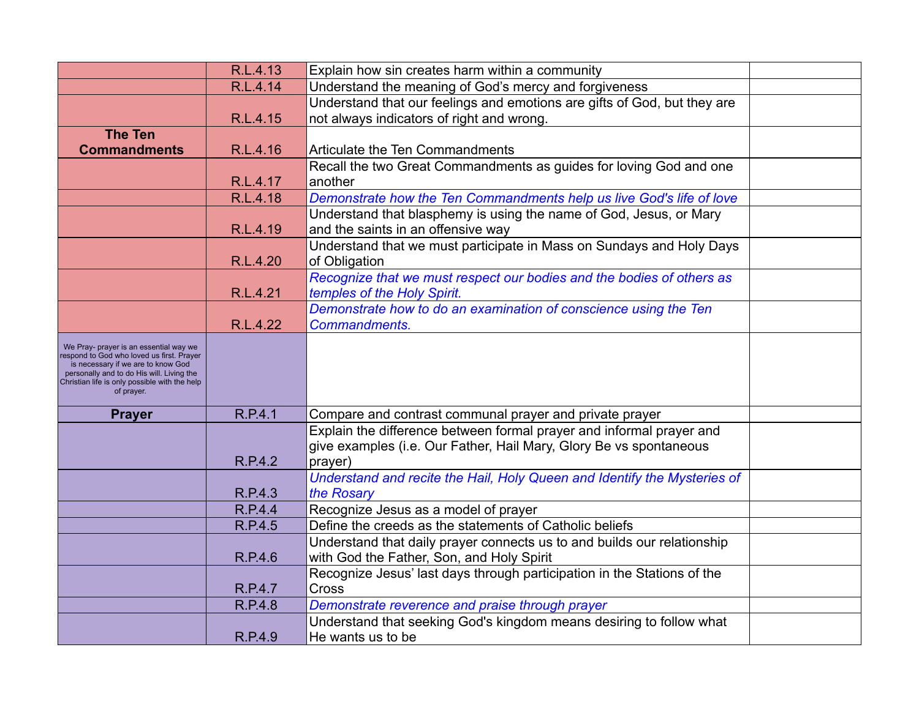| | | | |
|---|---|---|---|
| | R.L.4.13 | Explain how sin creates harm within a community | |
| | R.L.4.14 | Understand the meaning of God's mercy and forgiveness | |
| | R.L.4.15 | Understand that our feelings and emotions are gifts of God, but they are not always indicators of right and wrong. | |
| **The Ten Commandments** | R.L.4.16 | Articulate the Ten Commandments | |
| | R.L.4.17 | Recall the two Great Commandments as guides for loving God and one another | |
| | R.L.4.18 | *Demonstrate how the Ten Commandments help us live God's life of love* | |
| | R.L.4.19 | Understand that blasphemy is using the name of God, Jesus, or Mary and the saints in an offensive way | |
| | R.L.4.20 | Understand that we must participate in Mass on Sundays and Holy Days of Obligation | |
| | R.L.4.21 | *Recognize that we must respect our bodies and the bodies of others as temples of the Holy Spirit.* | |
| | R.L.4.22 | *Demonstrate how to do an examination of conscience using the Ten Commandments.* | |
| We Pray- prayer is an essential way we respond to God who loved us first. Prayer is necessary if we are to know God personally and to do His will. Living the Christian life is only possible with the help of prayer. | | | |
| **Prayer** | R.P.4.1 | Compare and contrast communal prayer and private prayer | |
| | R.P.4.2 | Explain the difference between formal prayer and informal prayer and give examples (i.e. Our Father, Hail Mary, Glory Be vs spontaneous prayer) | |
| | R.P.4.3 | *Understand and recite the Hail, Holy Queen and Identify the Mysteries of the Rosary* | |
| | R.P.4.4 | Recognize Jesus as a model of prayer | |
| | R.P.4.5 | Define the creeds as the statements of Catholic beliefs | |
| | R.P.4.6 | Understand that daily prayer connects us to and builds our relationship with God the Father, Son, and Holy Spirit | |
| | R.P.4.7 | Recognize Jesus' last days through participation in the Stations of the Cross | |
| | R.P.4.8 | *Demonstrate reverence and praise through prayer* | |
| | R.P.4.9 | Understand that seeking God's kingdom means desiring to follow what He wants us to be | |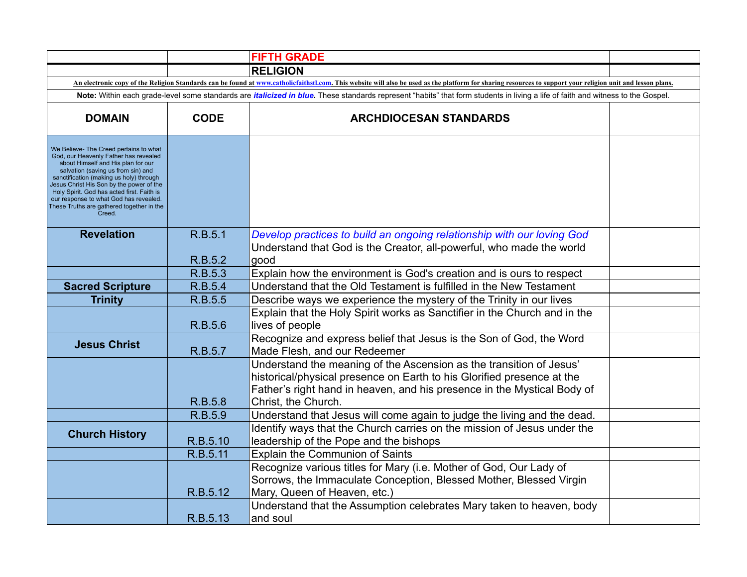| | | | |
|---|---|---|---|
| | | **FIFTH GRADE** | |
| | | **RELIGION** | |

**An electronic copy of the Religion Standards can be found at www.catholicfaithstl.com. This website will also be used as the platform for sharing resources to support your religion unit and lesson plans.**

**Note:** Within each grade-level some standards are ***italicized in blue***. These standards represent "habits" that form students in living a life of faith and witness to the Gospel.

| DOMAIN | CODE | ARCHDIOCESAN STANDARDS | |
|---|---|---|---|
| We Believe- The Creed pertains to what God, our Heavenly Father has revealed about Himself and His plan for our salvation (saving us from sin) and sanctification (making us holy) through Jesus Christ His Son by the power of the Holy Spirit. God has acted first. Faith is our response to what God has revealed. These Truths are gathered together in the Creed. | | | |
| **Revelation** | R.B.5.1 | *Develop practices to build an ongoing relationship with our loving God* | |
| | R.B.5.2 | Understand that God is the Creator, all-powerful, who made the world good | |
| | R.B.5.3 | Explain how the environment is God's creation and is ours to respect | |
| **Sacred Scripture** | R.B.5.4 | Understand that the Old Testament is fulfilled in the New Testament | |
| **Trinity** | R.B.5.5 | Describe ways we experience the mystery of the Trinity in our lives | |
| | R.B.5.6 | Explain that the Holy Spirit works as Sanctifier in the Church and in the lives of people | |
| **Jesus Christ** | R.B.5.7 | Recognize and express belief that Jesus is the Son of God, the Word Made Flesh, and our Redeemer | |
| | R.B.5.8 | Understand the meaning of the Ascension as the transition of Jesus' historical/physical presence on Earth to his Glorified presence at the Father's right hand in heaven, and his presence in the Mystical Body of Christ, the Church. | |
| | R.B.5.9 | Understand that Jesus will come again to judge the living and the dead. | |
| **Church History** | R.B.5.10 | Identify ways that the Church carries on the mission of Jesus under the leadership of the Pope and the bishops | |
| | R.B.5.11 | Explain the Communion of Saints | |
| | R.B.5.12 | Recognize various titles for Mary (i.e. Mother of God, Our Lady of Sorrows, the Immaculate Conception, Blessed Mother, Blessed Virgin Mary, Queen of Heaven, etc.) | |
| | R.B.5.13 | Understand that the Assumption celebrates Mary taken to heaven, body and soul | |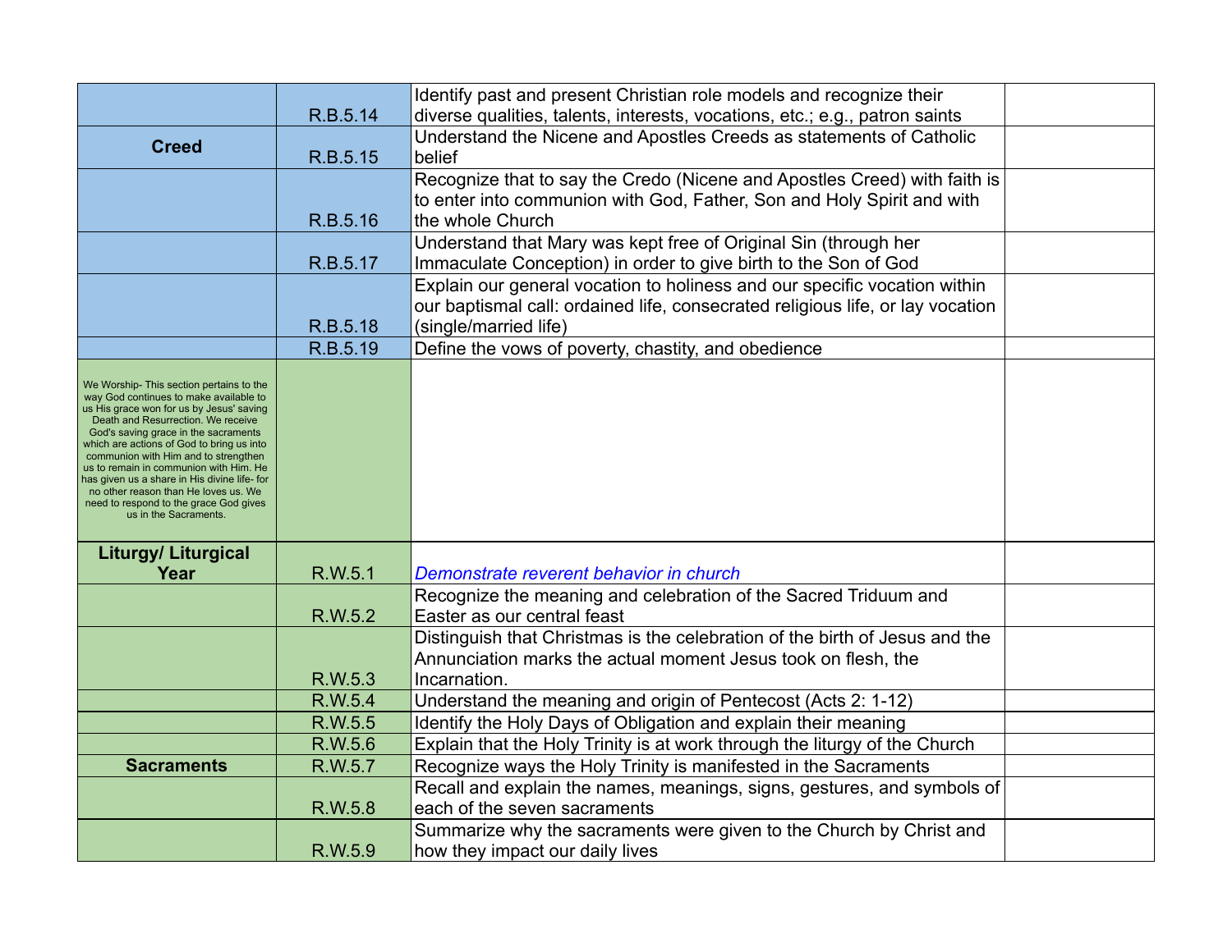| | | | |
|---|---|---|---|
| | R.B.5.14 | Identify past and present Christian role models and recognize their diverse qualities, talents, interests, vocations, etc.; e.g., patron saints | |
| **Creed** | R.B.5.15 | Understand the Nicene and Apostles Creeds as statements of Catholic belief | |
| | R.B.5.16 | Recognize that to say the Credo (Nicene and Apostles Creed) with faith is to enter into communion with God, Father, Son and Holy Spirit and with the whole Church | |
| | R.B.5.17 | Understand that Mary was kept free of Original Sin (through her Immaculate Conception) in order to give birth to the Son of God | |
| | R.B.5.18 | Explain our general vocation to holiness and our specific vocation within our baptismal call: ordained life, consecrated religious life, or lay vocation (single/married life) | |
| | R.B.5.19 | Define the vows of poverty, chastity, and obedience | |
| We Worship- This section pertains to the way God continues to make available to us His grace won for us by Jesus' saving Death and Resurrection. We receive God's saving grace in the sacraments which are actions of God to bring us into communion with Him and to strengthen us to remain in communion with Him. He has given us a share in His divine life- for no other reason than He loves us. We need to respond to the grace God gives us in the Sacraments. | | | |
| **Liturgy/ Liturgical Year** | R.W.5.1 | *Demonstrate reverent behavior in church* | |
| | R.W.5.2 | Recognize the meaning and celebration of the Sacred Triduum and Easter as our central feast | |
| | R.W.5.3 | Distinguish that Christmas is the celebration of the birth of Jesus and the Annunciation marks the actual moment Jesus took on flesh, the Incarnation. | |
| | R.W.5.4 | Understand the meaning and origin of Pentecost (Acts 2: 1-12) | |
| | R.W.5.5 | Identify the Holy Days of Obligation and explain their meaning | |
| | R.W.5.6 | Explain that the Holy Trinity is at work through the liturgy of the Church | |
| **Sacraments** | R.W.5.7 | Recognize ways the Holy Trinity is manifested in the Sacraments | |
| | R.W.5.8 | Recall and explain the names, meanings, signs, gestures, and symbols of each of the seven sacraments | |
| | R.W.5.9 | Summarize why the sacraments were given to the Church by Christ and how they impact our daily lives | |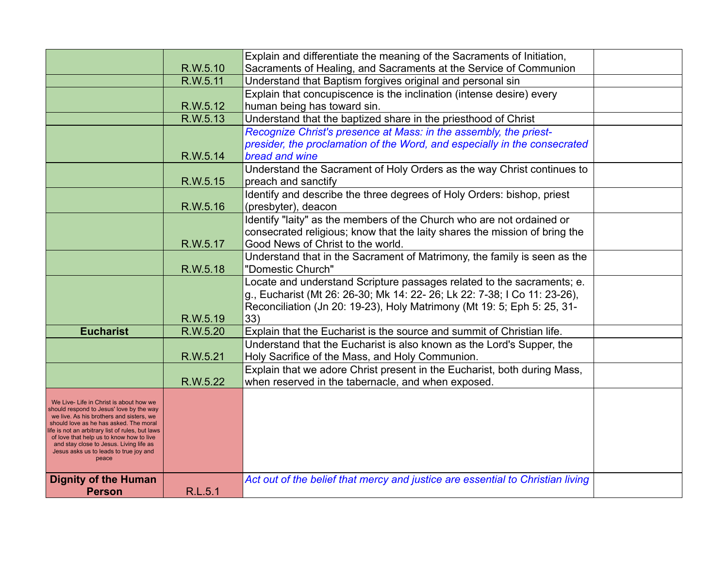| | | | |
|---|---|---|---|
| | R.W.5.10 | Explain and differentiate the meaning of the Sacraments of Initiation, Sacraments of Healing, and Sacraments at the Service of Communion | |
| | R.W.5.11 | Understand that Baptism forgives original and personal sin | |
| | R.W.5.12 | Explain that concupiscence is the inclination (intense desire) every human being has toward sin. | |
| | R.W.5.13 | Understand that the baptized share in the priesthood of Christ | |
| | R.W.5.14 | *Recognize Christ's presence at Mass: in the assembly, the priest-presider, the proclamation of the Word, and especially in the consecrated bread and wine* | |
| | R.W.5.15 | Understand the Sacrament of Holy Orders as the way Christ continues to preach and sanctify | |
| | R.W.5.16 | Identify and describe the three degrees of Holy Orders: bishop, priest (presbyter), deacon | |
| | R.W.5.17 | Identify "laity" as the members of the Church who are not ordained or consecrated religious; know that the laity shares the mission of bring the Good News of Christ to the world. | |
| | R.W.5.18 | Understand that in the Sacrament of Matrimony, the family is seen as the "Domestic Church" | |
| | R.W.5.19 | Locate and understand Scripture passages related to the sacraments; e. g., Eucharist (Mt 26: 26-30; Mk 14: 22- 26; Lk 22: 7-38; I Co 11: 23-26), Reconciliation (Jn 20: 19-23), Holy Matrimony (Mt 19: 5; Eph 5: 25, 31-33) | |
| **Eucharist** | R.W.5.20 | Explain that the Eucharist is the source and summit of Christian life. | |
| | R.W.5.21 | Understand that the Eucharist is also known as the Lord's Supper, the Holy Sacrifice of the Mass, and Holy Communion. | |
| | R.W.5.22 | Explain that we adore Christ present in the Eucharist, both during Mass, when reserved in the tabernacle, and when exposed. | |
| We Live- Life in Christ is about how we should respond to Jesus' love by the way we live. As his brothers and sisters, we should love as he has asked. The moral life is not an arbitrary list of rules, but laws of love that help us to know how to live and stay close to Jesus. Living life as Jesus asks us to leads to true joy and peace | | | |
| **Dignity of the Human Person** | R.L.5.1 | *Act out of the belief that mercy and justice are essential to Christian living* | |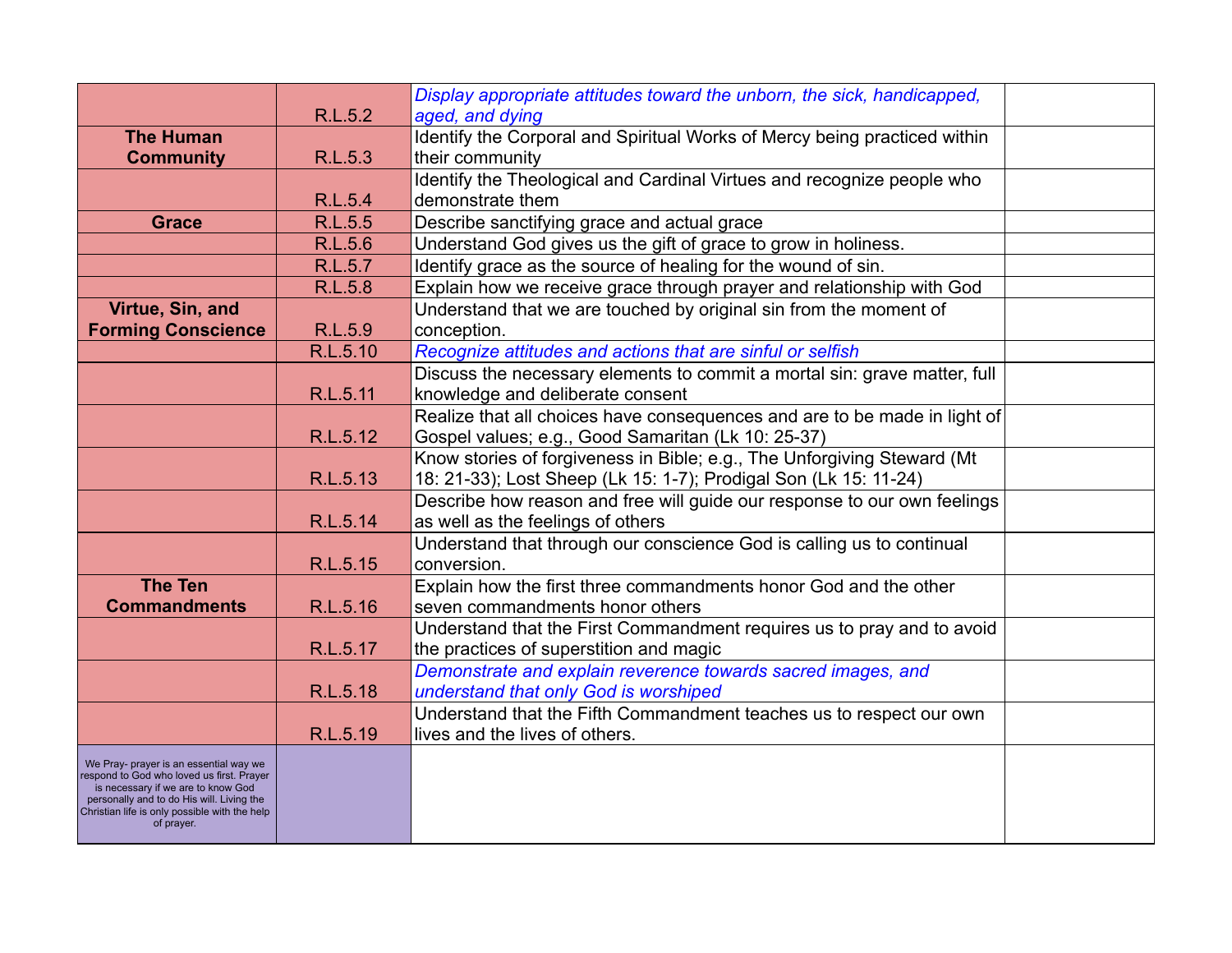| | | | |
|---|---|---|---|
| | R.L.5.2 | *Display appropriate attitudes toward the unborn, the sick, handicapped, aged, and dying* | |
| **The Human Community** | R.L.5.3 | Identify the Corporal and Spiritual Works of Mercy being practiced within their community | |
| | R.L.5.4 | Identify the Theological and Cardinal Virtues and recognize people who demonstrate them | |
| **Grace** | R.L.5.5 | Describe sanctifying grace and actual grace | |
| | R.L.5.6 | Understand God gives us the gift of grace to grow in holiness. | |
| | R.L.5.7 | Identify grace as the source of healing for the wound of sin. | |
| | R.L.5.8 | Explain how we receive grace through prayer and relationship with God | |
| **Virtue, Sin, and Forming Conscience** | R.L.5.9 | Understand that we are touched by original sin from the moment of conception. | |
| | R.L.5.10 | *Recognize attitudes and actions that are sinful or selfish* | |
| | R.L.5.11 | Discuss the necessary elements to commit a mortal sin: grave matter, full knowledge and deliberate consent | |
| | R.L.5.12 | Realize that all choices have consequences and are to be made in light of Gospel values; e.g., Good Samaritan (Lk 10: 25-37) | |
| | R.L.5.13 | Know stories of forgiveness in Bible; e.g., The Unforgiving Steward (Mt 18: 21-33); Lost Sheep (Lk 15: 1-7); Prodigal Son (Lk 15: 11-24) | |
| | R.L.5.14 | Describe how reason and free will guide our response to our own feelings as well as the feelings of others | |
| | R.L.5.15 | Understand that through our conscience God is calling us to continual conversion. | |
| **The Ten Commandments** | R.L.5.16 | Explain how the first three commandments honor God and the other seven commandments honor others | |
| | R.L.5.17 | Understand that the First Commandment requires us to pray and to avoid the practices of superstition and magic | |
| | R.L.5.18 | *Demonstrate and explain reverence towards sacred images, and understand that only God is worshiped* | |
| | R.L.5.19 | Understand that the Fifth Commandment teaches us to respect our own lives and the lives of others. | |
| We Pray- prayer is an essential way we respond to God who loved us first. Prayer is necessary if we are to know God personally and to do His will. Living the Christian life is only possible with the help of prayer. | | | |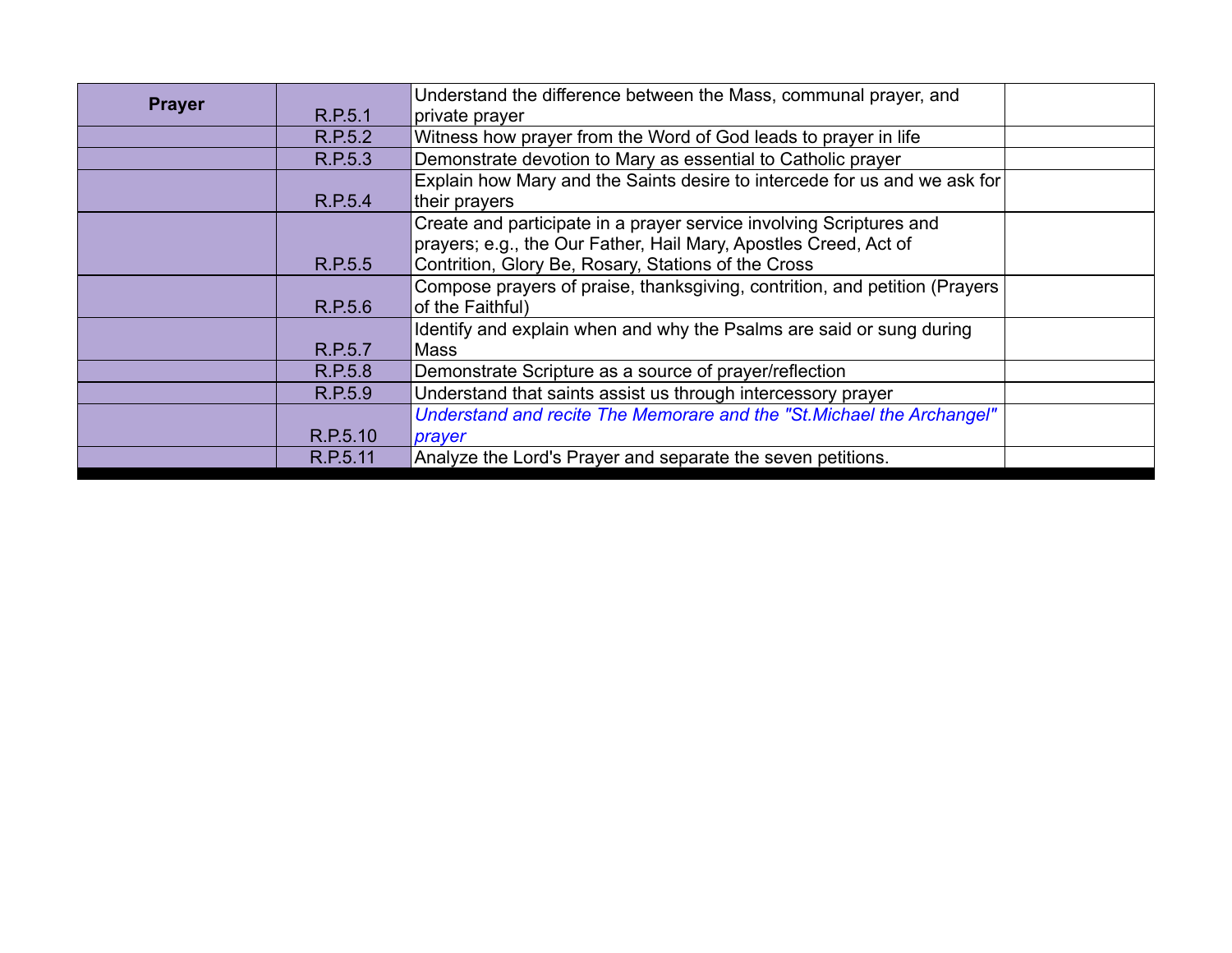| | | | |
|---|---|---|---|
| **Prayer** | R.P.5.1 | Understand the difference between the Mass, communal prayer, and private prayer | |
| | R.P.5.2 | Witness how prayer from the Word of God leads to prayer in life | |
| | R.P.5.3 | Demonstrate devotion to Mary as essential to Catholic prayer | |
| | R.P.5.4 | Explain how Mary and the Saints desire to intercede for us and we ask for their prayers | |
| | R.P.5.5 | Create and participate in a prayer service involving Scriptures and prayers; e.g., the Our Father, Hail Mary, Apostles Creed, Act of Contrition, Glory Be, Rosary, Stations of the Cross | |
| | R.P.5.6 | Compose prayers of praise, thanksgiving, contrition, and petition (Prayers of the Faithful) | |
| | R.P.5.7 | Identify and explain when and why the Psalms are said or sung during Mass | |
| | R.P.5.8 | Demonstrate Scripture as a source of prayer/reflection | |
| | R.P.5.9 | Understand that saints assist us through intercessory prayer | |
| | R.P.5.10 | *Understand and recite The Memorare and the "St.Michael the Archangel" prayer* | |
| | R.P.5.11 | Analyze the Lord's Prayer and separate the seven petitions. | |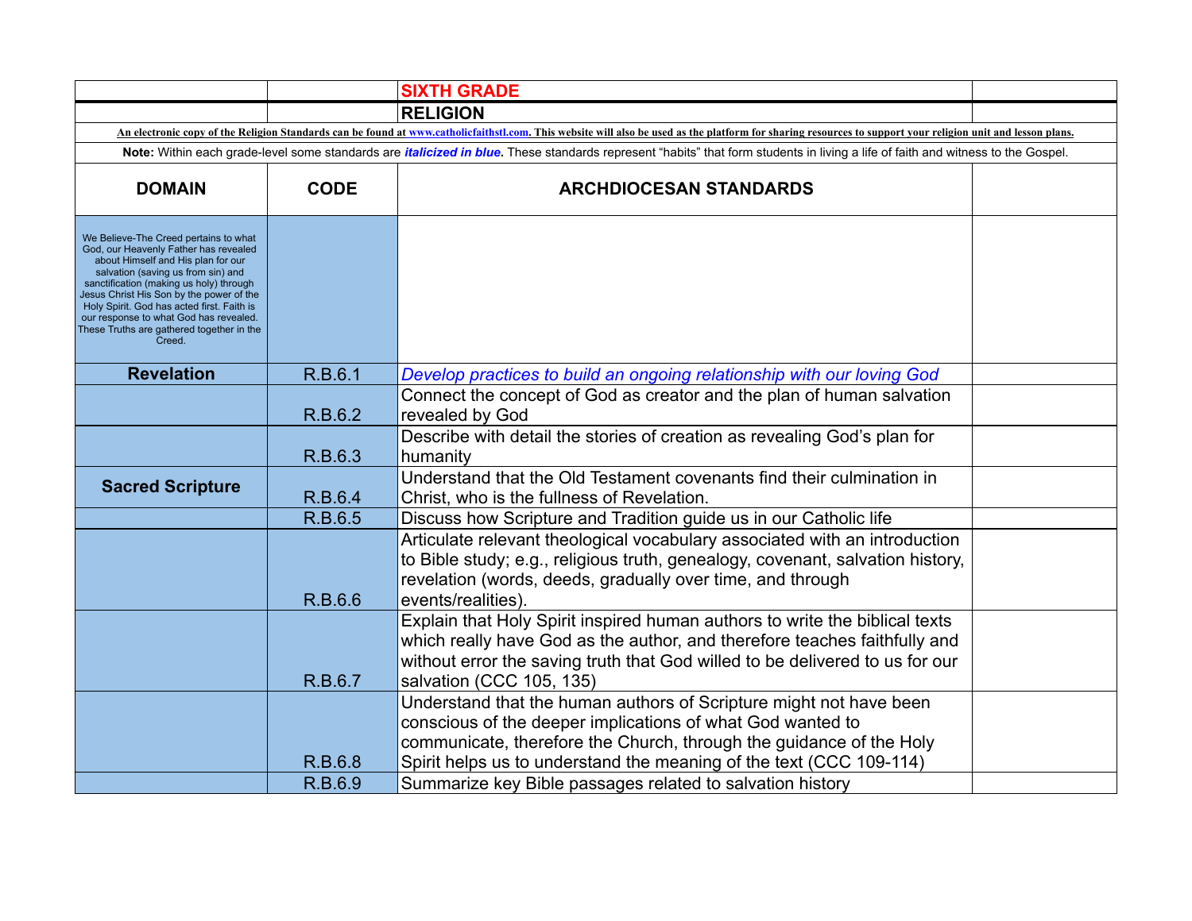| | | | |
|---|---|---|---|
| | | **SIXTH GRADE** | |
| | | **RELIGION** | |
| **An electronic copy of the Religion Standards can be found at www.catholicfaithstl.com. This website will also be used as the platform for sharing resources to support your religion unit and lesson plans.** | | | |
| **Note:** Within each grade-level some standards are ***italicized in blue***. These standards represent "habits" that form students in living a life of faith and witness to the Gospel. | | | |
| **DOMAIN** | **CODE** | **ARCHDIOCESAN STANDARDS** | |
| We Believe-The Creed pertains to what God, our Heavenly Father has revealed about Himself and His plan for our salvation (saving us from sin) and sanctification (making us holy) through Jesus Christ His Son by the power of the Holy Spirit. God has acted first. Faith is our response to what God has revealed. These Truths are gathered together in the Creed. | | | |
| **Revelation** | R.B.6.1 | *Develop practices to build an ongoing relationship with our loving God* | |
| | R.B.6.2 | Connect the concept of God as creator and the plan of human salvation revealed by God | |
| | R.B.6.3 | Describe with detail the stories of creation as revealing God's plan for humanity | |
| **Sacred Scripture** | R.B.6.4 | Understand that the Old Testament covenants find their culmination in Christ, who is the fullness of Revelation. | |
| | R.B.6.5 | Discuss how Scripture and Tradition guide us in our Catholic life | |
| | R.B.6.6 | Articulate relevant theological vocabulary associated with an introduction to Bible study; e.g., religious truth, genealogy, covenant, salvation history, revelation (words, deeds, gradually over time, and through events/realities). | |
| | R.B.6.7 | Explain that Holy Spirit inspired human authors to write the biblical texts which really have God as the author, and therefore teaches faithfully and without error the saving truth that God willed to be delivered to us for our salvation (CCC 105, 135) | |
| | R.B.6.8 | Understand that the human authors of Scripture might not have been conscious of the deeper implications of what God wanted to communicate, therefore the Church, through the guidance of the Holy Spirit helps us to understand the meaning of the text (CCC 109-114) | |
| | R.B.6.9 | Summarize key Bible passages related to salvation history | |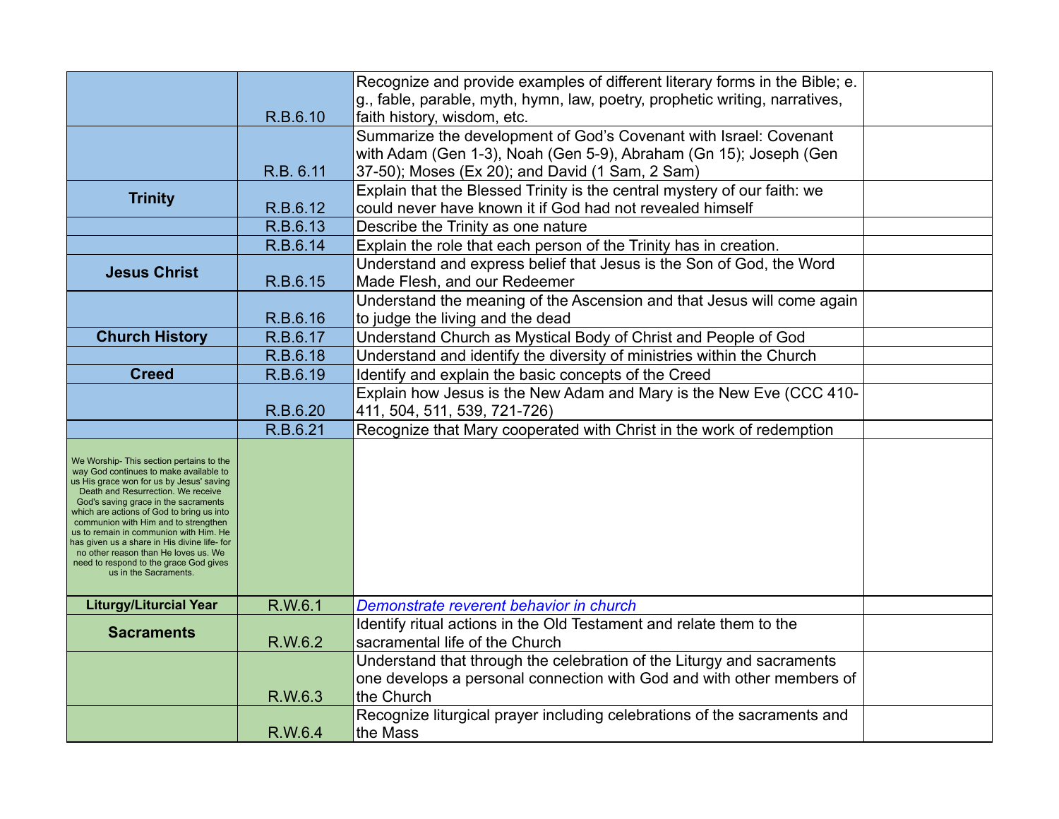| | | | |
|---|---|---|---|
| | R.B.6.10 | Recognize and provide examples of different literary forms in the Bible; e.g., fable, parable, myth, hymn, law, poetry, prophetic writing, narratives, faith history, wisdom, etc. | |
| | R.B. 6.11 | Summarize the development of God's Covenant with Israel: Covenant with Adam (Gen 1-3), Noah (Gen 5-9), Abraham (Gn 15); Joseph (Gen 37-50); Moses (Ex 20); and David (1 Sam, 2 Sam) | |
| **Trinity** | R.B.6.12 | Explain that the Blessed Trinity is the central mystery of our faith: we could never have known it if God had not revealed himself | |
| | R.B.6.13 | Describe the Trinity as one nature | |
| | R.B.6.14 | Explain the role that each person of the Trinity has in creation. | |
| **Jesus Christ** | R.B.6.15 | Understand and express belief that Jesus is the Son of God, the Word Made Flesh, and our Redeemer | |
| | R.B.6.16 | Understand the meaning of the Ascension and that Jesus will come again to judge the living and the dead | |
| **Church History** | R.B.6.17 | Understand Church as Mystical Body of Christ and People of God | |
| | R.B.6.18 | Understand and identify the diversity of ministries within the Church | |
| **Creed** | R.B.6.19 | Identify and explain the basic concepts of the Creed | |
| | R.B.6.20 | Explain how Jesus is the New Adam and Mary is the New Eve (CCC 410-411, 504, 511, 539, 721-726) | |
| | R.B.6.21 | Recognize that Mary cooperated with Christ in the work of redemption | |
| We Worship- This section pertains to the way God continues to make available to us His grace won for us by Jesus' saving Death and Resurrection. We receive God's saving grace in the sacraments which are actions of God to bring us into communion with Him and to strengthen us to remain in communion with Him. He has given us a share in His divine life- for no other reason than He loves us. We need to respond to the grace God gives us in the Sacraments. | | | |
| **Liturgy/Liturcial Year** | R.W.6.1 | *Demonstrate reverent behavior in church* | |
| **Sacraments** | R.W.6.2 | Identify ritual actions in the Old Testament and relate them to the sacramental life of the Church | |
| | R.W.6.3 | Understand that through the celebration of the Liturgy and sacraments one develops a personal connection with God and with other members of the Church | |
| | R.W.6.4 | Recognize liturgical prayer including celebrations of the sacraments and the Mass | |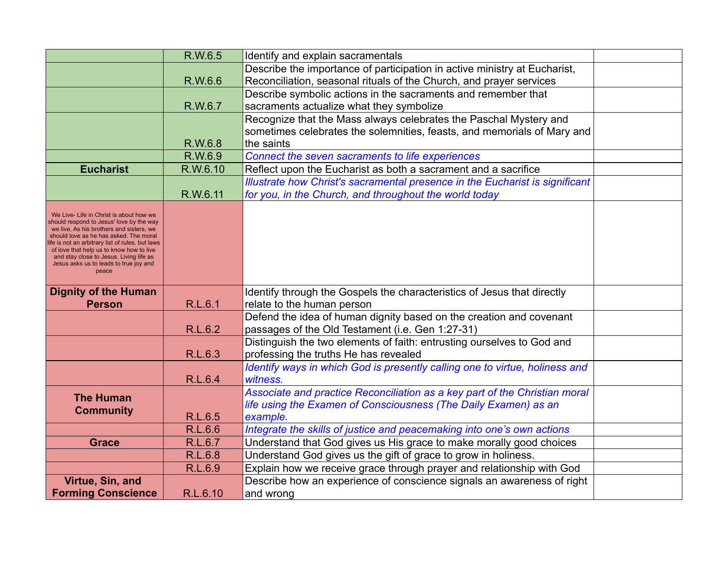| | | | |
|---|---|---|---|
| | R.W.6.5 | Identify and explain sacramentals | |
| | R.W.6.6 | Describe the importance of participation in active ministry at Eucharist, Reconciliation, seasonal rituals of the Church, and prayer services | |
| | R.W.6.7 | Describe symbolic actions in the sacraments and remember that sacraments actualize what they symbolize | |
| | R.W.6.8 | Recognize that the Mass always celebrates the Paschal Mystery and sometimes celebrates the solemnities, feasts, and memorials of Mary and the saints | |
| | R.W.6.9 | *Connect the seven sacraments to life experiences* | |
| **Eucharist** | R.W.6.10 | Reflect upon the Eucharist as both a sacrament and a sacrifice | |
| | R.W.6.11 | *Illustrate how Christ's sacramental presence in the Eucharist is significant for you, in the Church, and throughout the world today* | |
| We Live- Life in Christ is about how we should respond to Jesus' love by the way we live. As his brothers and sisters, we should love as he has asked. The moral life is not an arbitrary list of rules, but laws of love that help us to know how to live and stay close to Jesus. Living life as Jesus asks us to leads to true joy and peace | | | |
| **Dignity of the Human Person** | R.L.6.1 | Identify through the Gospels the characteristics of Jesus that directly relate to the human person | |
| | R.L.6.2 | Defend the idea of human dignity based on the creation and covenant passages of the Old Testament (i.e. Gen 1:27-31) | |
| | R.L.6.3 | Distinguish the two elements of faith: entrusting ourselves to God and professing the truths He has revealed | |
| | R.L.6.4 | *Identify ways in which God is presently calling one to virtue, holiness and witness.* | |
| **The Human Community** | R.L.6.5 | *Associate and practice Reconciliation as a key part of the Christian moral life using the Examen of Consciousness (The Daily Examen) as an example.* | |
| | R.L.6.6 | *Integrate the skills of justice and peacemaking into one's own actions* | |
| **Grace** | R.L.6.7 | Understand that God gives us His grace to make morally good choices | |
| | R.L.6.8 | Understand God gives us the gift of grace to grow in holiness. | |
| | R.L.6.9 | Explain how we receive grace through prayer and relationship with God | |
| **Virtue, Sin, and Forming Conscience** | R.L.6.10 | Describe how an experience of conscience signals an awareness of right and wrong | |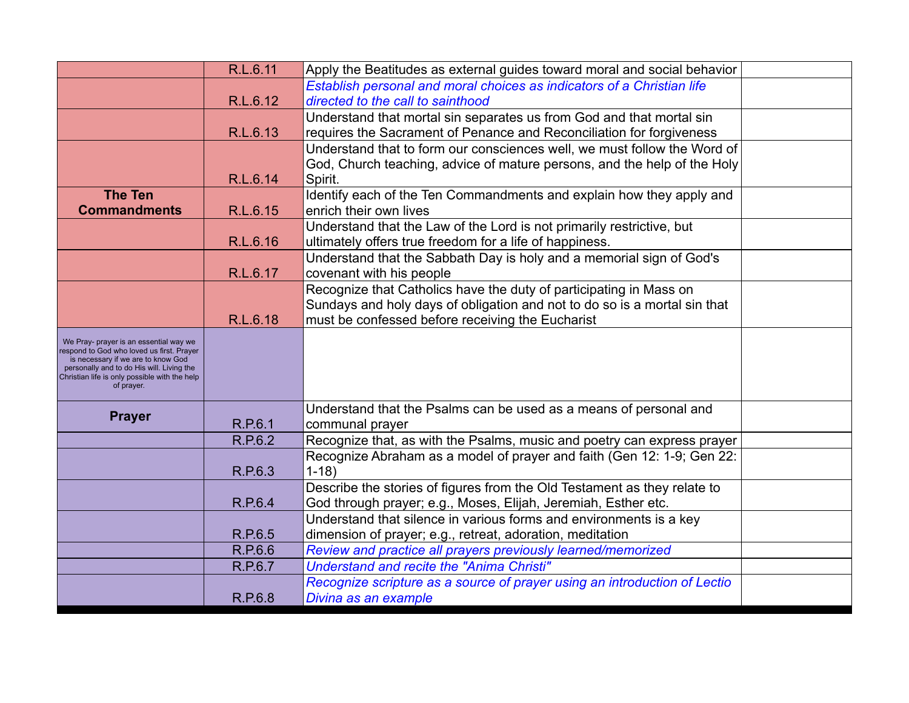| | | | |
|---|---|---|---|
| | R.L.6.11 | Apply the Beatitudes as external guides toward moral and social behavior | |
| | R.L.6.12 | *Establish personal and moral choices as indicators of a Christian life directed to the call to sainthood* | |
| | R.L.6.13 | Understand that mortal sin separates us from God and that mortal sin requires the Sacrament of Penance and Reconciliation for forgiveness | |
| | R.L.6.14 | Understand that to form our consciences well, we must follow the Word of God, Church teaching, advice of mature persons, and the help of the Holy Spirit. | |
| **The Ten Commandments** | R.L.6.15 | Identify each of the Ten Commandments and explain how they apply and enrich their own lives | |
| | R.L.6.16 | Understand that the Law of the Lord is not primarily restrictive, but ultimately offers true freedom for a life of happiness. | |
| | R.L.6.17 | Understand that the Sabbath Day is holy and a memorial sign of God's covenant with his people | |
| | R.L.6.18 | Recognize that Catholics have the duty of participating in Mass on Sundays and holy days of obligation and not to do so is a mortal sin that must be confessed before receiving the Eucharist | |
| We Pray- prayer is an essential way we respond to God who loved us first. Prayer is necessary if we are to know God personally and to do His will. Living the Christian life is only possible with the help of prayer. | | | |
| **Prayer** | R.P.6.1 | Understand that the Psalms can be used as a means of personal and communal prayer | |
| | R.P.6.2 | Recognize that, as with the Psalms, music and poetry can express prayer | |
| | R.P.6.3 | Recognize Abraham as a model of prayer and faith (Gen 12: 1-9; Gen 22: 1-18) | |
| | R.P.6.4 | Describe the stories of figures from the Old Testament as they relate to God through prayer; e.g., Moses, Elijah, Jeremiah, Esther etc. | |
| | R.P.6.5 | Understand that silence in various forms and environments is a key dimension of prayer; e.g., retreat, adoration, meditation | |
| | R.P.6.6 | *Review and practice all prayers previously learned/memorized* | |
| | R.P.6.7 | *Understand and recite the "Anima Christi"* | |
| | R.P.6.8 | *Recognize scripture as a source of prayer using an introduction of Lectio Divina as an example* | |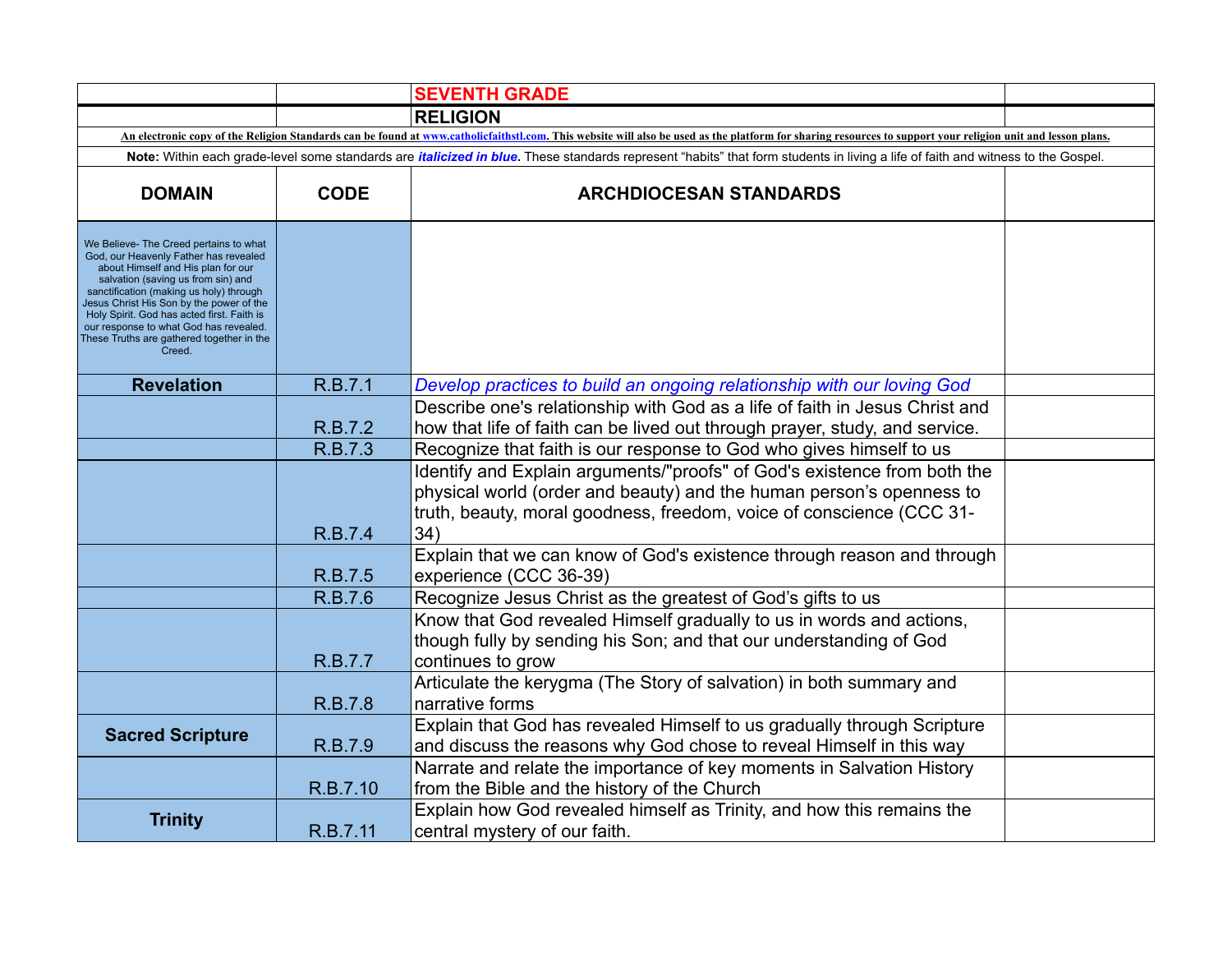| | | | |
|---|---|---|---|
| | | **SEVENTH GRADE** | |
| | | **RELIGION** | |
| **An electronic copy of the Religion Standards can be found at www.catholicfaithstl.com. This website will also be used as the platform for sharing resources to support your religion unit and lesson plans.** | | | |
| **Note:** Within each grade-level some standards are ***italicized in blue.*** These standards represent "habits" that form students in living a life of faith and witness to the Gospel. | | | |
| **DOMAIN** | **CODE** | **ARCHDIOCESAN STANDARDS** | |
| We Believe- The Creed pertains to what God, our Heavenly Father has revealed about Himself and His plan for our salvation (saving us from sin) and sanctification (making us holy) through Jesus Christ His Son by the power of the Holy Spirit. God has acted first. Faith is our response to what God has revealed. These Truths are gathered together in the Creed. | | | |
| **Revelation** | R.B.7.1 | *Develop practices to build an ongoing relationship with our loving God* | |
| | R.B.7.2 | Describe one's relationship with God as a life of faith in Jesus Christ and how that life of faith can be lived out through prayer, study, and service. | |
| | R.B.7.3 | Recognize that faith is our response to God who gives himself to us | |
| | R.B.7.4 | Identify and Explain arguments/"proofs" of God's existence from both the physical world (order and beauty) and the human person's openness to truth, beauty, moral goodness, freedom, voice of conscience (CCC 31-34) | |
| | R.B.7.5 | Explain that we can know of God's existence through reason and through experience (CCC 36-39) | |
| | R.B.7.6 | Recognize Jesus Christ as the greatest of God's gifts to us | |
| | R.B.7.7 | Know that God revealed Himself gradually to us in words and actions, though fully by sending his Son; and that our understanding of God continues to grow | |
| | R.B.7.8 | Articulate the kerygma (The Story of salvation) in both summary and narrative forms | |
| **Sacred Scripture** | R.B.7.9 | Explain that God has revealed Himself to us gradually through Scripture and discuss the reasons why God chose to reveal Himself in this way | |
| | R.B.7.10 | Narrate and relate the importance of key moments in Salvation History from the Bible and the history of the Church | |
| **Trinity** | R.B.7.11 | Explain how God revealed himself as Trinity, and how this remains the central mystery of our faith. | |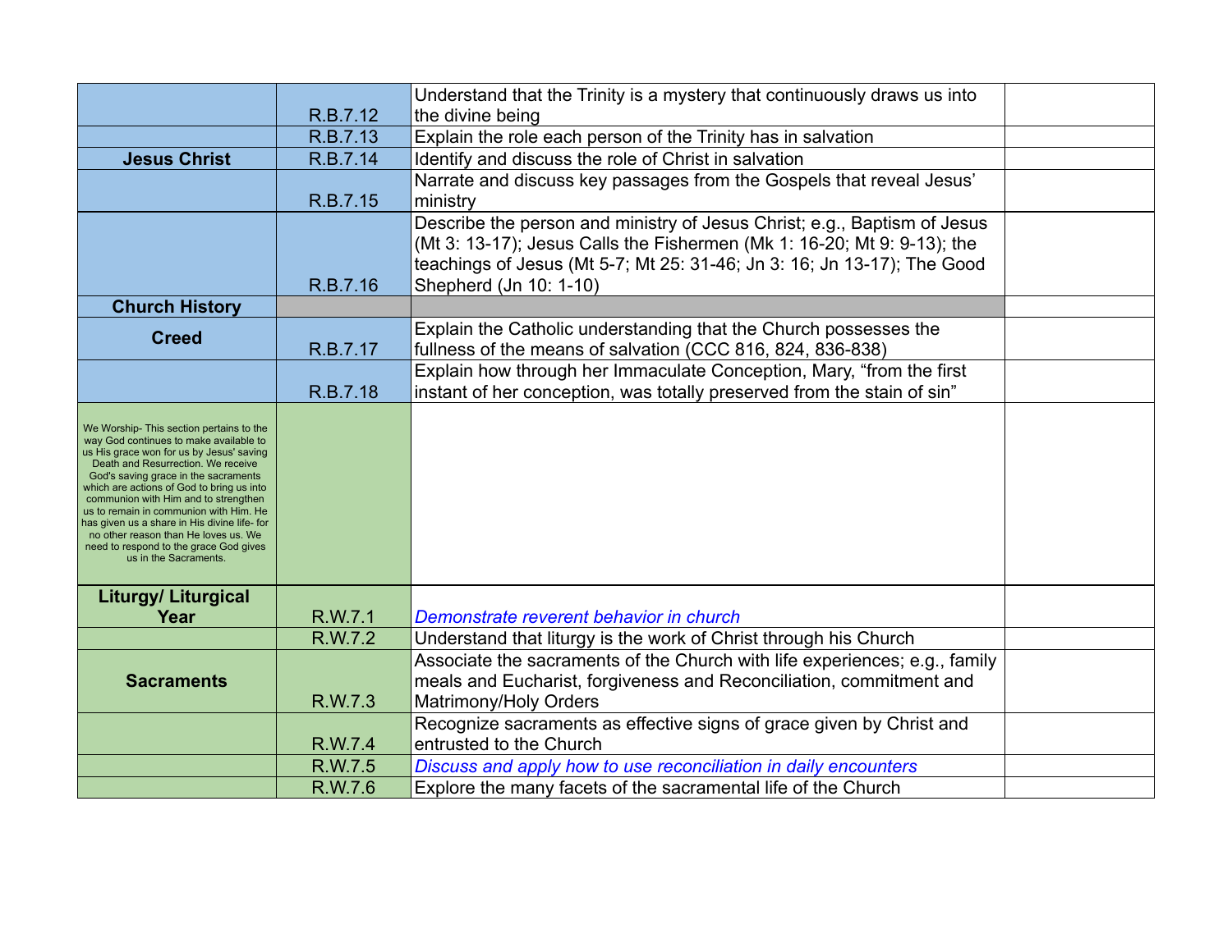| | | | |
|---|---|---|---|
| | R.B.7.12 | Understand that the Trinity is a mystery that continuously draws us into the divine being | |
| | R.B.7.13 | Explain the role each person of the Trinity has in salvation | |
| **Jesus Christ** | R.B.7.14 | Identify and discuss the role of Christ in salvation | |
| | R.B.7.15 | Narrate and discuss key passages from the Gospels that reveal Jesus' ministry | |
| | R.B.7.16 | Describe the person and ministry of Jesus Christ; e.g., Baptism of Jesus (Mt 3: 13-17); Jesus Calls the Fishermen (Mk 1: 16-20; Mt 9: 9-13); the teachings of Jesus (Mt 5-7; Mt 25: 31-46; Jn 3: 16; Jn 13-17); The Good Shepherd (Jn 10: 1-10) | |
| **Church History** | | | |
| **Creed** | R.B.7.17 | Explain the Catholic understanding that the Church possesses the fullness of the means of salvation (CCC 816, 824, 836-838) | |
| | R.B.7.18 | Explain how through her Immaculate Conception, Mary, "from the first instant of her conception, was totally preserved from the stain of sin" | |
| We Worship- This section pertains to the way God continues to make available to us His grace won for us by Jesus' saving Death and Resurrection. We receive God's saving grace in the sacraments which are actions of God to bring us into communion with Him and to strengthen us to remain in communion with Him. He has given us a share in His divine life- for no other reason than He loves us. We need to respond to the grace God gives us in the Sacraments. | | | |
| **Liturgy/ Liturgical Year** | R.W.7.1 | *Demonstrate reverent behavior in church* | |
| | R.W.7.2 | Understand that liturgy is the work of Christ through his Church | |
| **Sacraments** | R.W.7.3 | Associate the sacraments of the Church with life experiences; e.g., family meals and Eucharist, forgiveness and Reconciliation, commitment and Matrimony/Holy Orders | |
| | R.W.7.4 | Recognize sacraments as effective signs of grace given by Christ and entrusted to the Church | |
| | R.W.7.5 | *Discuss and apply how to use reconciliation in daily encounters* | |
| | R.W.7.6 | Explore the many facets of the sacramental life of the Church | |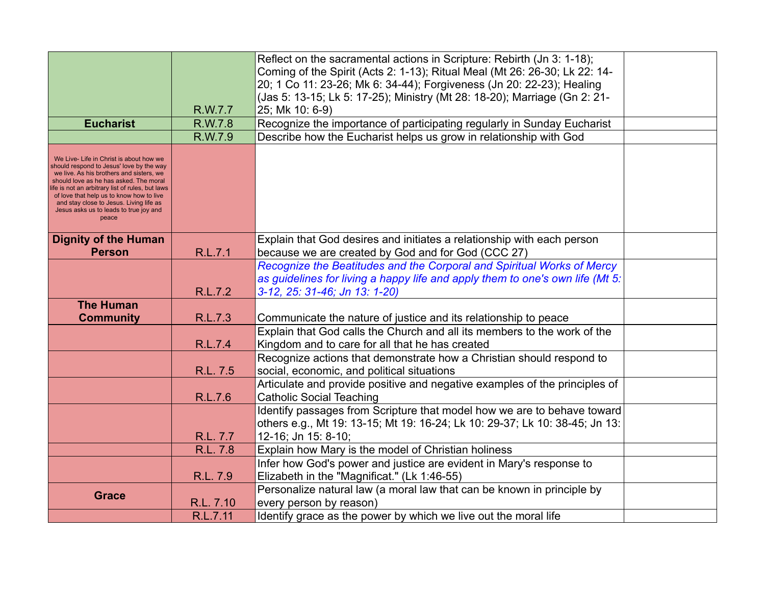| | | | |
|---|---|---|---|
| | R.W.7.7 | Reflect on the sacramental actions in Scripture: Rebirth (Jn 3: 1-18); Coming of the Spirit (Acts 2: 1-13); Ritual Meal (Mt 26: 26-30; Lk 22: 14-20; 1 Co 11: 23-26; Mk 6: 34-44); Forgiveness (Jn 20: 22-23); Healing (Jas 5: 13-15; Lk 5: 17-25); Ministry (Mt 28: 18-20); Marriage (Gn 2: 21-25; Mk 10: 6-9) | |
| **Eucharist** | R.W.7.8 | Recognize the importance of participating regularly in Sunday Eucharist | |
| | R.W.7.9 | Describe how the Eucharist helps us grow in relationship with God | |
| We Live- Life in Christ is about how we should respond to Jesus' love by the way we live. As his brothers and sisters, we should love as he has asked. The moral life is not an arbitrary list of rules, but laws of love that help us to know how to live and stay close to Jesus. Living life as Jesus asks us to leads to true joy and peace | | | |
| **Dignity of the Human Person** | R.L.7.1 | Explain that God desires and initiates a relationship with each person because we are created by God and for God (CCC 27) | |
| | R.L.7.2 | *Recognize the Beatitudes and the Corporal and Spiritual Works of Mercy as guidelines for living a happy life and apply them to one's own life (Mt 5: 3-12, 25: 31-46; Jn 13: 1-20)* | |
| **The Human Community** | R.L.7.3 | Communicate the nature of justice and its relationship to peace | |
| | R.L.7.4 | Explain that God calls the Church and all its members to the work of the Kingdom and to care for all that he has created | |
| | R.L. 7.5 | Recognize actions that demonstrate how a Christian should respond to social, economic, and political situations | |
| | R.L.7.6 | Articulate and provide positive and negative examples of the principles of Catholic Social Teaching | |
| | R.L. 7.7 | Identify passages from Scripture that model how we are to behave toward others e.g., Mt 19: 13-15; Mt 19: 16-24; Lk 10: 29-37; Lk 10: 38-45; Jn 13: 12-16; Jn 15: 8-10; | |
| | R.L. 7.8 | Explain how Mary is the model of Christian holiness | |
| | R.L. 7.9 | Infer how God's power and justice are evident in Mary's response to Elizabeth in the "Magnificat." (Lk 1:46-55) | |
| **Grace** | R.L. 7.10 | Personalize natural law (a moral law that can be known in principle by every person by reason) | |
| | R.L.7.11 | Identify grace as the power by which we live out the moral life | |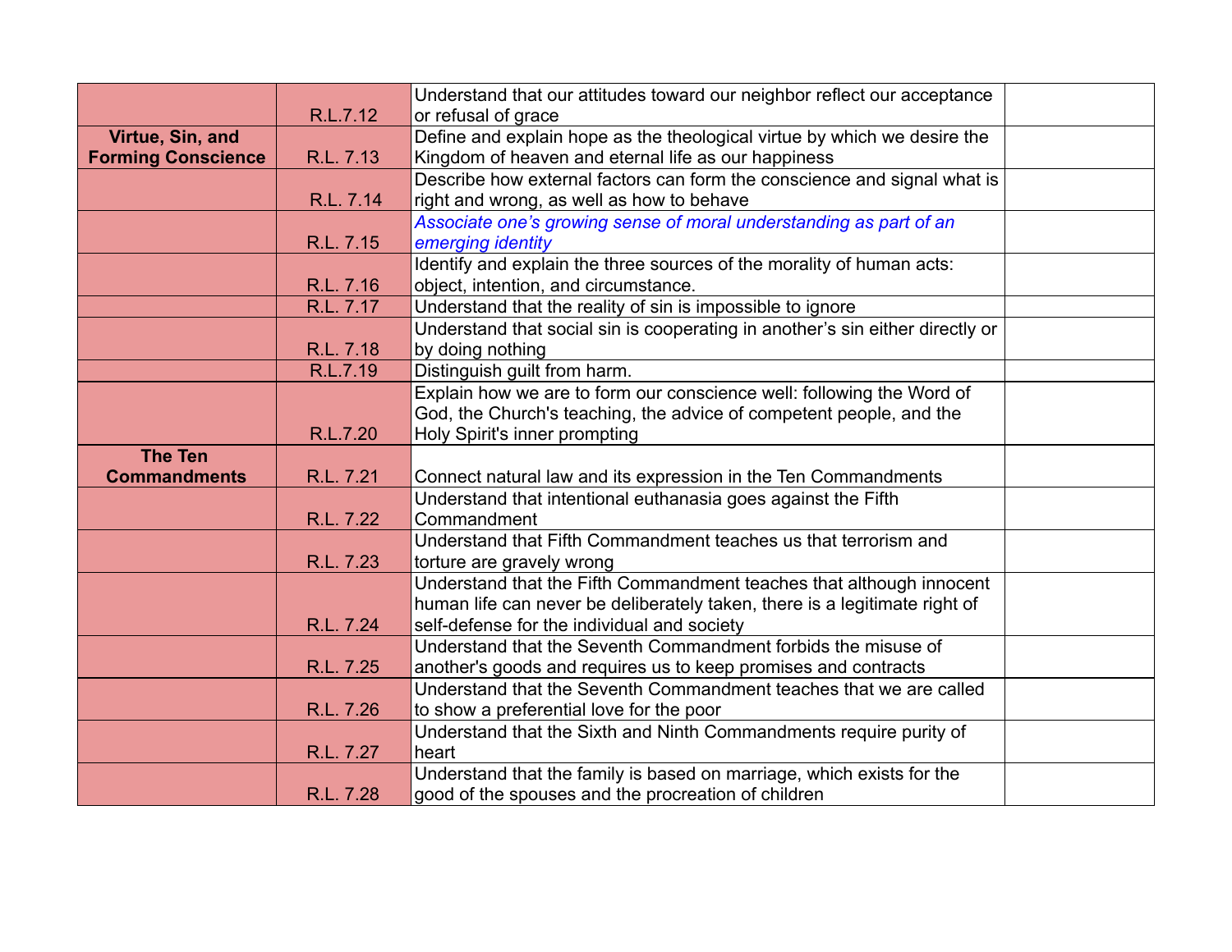| | | | |
|---|---|---|---|
| | R.L.7.12 | Understand that our attitudes toward our neighbor reflect our acceptance or refusal of grace | |
| **Virtue, Sin, and Forming Conscience** | R.L. 7.13 | Define and explain hope as the theological virtue by which we desire the Kingdom of heaven and eternal life as our happiness | |
| | R.L. 7.14 | Describe how external factors can form the conscience and signal what is right and wrong, as well as how to behave | |
| | R.L. 7.15 | *Associate one's growing sense of moral understanding as part of an emerging identity* | |
| | R.L. 7.16 | Identify and explain the three sources of the morality of human acts: object, intention, and circumstance. | |
| | R.L. 7.17 | Understand that the reality of sin is impossible to ignore | |
| | R.L. 7.18 | Understand that social sin is cooperating in another's sin either directly or by doing nothing | |
| | R.L.7.19 | Distinguish guilt from harm. | |
| | R.L.7.20 | Explain how we are to form our conscience well: following the Word of God, the Church's teaching, the advice of competent people, and the Holy Spirit's inner prompting | |
| **The Ten Commandments** | R.L. 7.21 | Connect natural law and its expression in the Ten Commandments | |
| | R.L. 7.22 | Understand that intentional euthanasia goes against the Fifth Commandment | |
| | R.L. 7.23 | Understand that Fifth Commandment teaches us that terrorism and torture are gravely wrong | |
| | R.L. 7.24 | Understand that the Fifth Commandment teaches that although innocent human life can never be deliberately taken, there is a legitimate right of self-defense for the individual and society | |
| | R.L. 7.25 | Understand that the Seventh Commandment forbids the misuse of another's goods and requires us to keep promises and contracts | |
| | R.L. 7.26 | Understand that the Seventh Commandment teaches that we are called to show a preferential love for the poor | |
| | R.L. 7.27 | Understand that the Sixth and Ninth Commandments require purity of heart | |
| | R.L. 7.28 | Understand that the family is based on marriage, which exists for the good of the spouses and the procreation of children | |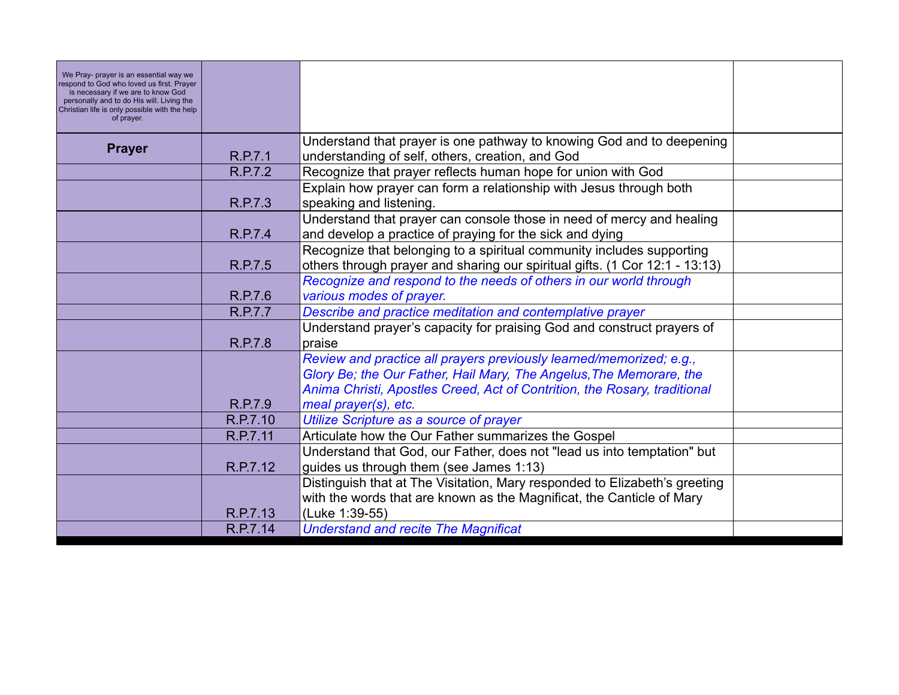| | | | |
|---|---|---|---|
| We Pray- prayer is an essential way we respond to God who loved us first. Prayer is necessary if we are to know God personally and to do His will. Living the Christian life is only possible with the help of prayer. | | | |
| **Prayer** | R.P.7.1 | Understand that prayer is one pathway to knowing God and to deepening understanding of self, others, creation, and God | |
| | R.P.7.2 | Recognize that prayer reflects human hope for union with God | |
| | R.P.7.3 | Explain how prayer can form a relationship with Jesus through both speaking and listening. | |
| | R.P.7.4 | Understand that prayer can console those in need of mercy and healing and develop a practice of praying for the sick and dying | |
| | R.P.7.5 | Recognize that belonging to a spiritual community includes supporting others through prayer and sharing our spiritual gifts. (1 Cor 12:1 - 13:13) | |
| | R.P.7.6 | *Recognize and respond to the needs of others in our world through various modes of prayer.* | |
| | R.P.7.7 | *Describe and practice meditation and contemplative prayer* | |
| | R.P.7.8 | Understand prayer's capacity for praising God and construct prayers of praise | |
| | R.P.7.9 | *Review and practice all prayers previously learned/memorized; e.g., Glory Be; the Our Father, Hail Mary, The Angelus,The Memorare, the Anima Christi, Apostles Creed, Act of Contrition, the Rosary, traditional meal prayer(s), etc.* | |
| | R.P.7.10 | *Utilize Scripture as a source of prayer* | |
| | R.P.7.11 | Articulate how the Our Father summarizes the Gospel | |
| | R.P.7.12 | Understand that God, our Father, does not "lead us into temptation" but guides us through them (see James 1:13) | |
| | R.P.7.13 | Distinguish that at The Visitation, Mary responded to Elizabeth's greeting with the words that are known as the Magnificat, the Canticle of Mary (Luke 1:39-55) | |
| | R.P.7.14 | *Understand and recite The Magnificat* | |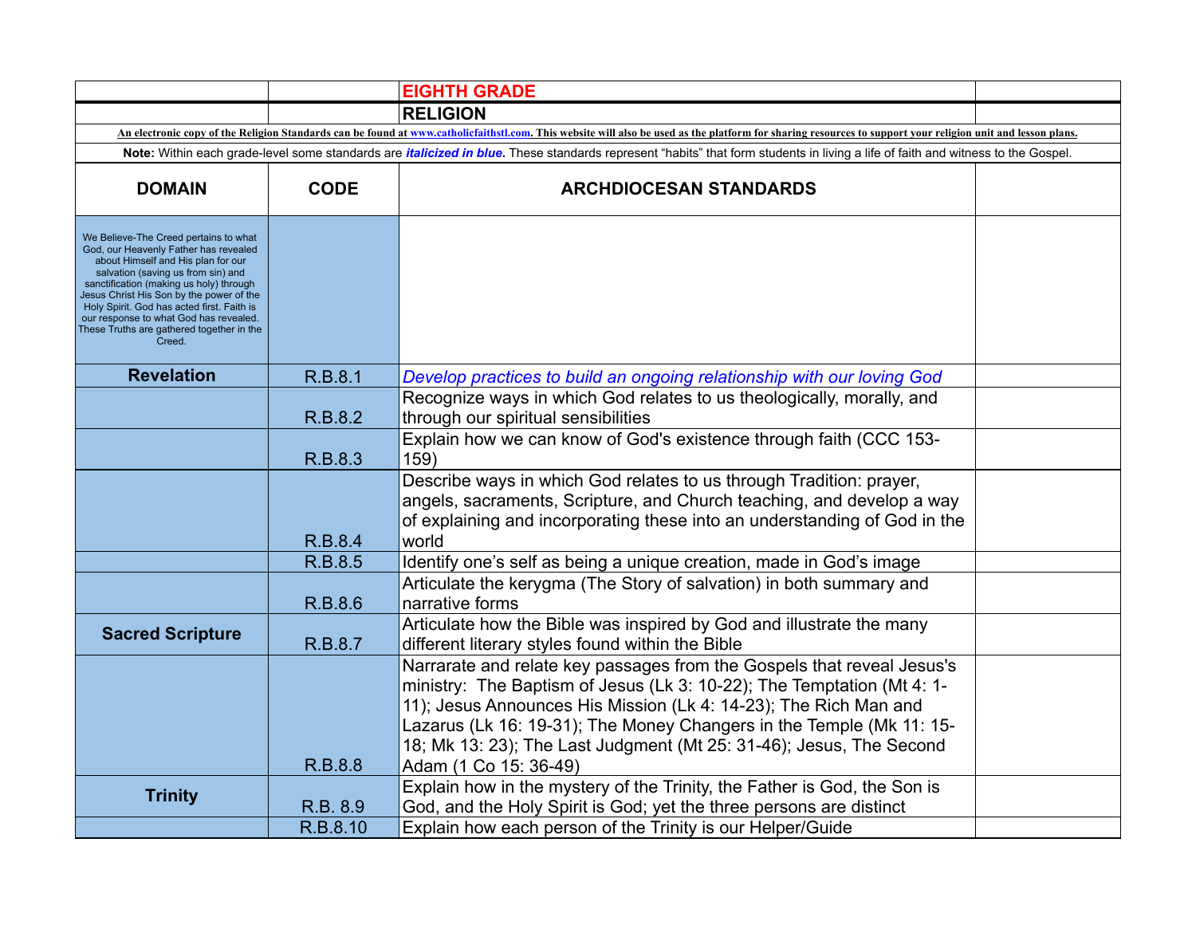| | | EIGHTH GRADE | |
|---|---|---|---|
| | | **RELIGION** | |

**An electronic copy of the Religion Standards can be found at www.catholicfaithstl.com. This website will also be used as the platform for sharing resources to support your religion unit and lesson plans.**

**Note:** Within each grade-level some standards are ***italicized in blue***. These standards represent "habits" that form students in living a life of faith and witness to the Gospel.

| DOMAIN | CODE | ARCHDIOCESAN STANDARDS | |
|---|---|---|---|
| We Believe-The Creed pertains to what God, our Heavenly Father has revealed about Himself and His plan for our salvation (saving us from sin) and sanctification (making us holy) through Jesus Christ His Son by the power of the Holy Spirit. God has acted first. Faith is our response to what God has revealed. These Truths are gathered together in the Creed. | | | |
| **Revelation** | R.B.8.1 | *Develop practices to build an ongoing relationship with our loving God* | |
| | R.B.8.2 | Recognize ways in which God relates to us theologically, morally, and through our spiritual sensibilities | |
| | R.B.8.3 | Explain how we can know of God's existence through faith (CCC 153-159) | |
| | R.B.8.4 | Describe ways in which God relates to us through Tradition: prayer, angels, sacraments, Scripture, and Church teaching, and develop a way of explaining and incorporating these into an understanding of God in the world | |
| | R.B.8.5 | Identify one's self as being a unique creation, made in God's image | |
| | R.B.8.6 | Articulate the kerygma (The Story of salvation) in both summary and narrative forms | |
| **Sacred Scripture** | R.B.8.7 | Articulate how the Bible was inspired by God and illustrate the many different literary styles found within the Bible | |
| | R.B.8.8 | Narrarate and relate key passages from the Gospels that reveal Jesus's ministry: The Baptism of Jesus (Lk 3: 10-22); The Temptation (Mt 4: 1-11); Jesus Announces His Mission (Lk 4: 14-23); The Rich Man and Lazarus (Lk 16: 19-31); The Money Changers in the Temple (Mk 11: 15-18; Mk 13: 23); The Last Judgment (Mt 25: 31-46); Jesus, The Second Adam (1 Co 15: 36-49) | |
| **Trinity** | R.B. 8.9 | Explain how in the mystery of the Trinity, the Father is God, the Son is God, and the Holy Spirit is God; yet the three persons are distinct | |
| | R.B.8.10 | Explain how each person of the Trinity is our Helper/Guide | |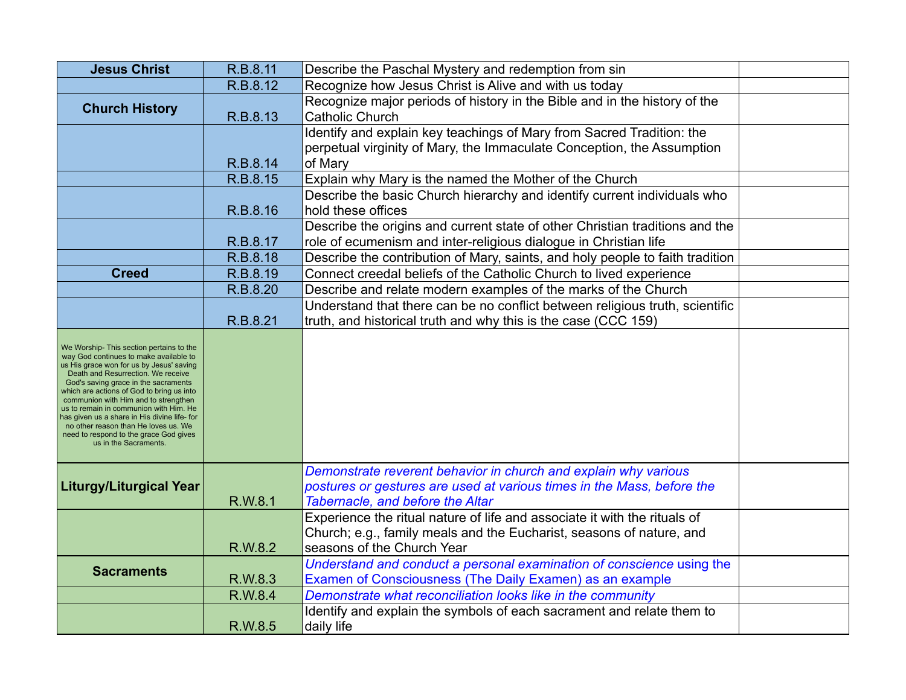| | | | |
|---|---|---|---|
| **Jesus Christ** | R.B.8.11 | Describe the Paschal Mystery and redemption from sin | |
| | R.B.8.12 | Recognize how Jesus Christ is Alive and with us today | |
| **Church History** | R.B.8.13 | Recognize major periods of history in the Bible and in the history of the Catholic Church | |
| | R.B.8.14 | Identify and explain key teachings of Mary from Sacred Tradition: the perpetual virginity of Mary, the Immaculate Conception, the Assumption of Mary | |
| | R.B.8.15 | Explain why Mary is the named the Mother of the Church | |
| | R.B.8.16 | Describe the basic Church hierarchy and identify current individuals who hold these offices | |
| | R.B.8.17 | Describe the origins and current state of other Christian traditions and the role of ecumenism and inter-religious dialogue in Christian life | |
| | R.B.8.18 | Describe the contribution of Mary, saints, and holy people to faith tradition | |
| **Creed** | R.B.8.19 | Connect creedal beliefs of the Catholic Church to lived experience | |
| | R.B.8.20 | Describe and relate modern examples of the marks of the Church | |
| | R.B.8.21 | Understand that there can be no conflict between religious truth, scientific truth, and historical truth and why this is the case (CCC 159) | |
| We Worship- This section pertains to the way God continues to make available to us His grace won for us by Jesus' saving Death and Resurrection. We receive God's saving grace in the sacraments which are actions of God to bring us into communion with Him and to strengthen us to remain in communion with Him. He has given us a share in His divine life- for no other reason than He loves us. We need to respond to the grace God gives us in the Sacraments. | | | |
| **Liturgy/Liturgical Year** | R.W.8.1 | *Demonstrate reverent behavior in church and explain why various postures or gestures are used at various times in the Mass, before the Tabernacle, and before the Altar* | |
| | R.W.8.2 | Experience the ritual nature of life and associate it with the rituals of Church; e.g., family meals and the Eucharist, seasons of nature, and seasons of the Church Year | |
| **Sacraments** | R.W.8.3 | *Understand and conduct a personal examination of conscience* using the Examen of Consciousness (The Daily Examen) as an example | |
| | R.W.8.4 | *Demonstrate what reconciliation looks like in the community* | |
| | R.W.8.5 | Identify and explain the symbols of each sacrament and relate them to daily life | |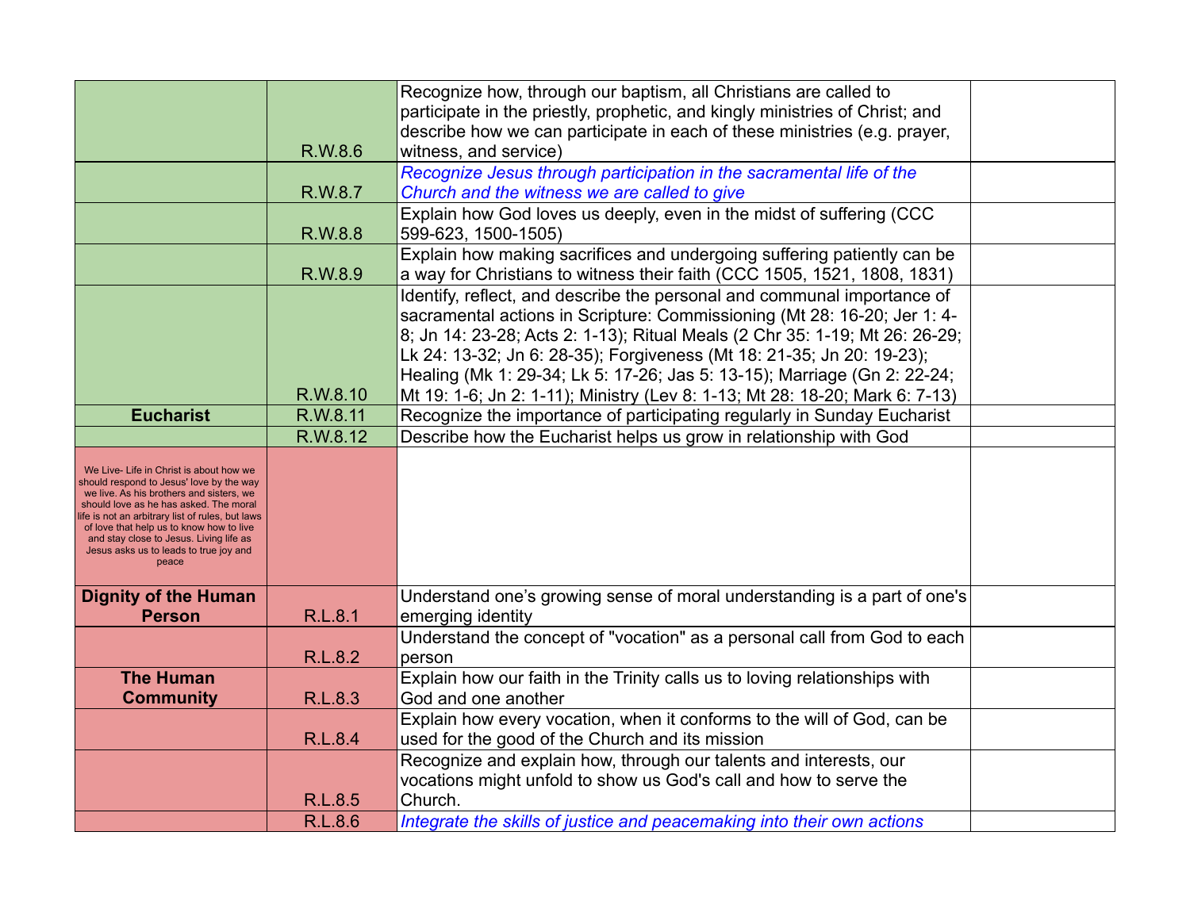| | | | |
|---|---|---|---|
| | R.W.8.6 | Recognize how, through our baptism, all Christians are called to participate in the priestly, prophetic, and kingly ministries of Christ; and describe how we can participate in each of these ministries (e.g. prayer, witness, and service) | |
| | R.W.8.7 | *Recognize Jesus through participation in the sacramental life of the Church and the witness we are called to give* | |
| | R.W.8.8 | Explain how God loves us deeply, even in the midst of suffering (CCC 599-623, 1500-1505) | |
| | R.W.8.9 | Explain how making sacrifices and undergoing suffering patiently can be a way for Christians to witness their faith (CCC 1505, 1521, 1808, 1831) | |
| | R.W.8.10 | Identify, reflect, and describe the personal and communal importance of sacramental actions in Scripture: Commissioning (Mt 28: 16-20; Jer 1: 4-8; Jn 14: 23-28; Acts 2: 1-13); Ritual Meals (2 Chr 35: 1-19; Mt 26: 26-29; Lk 24: 13-32; Jn 6: 28-35); Forgiveness (Mt 18: 21-35; Jn 20: 19-23); Healing (Mk 1: 29-34; Lk 5: 17-26; Jas 5: 13-15); Marriage (Gn 2: 22-24; Mt 19: 1-6; Jn 2: 1-11); Ministry (Lev 8: 1-13; Mt 28: 18-20; Mark 6: 7-13) | |
| **Eucharist** | R.W.8.11 | Recognize the importance of participating regularly in Sunday Eucharist | |
| | R.W.8.12 | Describe how the Eucharist helps us grow in relationship with God | |
| We Live- Life in Christ is about how we should respond to Jesus' love by the way we live. As his brothers and sisters, we should love as he has asked. The moral life is not an arbitrary list of rules, but laws of love that help us to know how to live and stay close to Jesus. Living life as Jesus asks us to leads to true joy and peace | | | |
| **Dignity of the Human Person** | R.L.8.1 | Understand one's growing sense of moral understanding is a part of one's emerging identity | |
| | R.L.8.2 | Understand the concept of "vocation" as a personal call from God to each person | |
| **The Human Community** | R.L.8.3 | Explain how our faith in the Trinity calls us to loving relationships with God and one another | |
| | R.L.8.4 | Explain how every vocation, when it conforms to the will of God, can be used for the good of the Church and its mission | |
| | R.L.8.5 | Recognize and explain how, through our talents and interests, our vocations might unfold to show us God's call and how to serve the Church. | |
| | R.L.8.6 | *Integrate the skills of justice and peacemaking into their own actions* | |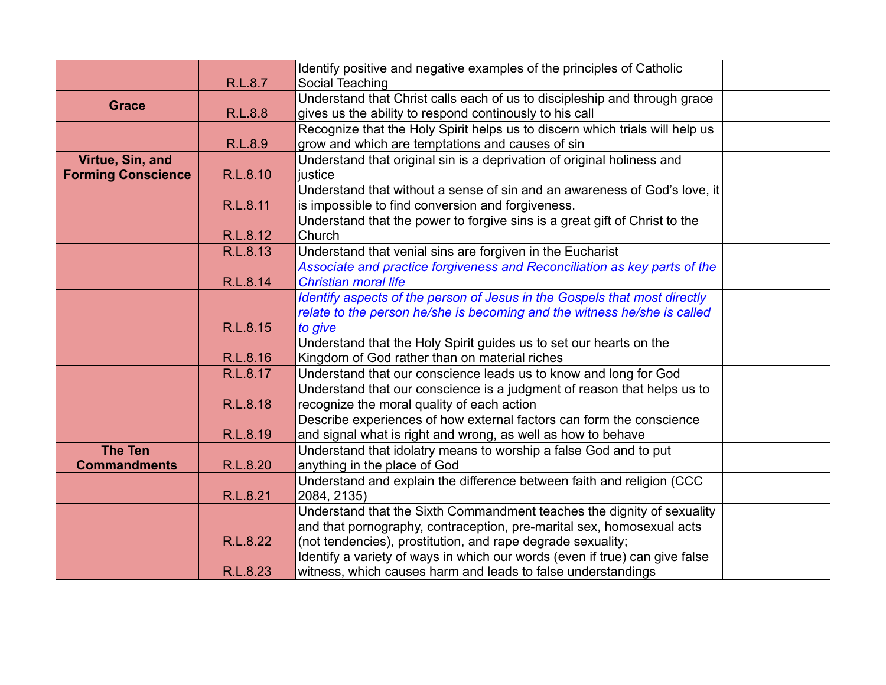| | | | |
|---|---|---|---|
| | R.L.8.7 | Identify positive and negative examples of the principles of Catholic Social Teaching | |
| **Grace** | R.L.8.8 | Understand that Christ calls each of us to discipleship and through grace gives us the ability to respond continously to his call | |
| | R.L.8.9 | Recognize that the Holy Spirit helps us to discern which trials will help us grow and which are temptations and causes of sin | |
| **Virtue, Sin, and Forming Conscience** | R.L.8.10 | Understand that original sin is a deprivation of original holiness and justice | |
| | R.L.8.11 | Understand that without a sense of sin and an awareness of God's love, it is impossible to find conversion and forgiveness. | |
| | R.L.8.12 | Understand that the power to forgive sins is a great gift of Christ to the Church | |
| | R.L.8.13 | Understand that venial sins are forgiven in the Eucharist | |
| | R.L.8.14 | *Associate and practice forgiveness and Reconciliation as key parts of the Christian moral life* | |
| | R.L.8.15 | *Identify aspects of the person of Jesus in the Gospels that most directly relate to the person he/she is becoming and the witness he/she is called to give* | |
| | R.L.8.16 | Understand that the Holy Spirit guides us to set our hearts on the Kingdom of God rather than on material riches | |
| | R.L.8.17 | Understand that our conscience leads us to know and long for God | |
| | R.L.8.18 | Understand that our conscience is a judgment of reason that helps us to recognize the moral quality of each action | |
| | R.L.8.19 | Describe experiences of how external factors can form the conscience and signal what is right and wrong, as well as how to behave | |
| **The Ten Commandments** | R.L.8.20 | Understand that idolatry means to worship a false God and to put anything in the place of God | |
| | R.L.8.21 | Understand and explain the difference between faith and religion (CCC 2084, 2135) | |
| | R.L.8.22 | Understand that the Sixth Commandment teaches the dignity of sexuality and that pornography, contraception, pre-marital sex, homosexual acts (not tendencies), prostitution, and rape degrade sexuality; | |
| | R.L.8.23 | Identify a variety of ways in which our words (even if true) can give false witness, which causes harm and leads to false understandings | |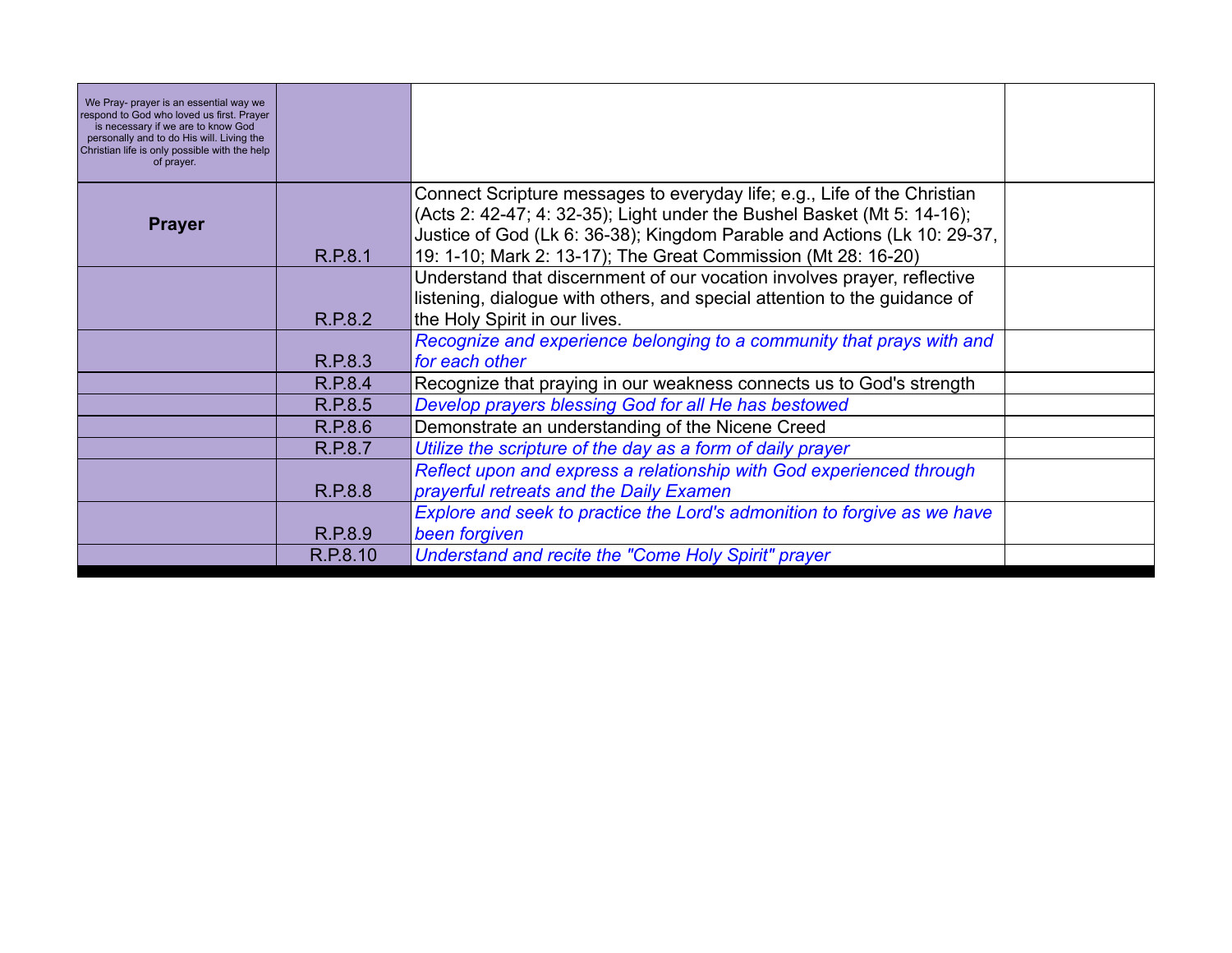| | | | |
|---|---|---|---|
| We Pray- prayer is an essential way we respond to God who loved us first. Prayer is necessary if we are to know God personally and to do His will. Living the Christian life is only possible with the help of prayer. | | | |
| **Prayer** | R.P.8.1 | Connect Scripture messages to everyday life; e.g., Life of the Christian (Acts 2: 42-47; 4: 32-35); Light under the Bushel Basket (Mt 5: 14-16); Justice of God (Lk 6: 36-38); Kingdom Parable and Actions (Lk 10: 29-37, 19: 1-10; Mark 2: 13-17); The Great Commission (Mt 28: 16-20) | |
| | R.P.8.2 | Understand that discernment of our vocation involves prayer, reflective listening, dialogue with others, and special attention to the guidance of the Holy Spirit in our lives. | |
| | R.P.8.3 | *Recognize and experience belonging to a community that prays with and for each other* | |
| | R.P.8.4 | Recognize that praying in our weakness connects us to God's strength | |
| | R.P.8.5 | *Develop prayers blessing God for all He has bestowed* | |
| | R.P.8.6 | Demonstrate an understanding of the Nicene Creed | |
| | R.P.8.7 | *Utilize the scripture of the day as a form of daily prayer* | |
| | R.P.8.8 | *Reflect upon and express a relationship with God experienced through prayerful retreats and the Daily Examen* | |
| | R.P.8.9 | *Explore and seek to practice the Lord's admonition to forgive as we have been forgiven* | |
| | R.P.8.10 | *Understand and recite the "Come Holy Spirit" prayer* | |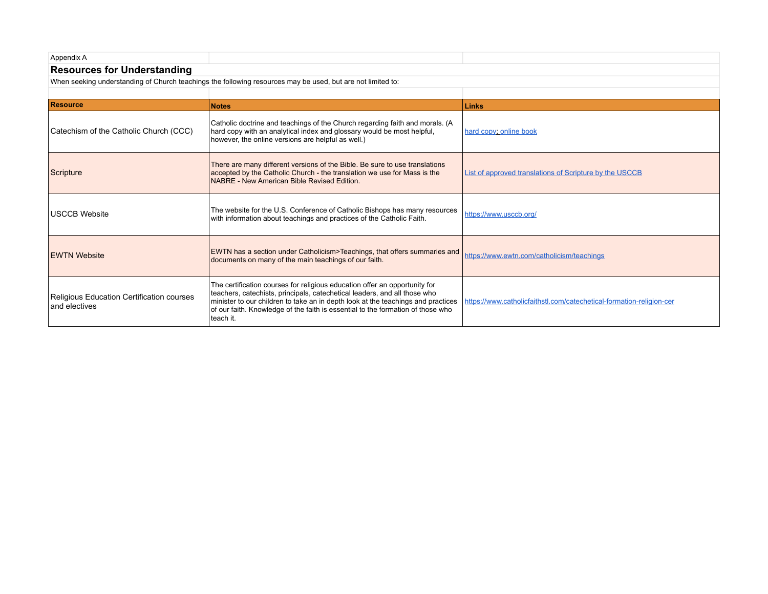Appendix A

## Resources for Understanding

When seeking understanding of Church teachings the following resources may be used, but are not limited to:

| Resource | Notes | Links |
|---|---|---|
| Catechism of the Catholic Church (CCC) | Catholic doctrine and teachings of the Church regarding faith and morals. (A hard copy with an analytical index and glossary would be most helpful, however, the online versions are helpful as well.) | hard copy; online book |
| Scripture | There are many different versions of the Bible. Be sure to use translations accepted by the Catholic Church - the translation we use for Mass is the NABRE - New American Bible Revised Edition. | List of approved translations of Scripture by the USCCB |
| USCCB Website | The website for the U.S. Conference of Catholic Bishops has many resources with information about teachings and practices of the Catholic Faith. | https://www.usccb.org/ |
| EWTN Website | EWTN has a section under Catholicism>Teachings, that offers summaries and documents on many of the main teachings of our faith. | https://www.ewtn.com/catholicism/teachings |
| Religious Education Certification courses and electives | The certification courses for religious education offer an opportunity for teachers, catechists, principals, catechetical leaders, and all those who minister to our children to take an in depth look at the teachings and practices of our faith. Knowledge of the faith is essential to the formation of those who teach it. | https://www.catholicfaithstl.com/catechetical-formation-religion-cer |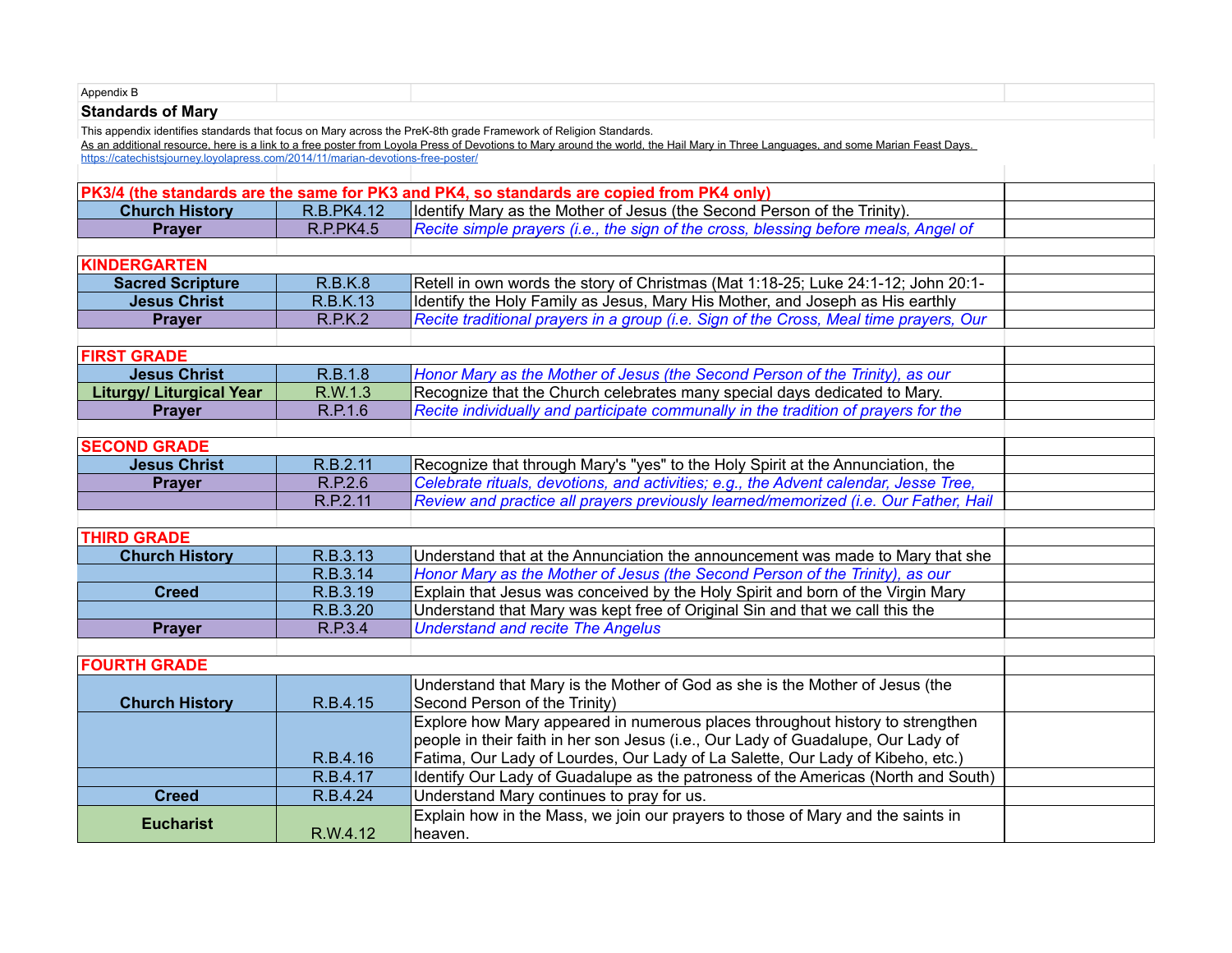Appendix B

## Standards of Mary

This appendix identifies standards that focus on Mary across the PreK-8th grade Framework of Religion Standards.
As an additional resource, here is a link to a free poster from Loyola Press of Devotions to Mary around the world, the Hail Mary in Three Languages, and some Marian Feast Days.
https://catechistsjourney.loyolapress.com/2014/11/marian-devotions-free-poster/

| | | | |
|---|---|---|---|
| **PK3/4 (the standards are the same for PK3 and PK4, so standards are copied from PK4 only)** | | | |
| **Church History** | R.B.PK4.12 | Identify Mary as the Mother of Jesus (the Second Person of the Trinity). | |
| **Prayer** | R.P.PK4.5 | *Recite simple prayers (i.e., the sign of the cross, blessing before meals, Angel of* | |
| | | | |
| **KINDERGARTEN** | | | |
| **Sacred Scripture** | R.B.K.8 | Retell in own words the story of Christmas (Mat 1:18-25; Luke 24:1-12; John 20:1- | |
| **Jesus Christ** | R.B.K.13 | Identify the Holy Family as Jesus, Mary His Mother, and Joseph as His earthly | |
| **Prayer** | R.P.K.2 | *Recite traditional prayers in a group (i.e. Sign of the Cross, Meal time prayers, Our* | |
| | | | |
| **FIRST GRADE** | | | |
| **Jesus Christ** | R.B.1.8 | *Honor Mary as the Mother of Jesus (the Second Person of the Trinity), as our* | |
| **Liturgy/ Liturgical Year** | R.W.1.3 | Recognize that the Church celebrates many special days dedicated to Mary. | |
| **Prayer** | R.P.1.6 | *Recite individually and participate communally in the tradition of prayers for the* | |
| | | | |
| **SECOND GRADE** | | | |
| **Jesus Christ** | R.B.2.11 | Recognize that through Mary's "yes" to the Holy Spirit at the Annunciation, the | |
| **Prayer** | R.P.2.6 | *Celebrate rituals, devotions, and activities; e.g., the Advent calendar, Jesse Tree,* | |
| | R.P.2.11 | *Review and practice all prayers previously learned/memorized (i.e. Our Father, Hail* | |
| | | | |
| **THIRD GRADE** | | | |
| **Church History** | R.B.3.13 | Understand that at the Annunciation the announcement was made to Mary that she | |
| | R.B.3.14 | *Honor Mary as the Mother of Jesus (the Second Person of the Trinity), as our* | |
| **Creed** | R.B.3.19 | Explain that Jesus was conceived by the Holy Spirit and born of the Virgin Mary | |
| | R.B.3.20 | Understand that Mary was kept free of Original Sin and that we call this the | |
| **Prayer** | R.P.3.4 | *Understand and recite The Angelus* | |
| | | | |
| **FOURTH GRADE** | | | |
| **Church History** | R.B.4.15 | Understand that Mary is the Mother of God as she is the Mother of Jesus (the Second Person of the Trinity) | |
| | R.B.4.16 | Explore how Mary appeared in numerous places throughout history to strengthen people in their faith in her son Jesus (i.e., Our Lady of Guadalupe, Our Lady of Fatima, Our Lady of Lourdes, Our Lady of La Salette, Our Lady of Kibeho, etc.) | |
| | R.B.4.17 | Identify Our Lady of Guadalupe as the patroness of the Americas (North and South) | |
| **Creed** | R.B.4.24 | Understand Mary continues to pray for us. | |
| **Eucharist** | R.W.4.12 | Explain how in the Mass, we join our prayers to those of Mary and the saints in heaven. | |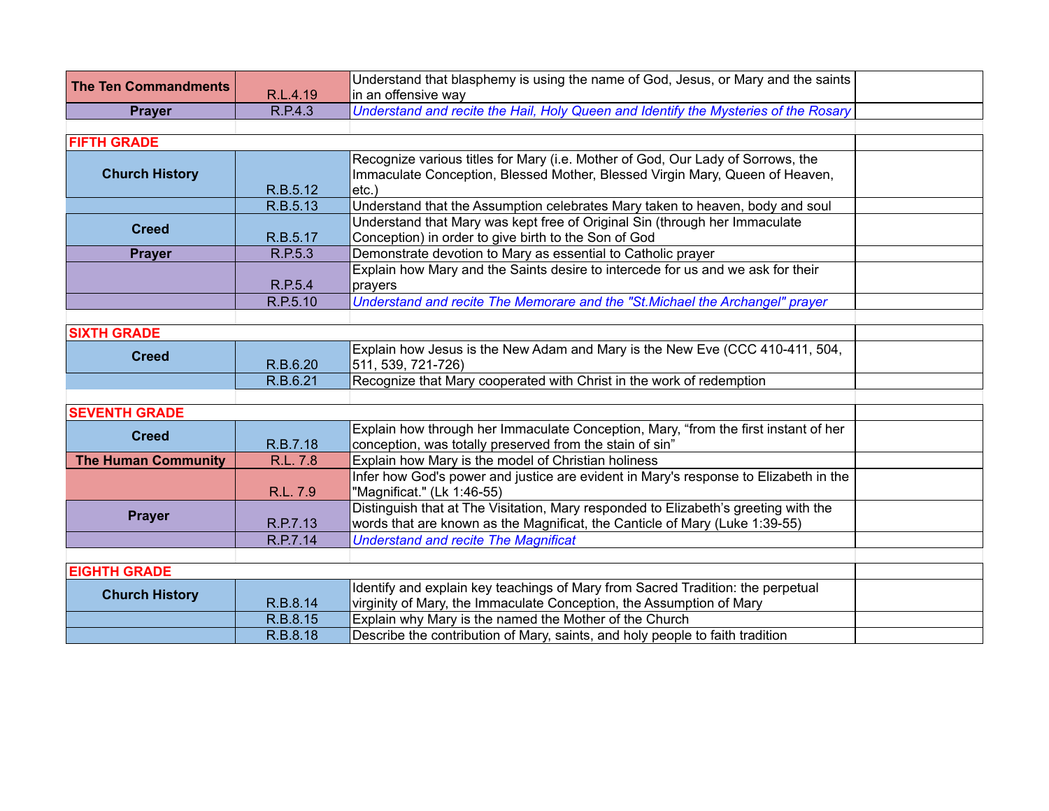| | | | |
|---|---|---|---|
| **The Ten Commandments** | R.L.4.19 | Understand that blasphemy is using the name of God, Jesus, or Mary and the saints in an offensive way | |
| **Prayer** | R.P.4.3 | *Understand and recite the Hail, Holy Queen and Identify the Mysteries of the Rosary* | |
| | | | |
| **FIFTH GRADE** | | | |
| **Church History** | R.B.5.12 | Recognize various titles for Mary (i.e. Mother of God, Our Lady of Sorrows, the Immaculate Conception, Blessed Mother, Blessed Virgin Mary, Queen of Heaven, etc.) | |
| | R.B.5.13 | Understand that the Assumption celebrates Mary taken to heaven, body and soul | |
| **Creed** | R.B.5.17 | Understand that Mary was kept free of Original Sin (through her Immaculate Conception) in order to give birth to the Son of God | |
| **Prayer** | R.P.5.3 | Demonstrate devotion to Mary as essential to Catholic prayer | |
| | R.P.5.4 | Explain how Mary and the Saints desire to intercede for us and we ask for their prayers | |
| | R.P.5.10 | *Understand and recite The Memorare and the "St.Michael the Archangel" prayer* | |
| | | | |
| **SIXTH GRADE** | | | |
| **Creed** | R.B.6.20 | Explain how Jesus is the New Adam and Mary is the New Eve (CCC 410-411, 504, 511, 539, 721-726) | |
| | R.B.6.21 | Recognize that Mary cooperated with Christ in the work of redemption | |
| | | | |
| **SEVENTH GRADE** | | | |
| **Creed** | R.B.7.18 | Explain how through her Immaculate Conception, Mary, "from the first instant of her conception, was totally preserved from the stain of sin" | |
| **The Human Community** | R.L. 7.8 | Explain how Mary is the model of Christian holiness | |
| | R.L. 7.9 | Infer how God's power and justice are evident in Mary's response to Elizabeth in the "Magnificat." (Lk 1:46-55) | |
| **Prayer** | R.P.7.13 | Distinguish that at The Visitation, Mary responded to Elizabeth's greeting with the words that are known as the Magnificat, the Canticle of Mary (Luke 1:39-55) | |
| | R.P.7.14 | *Understand and recite The Magnificat* | |
| | | | |
| **EIGHTH GRADE** | | | |
| **Church History** | R.B.8.14 | Identify and explain key teachings of Mary from Sacred Tradition: the perpetual virginity of Mary, the Immaculate Conception, the Assumption of Mary | |
| | R.B.8.15 | Explain why Mary is the named the Mother of the Church | |
| | R.B.8.18 | Describe the contribution of Mary, saints, and holy people to faith tradition | |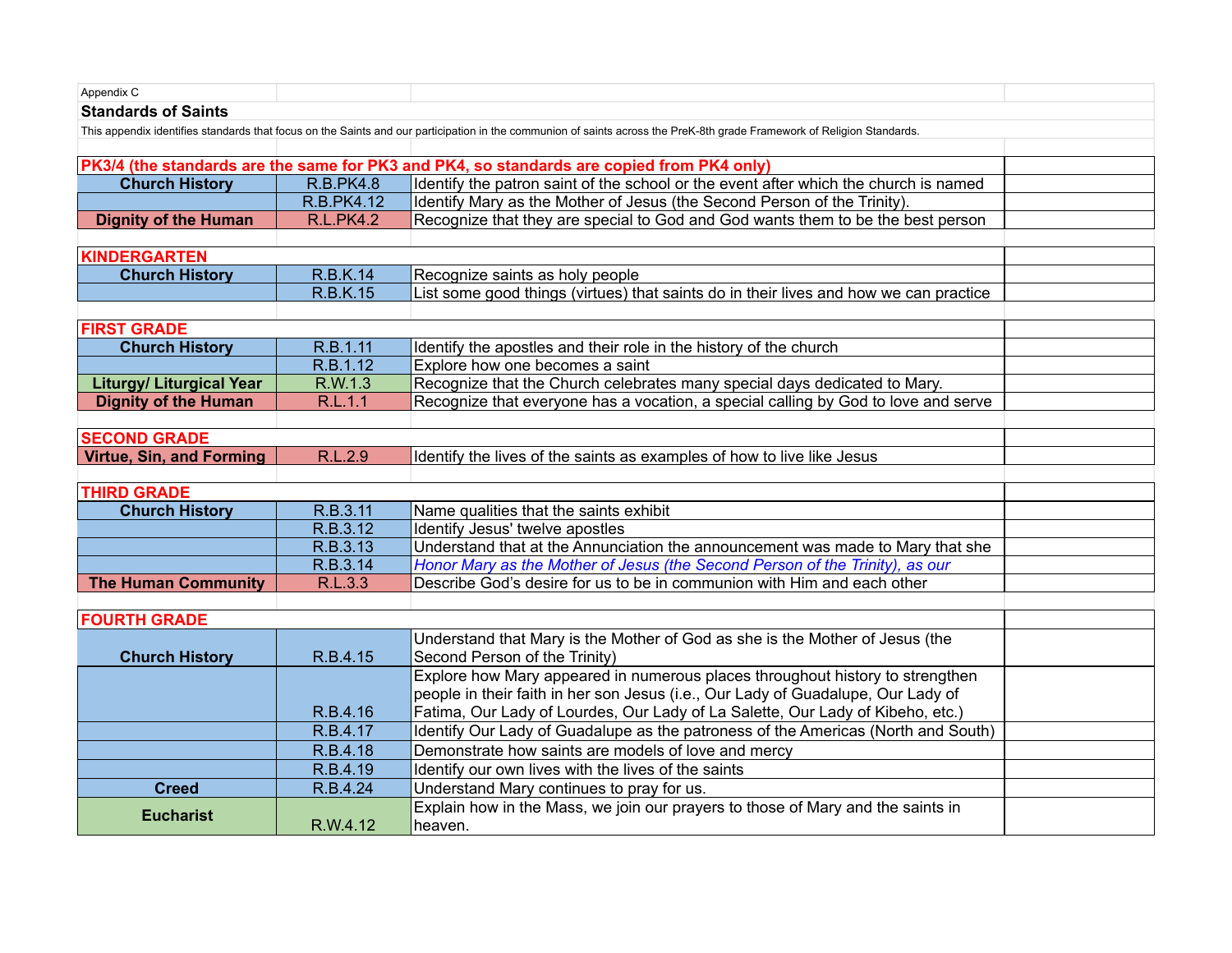Appendix C

## Standards of Saints

This appendix identifies standards that focus on the Saints and our participation in the communion of saints across the PreK-8th grade Framework of Religion Standards.

| | | | |
|---|---|---|---|
| **PK3/4 (the standards are the same for PK3 and PK4, so standards are copied from PK4 only)** | | | |
| **Church History** | R.B.PK4.8 | Identify the patron saint of the school or the event after which the church is named | |
| | R.B.PK4.12 | Identify Mary as the Mother of Jesus (the Second Person of the Trinity). | |
| **Dignity of the Human** | R.L.PK4.2 | Recognize that they are special to God and God wants them to be the best person | |
| | | | |
| **KINDERGARTEN** | | | |
| **Church History** | R.B.K.14 | Recognize saints as holy people | |
| | R.B.K.15 | List some good things (virtues) that saints do in their lives and how we can practice | |
| | | | |
| **FIRST GRADE** | | | |
| **Church History** | R.B.1.11 | Identify the apostles and their role in the history of the church | |
| | R.B.1.12 | Explore how one becomes a saint | |
| **Liturgy/ Liturgical Year** | R.W.1.3 | Recognize that the Church celebrates many special days dedicated to Mary. | |
| **Dignity of the Human** | R.L.1.1 | Recognize that everyone has a vocation, a special calling by God to love and serve | |
| | | | |
| **SECOND GRADE** | | | |
| **Virtue, Sin, and Forming** | R.L.2.9 | Identify the lives of the saints as examples of how to live like Jesus | |
| | | | |
| **THIRD GRADE** | | | |
| **Church History** | R.B.3.11 | Name qualities that the saints exhibit | |
| | R.B.3.12 | Identify Jesus' twelve apostles | |
| | R.B.3.13 | Understand that at the Annunciation the announcement was made to Mary that she | |
| | R.B.3.14 | *Honor Mary as the Mother of Jesus (the Second Person of the Trinity), as our* | |
| **The Human Community** | R.L.3.3 | Describe God's desire for us to be in communion with Him and each other | |
| | | | |
| **FOURTH GRADE** | | | |
| **Church History** | R.B.4.15 | Understand that Mary is the Mother of God as she is the Mother of Jesus (the Second Person of the Trinity) | |
| | R.B.4.16 | Explore how Mary appeared in numerous places throughout history to strengthen people in their faith in her son Jesus (i.e., Our Lady of Guadalupe, Our Lady of Fatima, Our Lady of Lourdes, Our Lady of La Salette, Our Lady of Kibeho, etc.) | |
| | R.B.4.17 | Identify Our Lady of Guadalupe as the patroness of the Americas (North and South) | |
| | R.B.4.18 | Demonstrate how saints are models of love and mercy | |
| | R.B.4.19 | Identify our own lives with the lives of the saints | |
| **Creed** | R.B.4.24 | Understand Mary continues to pray for us. | |
| **Eucharist** | R.W.4.12 | Explain how in the Mass, we join our prayers to those of Mary and the saints in heaven. | |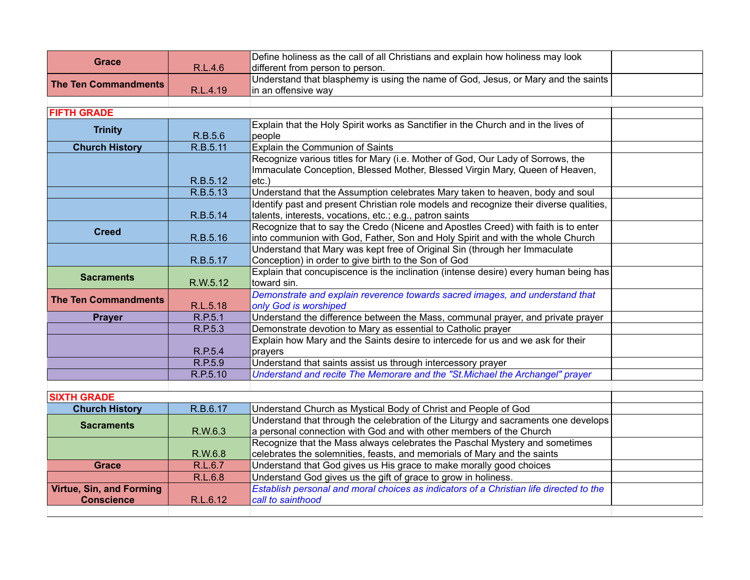| | | | |
|---|---|---|---|
| **Grace** | R.L.4.6 | Define holiness as the call of all Christians and explain how holiness may look different from person to person. | |
| **The Ten Commandments** | R.L.4.19 | Understand that blasphemy is using the name of God, Jesus, or Mary and the saints in an offensive way | |
| | | | |
| **FIFTH GRADE** | | | |
| **Trinity** | R.B.5.6 | Explain that the Holy Spirit works as Sanctifier in the Church and in the lives of people | |
| **Church History** | R.B.5.11 | Explain the Communion of Saints | |
| | R.B.5.12 | Recognize various titles for Mary (i.e. Mother of God, Our Lady of Sorrows, the Immaculate Conception, Blessed Mother, Blessed Virgin Mary, Queen of Heaven, etc.) | |
| | R.B.5.13 | Understand that the Assumption celebrates Mary taken to heaven, body and soul | |
| | R.B.5.14 | Identify past and present Christian role models and recognize their diverse qualities, talents, interests, vocations, etc.; e.g., patron saints | |
| **Creed** | R.B.5.16 | Recognize that to say the Credo (Nicene and Apostles Creed) with faith is to enter into communion with God, Father, Son and Holy Spirit and with the whole Church | |
| | R.B.5.17 | Understand that Mary was kept free of Original Sin (through her Immaculate Conception) in order to give birth to the Son of God | |
| **Sacraments** | R.W.5.12 | Explain that concupiscence is the inclination (intense desire) every human being has toward sin. | |
| **The Ten Commandments** | R.L.5.18 | *Demonstrate and explain reverence towards sacred images, and understand that only God is worshiped* | |
| **Prayer** | R.P.5.1 | Understand the difference between the Mass, communal prayer, and private prayer | |
| | R.P.5.3 | Demonstrate devotion to Mary as essential to Catholic prayer | |
| | R.P.5.4 | Explain how Mary and the Saints desire to intercede for us and we ask for their prayers | |
| | R.P.5.9 | Understand that saints assist us through intercessory prayer | |
| | R.P.5.10 | *Understand and recite The Memorare and the "St.Michael the Archangel" prayer* | |
| | | | |
| **SIXTH GRADE** | | | |
| **Church History** | R.B.6.17 | Understand Church as Mystical Body of Christ and People of God | |
| **Sacraments** | R.W.6.3 | Understand that through the celebration of the Liturgy and sacraments one develops a personal connection with God and with other members of the Church | |
| | R.W.6.8 | Recognize that the Mass always celebrates the Paschal Mystery and sometimes celebrates the solemnities, feasts, and memorials of Mary and the saints | |
| **Grace** | R.L.6.7 | Understand that God gives us His grace to make morally good choices | |
| | R.L.6.8 | Understand God gives us the gift of grace to grow in holiness. | |
| **Virtue, Sin, and Forming Conscience** | R.L.6.12 | *Establish personal and moral choices as indicators of a Christian life directed to the call to sainthood* | |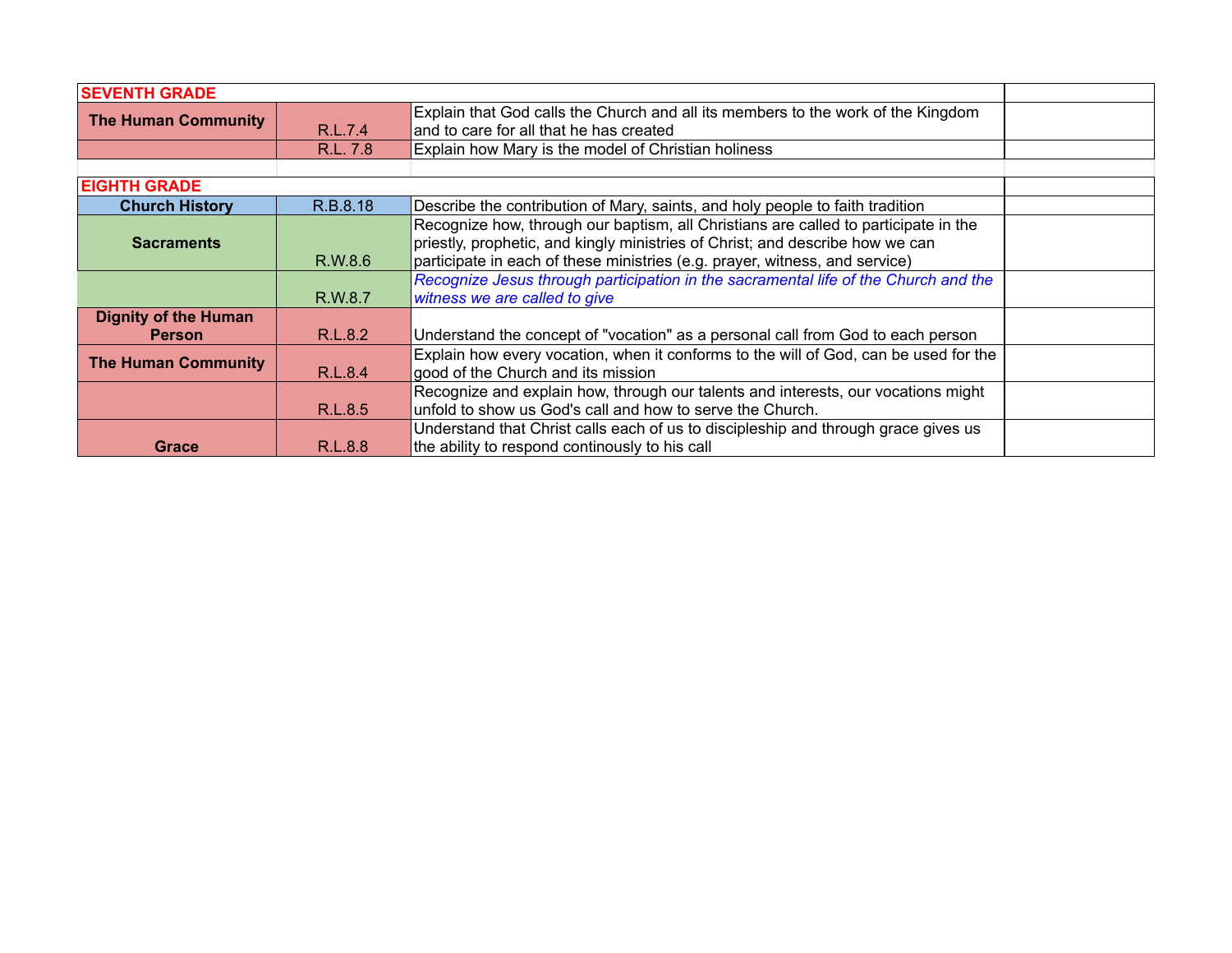| | | | |
|---|---|---|---|
| **SEVENTH GRADE** | | | |
| **The Human Community** | R.L.7.4 | Explain that God calls the Church and all its members to the work of the Kingdom and to care for all that he has created | |
| | R.L. 7.8 | Explain how Mary is the model of Christian holiness | |
| | | | |
| **EIGHTH GRADE** | | | |
| **Church History** | R.B.8.18 | Describe the contribution of Mary, saints, and holy people to faith tradition | |
| **Sacraments** | R.W.8.6 | Recognize how, through our baptism, all Christians are called to participate in the priestly, prophetic, and kingly ministries of Christ; and describe how we can participate in each of these ministries (e.g. prayer, witness, and service) | |
| | R.W.8.7 | *Recognize Jesus through participation in the sacramental life of the Church and the witness we are called to give* | |
| **Dignity of the Human Person** | R.L.8.2 | Understand the concept of "vocation" as a personal call from God to each person | |
| **The Human Community** | R.L.8.4 | Explain how every vocation, when it conforms to the will of God, can be used for the good of the Church and its mission | |
| | R.L.8.5 | Recognize and explain how, through our talents and interests, our vocations might unfold to show us God's call and how to serve the Church. | |
| **Grace** | R.L.8.8 | Understand that Christ calls each of us to discipleship and through grace gives us the ability to respond continously to his call | |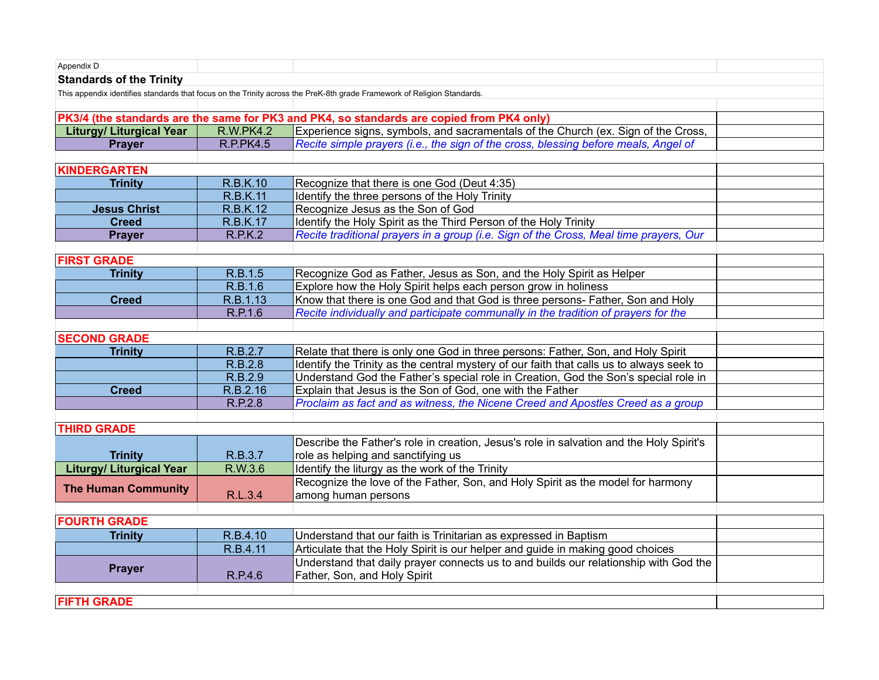Appendix D

## Standards of the Trinity

This appendix identifies standards that focus on the Trinity across the PreK-8th grade Framework of Religion Standards.

| | | | |
|---|---|---|---|
| **PK3/4 (the standards are the same for PK3 and PK4, so standards are copied from PK4 only)** | | | |
| **Liturgy/ Liturgical Year** | R.W.PK4.2 | Experience signs, symbols, and sacramentals of the Church (ex. Sign of the Cross, | |
| **Prayer** | R.P.PK4.5 | *Recite simple prayers (i.e., the sign of the cross, blessing before meals, Angel of* | |
| | | | |
| **KINDERGARTEN** | | | |
| **Trinity** | R.B.K.10 | Recognize that there is one God (Deut 4:35) | |
| | R.B.K.11 | Identify the three persons of the Holy Trinity | |
| **Jesus Christ** | R.B.K.12 | Recognize Jesus as the Son of God | |
| **Creed** | R.B.K.17 | Identify the Holy Spirit as the Third Person of the Holy Trinity | |
| **Prayer** | R.P.K.2 | *Recite traditional prayers in a group (i.e. Sign of the Cross, Meal time prayers, Our* | |
| | | | |
| **FIRST GRADE** | | | |
| **Trinity** | R.B.1.5 | Recognize God as Father, Jesus as Son, and the Holy Spirit as Helper | |
| | R.B.1.6 | Explore how the Holy Spirit helps each person grow in holiness | |
| **Creed** | R.B.1.13 | Know that there is one God and that God is three persons- Father, Son and Holy | |
| | R.P.1.6 | *Recite individually and participate communally in the tradition of prayers for the* | |
| | | | |
| **SECOND GRADE** | | | |
| **Trinity** | R.B.2.7 | Relate that there is only one God in three persons: Father, Son, and Holy Spirit | |
| | R.B.2.8 | Identify the Trinity as the central mystery of our faith that calls us to always seek to | |
| | R.B.2.9 | Understand God the Father's special role in Creation, God the Son's special role in | |
| **Creed** | R.B.2.16 | Explain that Jesus is the Son of God, one with the Father | |
| | R.P.2.8 | *Proclaim as fact and as witness, the Nicene Creed and Apostles Creed as a group* | |
| | | | |
| **THIRD GRADE** | | | |
| **Trinity** | R.B.3.7 | Describe the Father's role in creation, Jesus's role in salvation and the Holy Spirit's role as helping and sanctifying us | |
| **Liturgy/ Liturgical Year** | R.W.3.6 | Identify the liturgy as the work of the Trinity | |
| **The Human Community** | R.L.3.4 | Recognize the love of the Father, Son, and Holy Spirit as the model for harmony among human persons | |
| | | | |
| **FOURTH GRADE** | | | |
| **Trinity** | R.B.4.10 | Understand that our faith is Trinitarian as expressed in Baptism | |
| | R.B.4.11 | Articulate that the Holy Spirit is our helper and guide in making good choices | |
| **Prayer** | R.P.4.6 | Understand that daily prayer connects us to and builds our relationship with God the Father, Son, and Holy Spirit | |
| | | | |
| **FIFTH GRADE** | | | |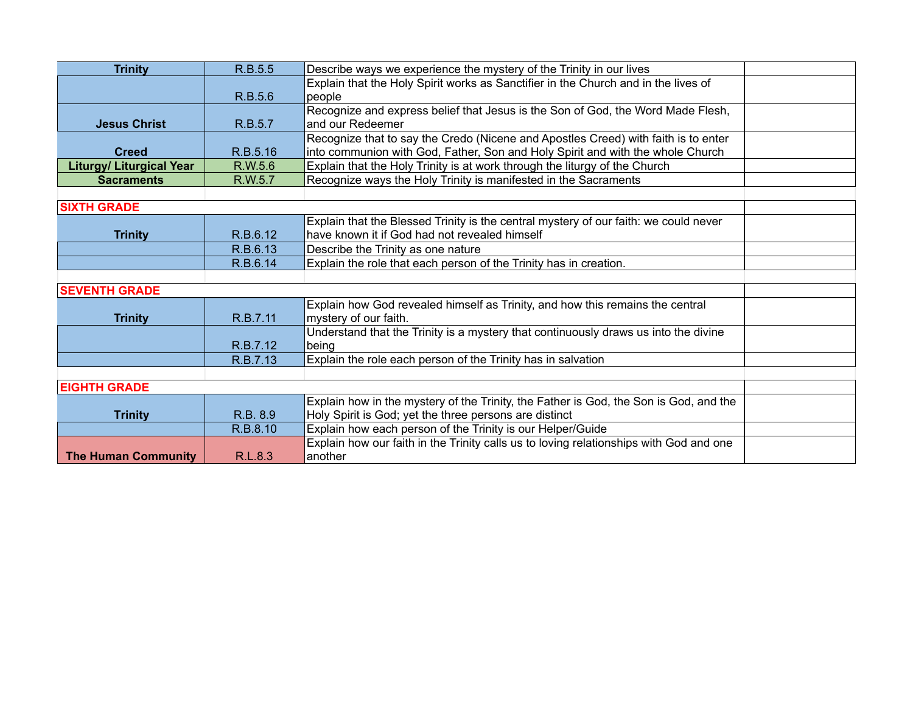| | | | |
|---|---|---|---|
| **Trinity** | R.B.5.5 | Describe ways we experience the mystery of the Trinity in our lives | |
| | R.B.5.6 | Explain that the Holy Spirit works as Sanctifier in the Church and in the lives of people | |
| **Jesus Christ** | R.B.5.7 | Recognize and express belief that Jesus is the Son of God, the Word Made Flesh, and our Redeemer | |
| **Creed** | R.B.5.16 | Recognize that to say the Credo (Nicene and Apostles Creed) with faith is to enter into communion with God, Father, Son and Holy Spirit and with the whole Church | |
| **Liturgy/ Liturgical Year** | R.W.5.6 | Explain that the Holy Trinity is at work through the liturgy of the Church | |
| **Sacraments** | R.W.5.7 | Recognize ways the Holy Trinity is manifested in the Sacraments | |
| | | | |
| **SIXTH GRADE** | | | |
| **Trinity** | R.B.6.12 | Explain that the Blessed Trinity is the central mystery of our faith: we could never have known it if God had not revealed himself | |
| | R.B.6.13 | Describe the Trinity as one nature | |
| | R.B.6.14 | Explain the role that each person of the Trinity has in creation. | |
| | | | |
| **SEVENTH GRADE** | | | |
| **Trinity** | R.B.7.11 | Explain how God revealed himself as Trinity, and how this remains the central mystery of our faith. | |
| | R.B.7.12 | Understand that the Trinity is a mystery that continuously draws us into the divine being | |
| | R.B.7.13 | Explain the role each person of the Trinity has in salvation | |
| | | | |
| **EIGHTH GRADE** | | | |
| **Trinity** | R.B. 8.9 | Explain how in the mystery of the Trinity, the Father is God, the Son is God, and the Holy Spirit is God; yet the three persons are distinct | |
| | R.B.8.10 | Explain how each person of the Trinity is our Helper/Guide | |
| **The Human Community** | R.L.8.3 | Explain how our faith in the Trinity calls us to loving relationships with God and one another | |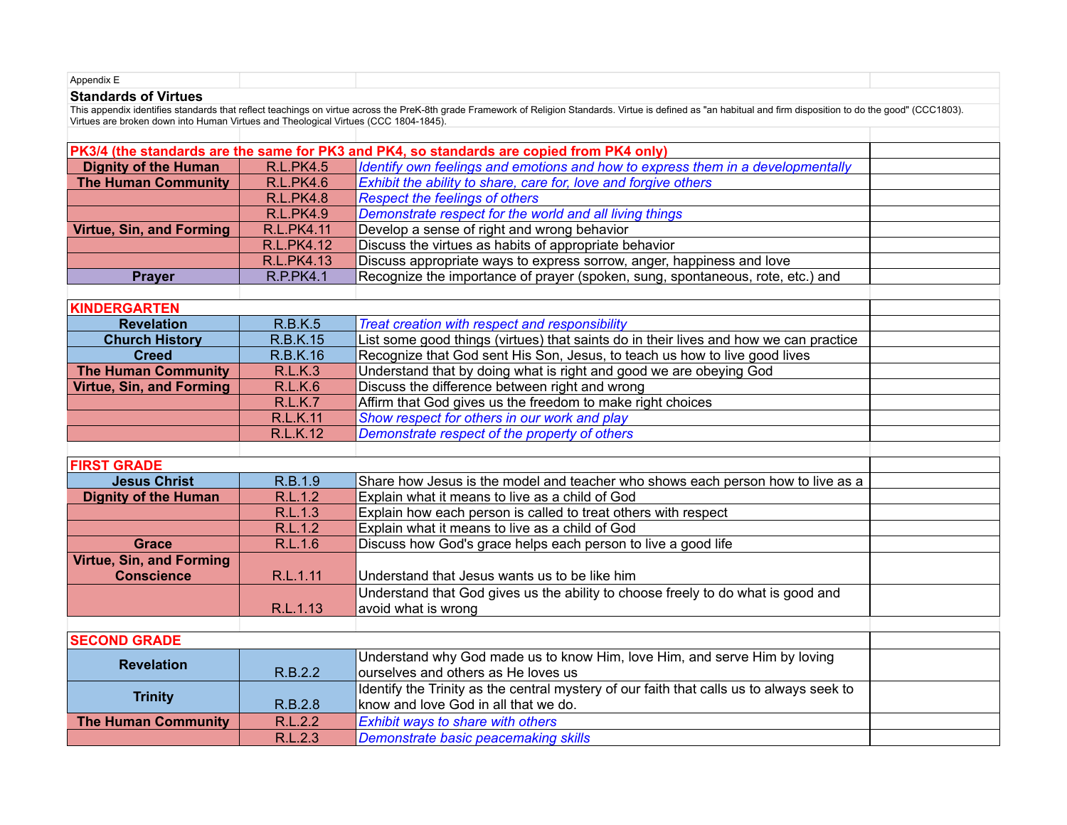Appendix E

## Standards of Virtues

This appendix identifies standards that reflect teachings on virtue across the PreK-8th grade Framework of Religion Standards. Virtue is defined as "an habitual and firm disposition to do the good" (CCC1803). Virtues are broken down into Human Virtues and Theological Virtues (CCC 1804-1845).

| | | | |
|---|---|---|---|
| **PK3/4 (the standards are the same for PK3 and PK4, so standards are copied from PK4 only)** | | | |
| **Dignity of the Human** | R.L.PK4.5 | *Identify own feelings and emotions and how to express them in a developmentally* | |
| **The Human Community** | R.L.PK4.6 | *Exhibit the ability to share, care for, love and forgive others* | |
| | R.L.PK4.8 | *Respect the feelings of others* | |
| | R.L.PK4.9 | *Demonstrate respect for the world and all living things* | |
| **Virtue, Sin, and Forming** | R.L.PK4.11 | Develop a sense of right and wrong behavior | |
| | R.L.PK4.12 | Discuss the virtues as habits of appropriate behavior | |
| | R.L.PK4.13 | Discuss appropriate ways to express sorrow, anger, happiness and love | |
| **Prayer** | R.P.PK4.1 | Recognize the importance of prayer (spoken, sung, spontaneous, rote, etc.) and | |
| | | | |
| **KINDERGARTEN** | | | |
| **Revelation** | R.B.K.5 | *Treat creation with respect and responsibility* | |
| **Church History** | R.B.K.15 | List some good things (virtues) that saints do in their lives and how we can practice | |
| **Creed** | R.B.K.16 | Recognize that God sent His Son, Jesus, to teach us how to live good lives | |
| **The Human Community** | R.L.K.3 | Understand that by doing what is right and good we are obeying God | |
| **Virtue, Sin, and Forming** | R.L.K.6 | Discuss the difference between right and wrong | |
| | R.L.K.7 | Affirm that God gives us the freedom to make right choices | |
| | R.L.K.11 | *Show respect for others in our work and play* | |
| | R.L.K.12 | *Demonstrate respect of the property of others* | |
| | | | |
| **FIRST GRADE** | | | |
| **Jesus Christ** | R.B.1.9 | Share how Jesus is the model and teacher who shows each person how to live as a | |
| **Dignity of the Human** | R.L.1.2 | Explain what it means to live as a child of God | |
| | R.L.1.3 | Explain how each person is called to treat others with respect | |
| | R.L.1.2 | Explain what it means to live as a child of God | |
| **Grace** | R.L.1.6 | Discuss how God's grace helps each person to live a good life | |
| **Virtue, Sin, and Forming Conscience** | R.L.1.11 | Understand that Jesus wants us to be like him | |
| | R.L.1.13 | Understand that God gives us the ability to choose freely to do what is good and avoid what is wrong | |
| | | | |
| **SECOND GRADE** | | | |
| **Revelation** | R.B.2.2 | Understand why God made us to know Him, love Him, and serve Him by loving ourselves and others as He loves us | |
| **Trinity** | R.B.2.8 | Identify the Trinity as the central mystery of our faith that calls us to always seek to know and love God in all that we do. | |
| **The Human Community** | R.L.2.2 | *Exhibit ways to share with others* | |
| | R.L.2.3 | *Demonstrate basic peacemaking skills* | |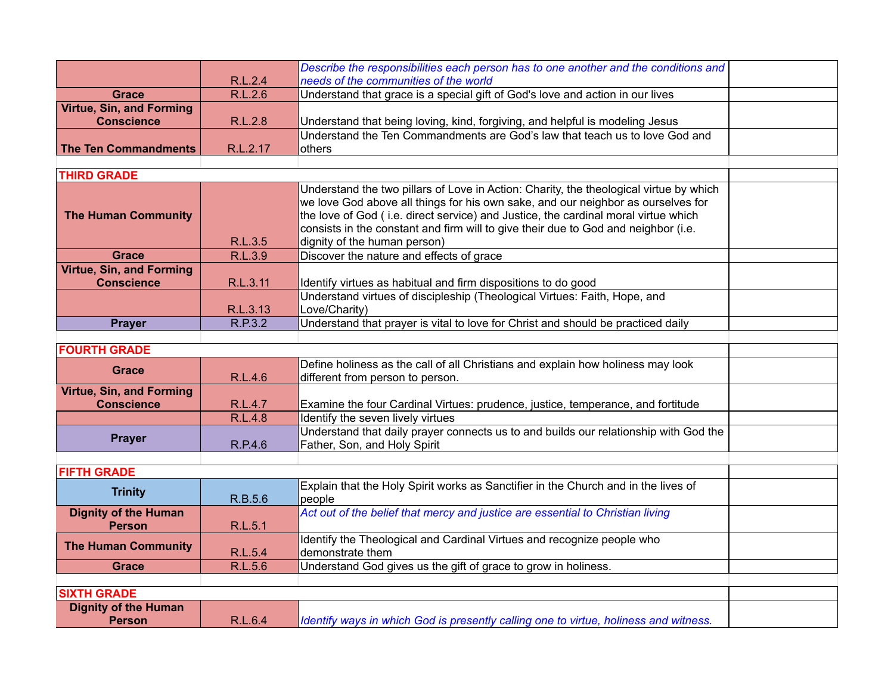| | | | |
|---|---|---|---|
| | R.L.2.4 | *Describe the responsibilities each person has to one another and the conditions and needs of the communities of the world* | |
| **Grace** | R.L.2.6 | Understand that grace is a special gift of God's love and action in our lives | |
| **Virtue, Sin, and Forming Conscience** | R.L.2.8 | Understand that being loving, kind, forgiving, and helpful is modeling Jesus | |
| **The Ten Commandments** | R.L.2.17 | Understand the Ten Commandments are God's law that teach us to love God and others | |
| | | | |
| **THIRD GRADE** | | | |
| **The Human Community** | R.L.3.5 | Understand the two pillars of Love in Action: Charity, the theological virtue by which we love God above all things for his own sake, and our neighbor as ourselves for the love of God ( i.e. direct service) and Justice, the cardinal moral virtue which consists in the constant and firm will to give their due to God and neighbor (i.e. dignity of the human person) | |
| **Grace** | R.L.3.9 | Discover the nature and effects of grace | |
| **Virtue, Sin, and Forming Conscience** | R.L.3.11 | Identify virtues as habitual and firm dispositions to do good | |
| | R.L.3.13 | Understand virtues of discipleship (Theological Virtues: Faith, Hope, and Love/Charity) | |
| **Prayer** | R.P.3.2 | Understand that prayer is vital to love for Christ and should be practiced daily | |
| | | | |
| **FOURTH GRADE** | | | |
| **Grace** | R.L.4.6 | Define holiness as the call of all Christians and explain how holiness may look different from person to person. | |
| **Virtue, Sin, and Forming Conscience** | R.L.4.7 | Examine the four Cardinal Virtues: prudence, justice, temperance, and fortitude | |
| | R.L.4.8 | Identify the seven lively virtues | |
| **Prayer** | R.P.4.6 | Understand that daily prayer connects us to and builds our relationship with God the Father, Son, and Holy Spirit | |
| | | | |
| **FIFTH GRADE** | | | |
| **Trinity** | R.B.5.6 | Explain that the Holy Spirit works as Sanctifier in the Church and in the lives of people | |
| **Dignity of the Human Person** | R.L.5.1 | *Act out of the belief that mercy and justice are essential to Christian living* | |
| **The Human Community** | R.L.5.4 | Identify the Theological and Cardinal Virtues and recognize people who demonstrate them | |
| **Grace** | R.L.5.6 | Understand God gives us the gift of grace to grow in holiness. | |
| | | | |
| **SIXTH GRADE** | | | |
| **Dignity of the Human Person** | R.L.6.4 | *Identify ways in which God is presently calling one to virtue, holiness and witness.* | |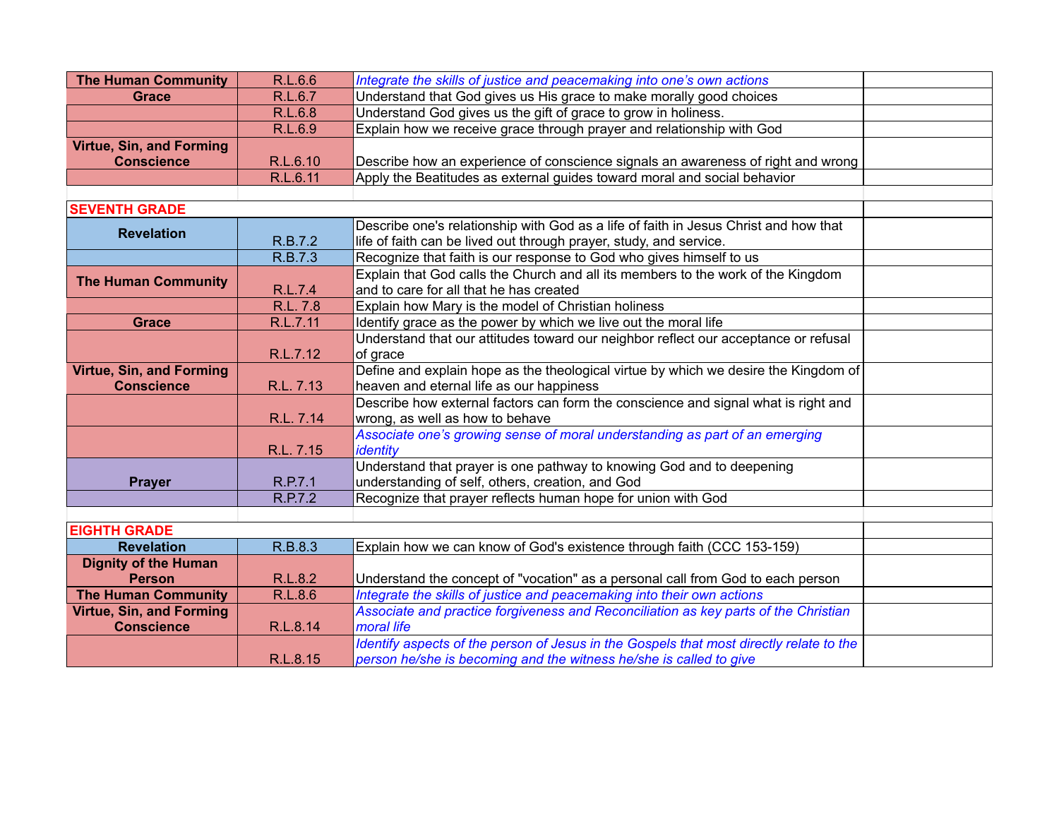| | | | |
|---|---|---|---|
| **The Human Community** | R.L.6.6 | *Integrate the skills of justice and peacemaking into one's own actions* | |
| **Grace** | R.L.6.7 | Understand that God gives us His grace to make morally good choices | |
| | R.L.6.8 | Understand God gives us the gift of grace to grow in holiness. | |
| | R.L.6.9 | Explain how we receive grace through prayer and relationship with God | |
| **Virtue, Sin, and Forming Conscience** | R.L.6.10 | Describe how an experience of conscience signals an awareness of right and wrong | |
| | R.L.6.11 | Apply the Beatitudes as external guides toward moral and social behavior | |
| | | | |
| **SEVENTH GRADE** | | | |
| **Revelation** | R.B.7.2 | Describe one's relationship with God as a life of faith in Jesus Christ and how that life of faith can be lived out through prayer, study, and service. | |
| | R.B.7.3 | Recognize that faith is our response to God who gives himself to us | |
| **The Human Community** | R.L.7.4 | Explain that God calls the Church and all its members to the work of the Kingdom and to care for all that he has created | |
| | R.L. 7.8 | Explain how Mary is the model of Christian holiness | |
| **Grace** | R.L.7.11 | Identify grace as the power by which we live out the moral life | |
| | R.L.7.12 | Understand that our attitudes toward our neighbor reflect our acceptance or refusal of grace | |
| **Virtue, Sin, and Forming Conscience** | R.L. 7.13 | Define and explain hope as the theological virtue by which we desire the Kingdom of heaven and eternal life as our happiness | |
| | R.L. 7.14 | Describe how external factors can form the conscience and signal what is right and wrong, as well as how to behave | |
| | R.L. 7.15 | *Associate one's growing sense of moral understanding as part of an emerging identity* | |
| **Prayer** | R.P.7.1 | Understand that prayer is one pathway to knowing God and to deepening understanding of self, others, creation, and God | |
| | R.P.7.2 | Recognize that prayer reflects human hope for union with God | |
| | | | |
| **EIGHTH GRADE** | | | |
| **Revelation** | R.B.8.3 | Explain how we can know of God's existence through faith (CCC 153-159) | |
| **Dignity of the Human Person** | R.L.8.2 | Understand the concept of "vocation" as a personal call from God to each person | |
| **The Human Community** | R.L.8.6 | *Integrate the skills of justice and peacemaking into their own actions* | |
| **Virtue, Sin, and Forming Conscience** | R.L.8.14 | *Associate and practice forgiveness and Reconciliation as key parts of the Christian moral life* | |
| | R.L.8.15 | *Identify aspects of the person of Jesus in the Gospels that most directly relate to the person he/she is becoming and the witness he/she is called to give* | |